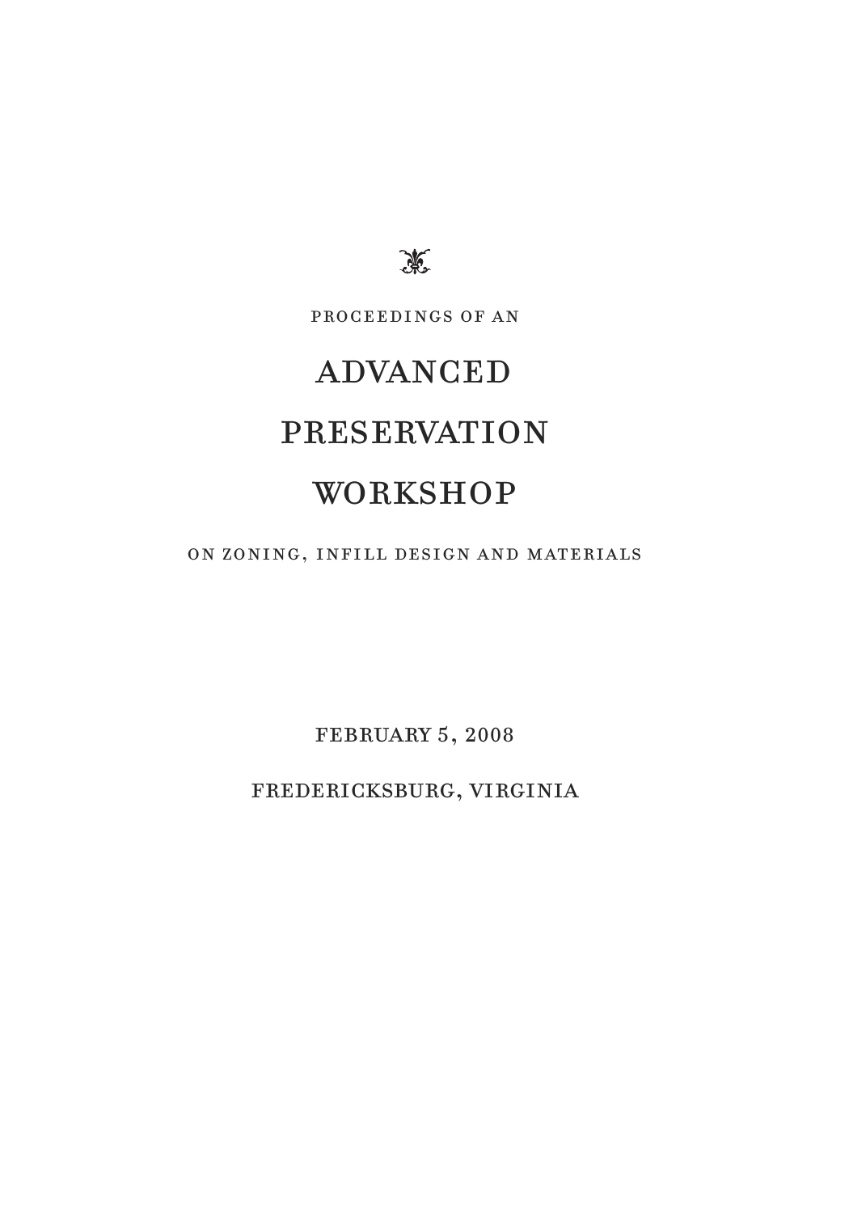PROCEEDINGS OF AN

# ADVANCED PRESERVATION WORKSHOP

ON ZONING, INFILL DESIGN AND MATERIALS

FEBRUARY 5, 2008

FREDERICKSBURG, VIRGINIA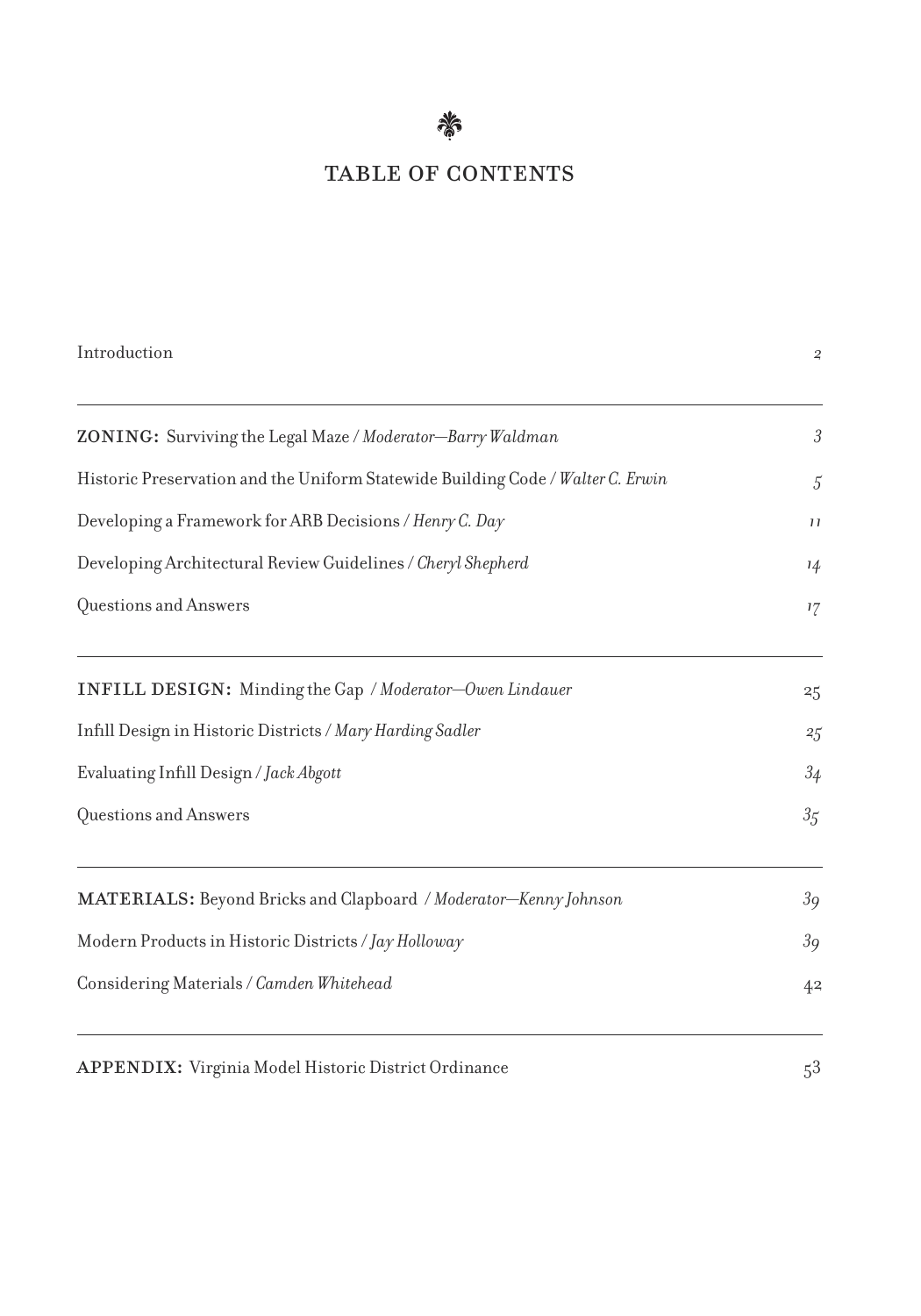# TABLE OF CONTENTS

| | |
|---|---|
| Introduction | 2 |
| **ZONING:** Surviving the Legal Maze / *Moderator—Barry Waldman* | 3 |
| Historic Preservation and the Uniform Statewide Building Code / *Walter C. Erwin* | 5 |
| Developing a Framework for ARB Decisions / *Henry C. Day* | 11 |
| Developing Architectural Review Guidelines / *Cheryl Shepherd* | 14 |
| Questions and Answers | 17 |
| **INFILL DESIGN:** Minding the Gap / *Moderator—Owen Lindauer* | 25 |
| Infill Design in Historic Districts / *Mary Harding Sadler* | 25 |
| Evaluating Infill Design / *Jack Abgott* | 34 |
| Questions and Answers | 35 |
| **MATERIALS:** Beyond Bricks and Clapboard / *Moderator—Kenny Johnson* | 39 |
| Modern Products in Historic Districts / *Jay Holloway* | 39 |
| Considering Materials / *Camden Whitehead* | 42 |
| **APPENDIX:** Virginia Model Historic District Ordinance | 53 |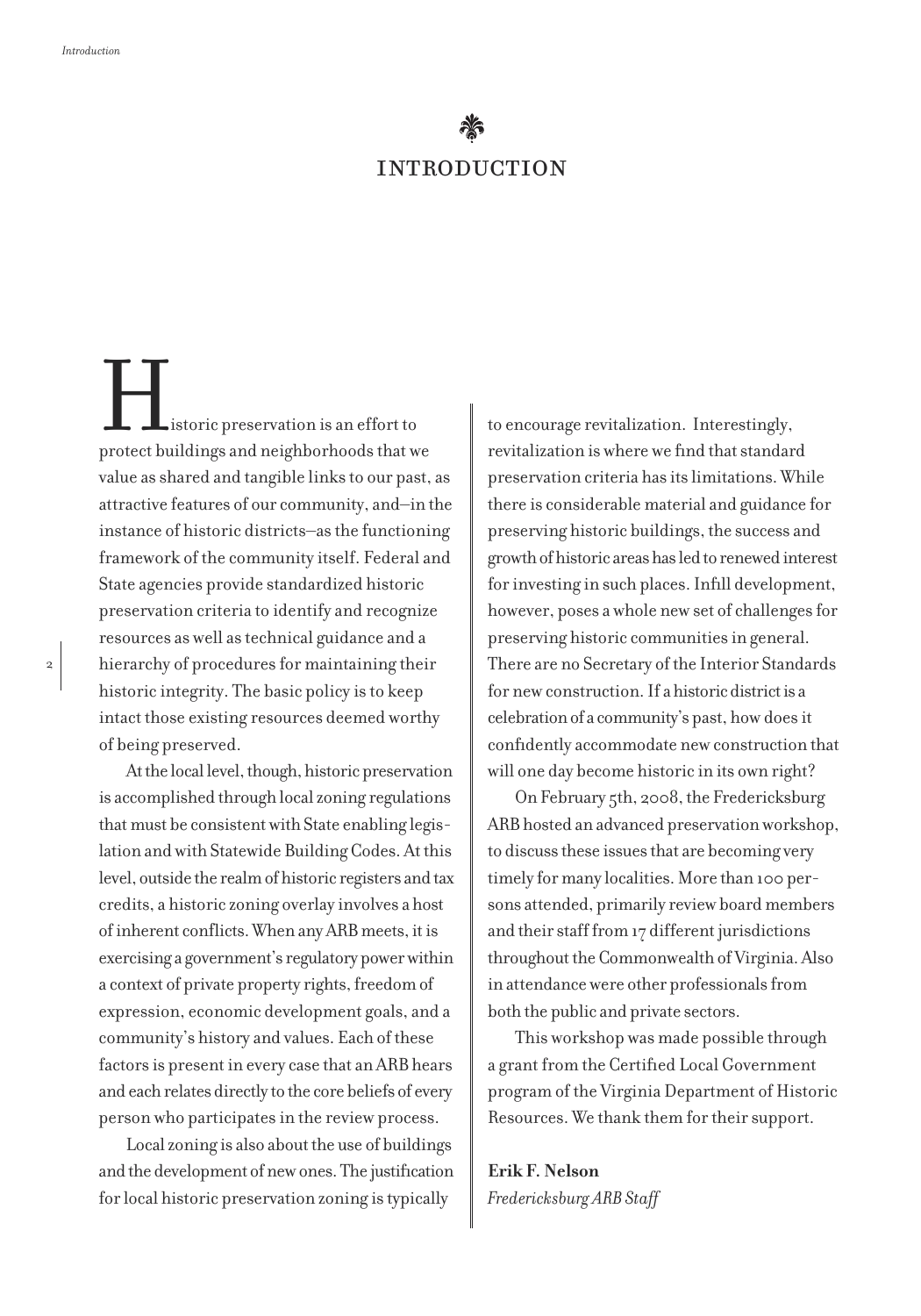# INTRODUCTION

Historic preservation is an effort to protect buildings and neighborhoods that we value as shared and tangible links to our past, as attractive features of our community, and—in the instance of historic districts—as the functioning framework of the community itself. Federal and State agencies provide standardized historic preservation criteria to identify and recognize resources as well as technical guidance and a hierarchy of procedures for maintaining their historic integrity. The basic policy is to keep intact those existing resources deemed worthy of being preserved.

At the local level, though, historic preservation is accomplished through local zoning regulations that must be consistent with State enabling legislation and with Statewide Building Codes. At this level, outside the realm of historic registers and tax credits, a historic zoning overlay involves a host of inherent conflicts. When any ARB meets, it is exercising a government's regulatory power within a context of private property rights, freedom of expression, economic development goals, and a community's history and values. Each of these factors is present in every case that an ARB hears and each relates directly to the core beliefs of every person who participates in the review process.

Local zoning is also about the use of buildings and the development of new ones. The justification for local historic preservation zoning is typically to encourage revitalization. Interestingly, revitalization is where we find that standard preservation criteria has its limitations. While there is considerable material and guidance for preserving historic buildings, the success and growth of historic areas has led to renewed interest for investing in such places. Infill development, however, poses a whole new set of challenges for preserving historic communities in general. There are no Secretary of the Interior Standards for new construction. If a historic district is a celebration of a community's past, how does it confidently accommodate new construction that will one day become historic in its own right?

On February 5th, 2008, the Fredericksburg ARB hosted an advanced preservation workshop, to discuss these issues that are becoming very timely for many localities. More than 100 persons attended, primarily review board members and their staff from 17 different jurisdictions throughout the Commonwealth of Virginia. Also in attendance were other professionals from both the public and private sectors.

This workshop was made possible through a grant from the Certified Local Government program of the Virginia Department of Historic Resources. We thank them for their support.

**Erik F. Nelson**
*Fredericksburg ARB Staff*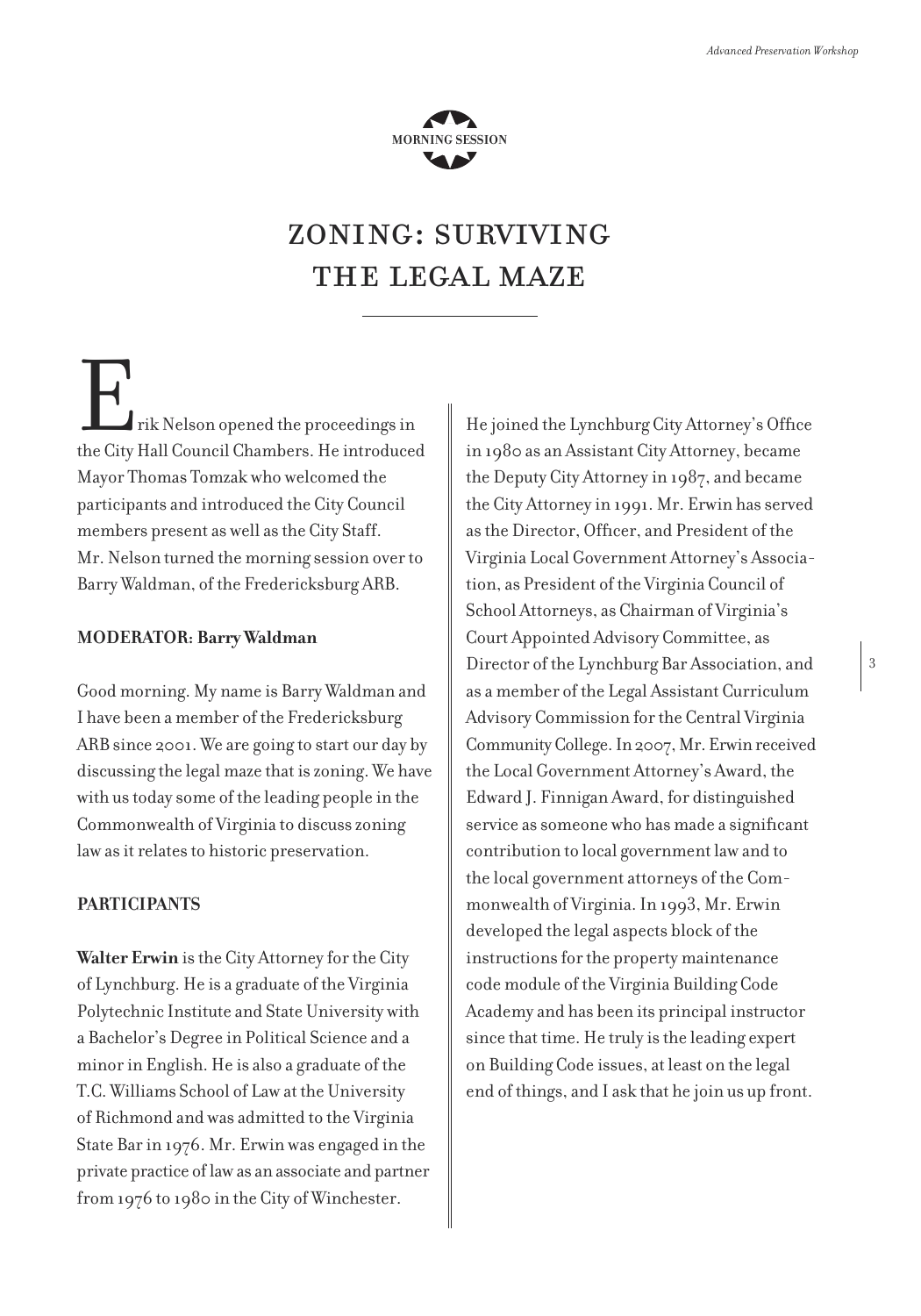MORNING SESSION

# ZONING: SURVIVING THE LEGAL MAZE

Erik Nelson opened the proceedings in the City Hall Council Chambers. He introduced Mayor Thomas Tomzak who welcomed the participants and introduced the City Council members present as well as the City Staff. Mr. Nelson turned the morning session over to Barry Waldman, of the Fredericksburg ARB.

**MODERATOR: Barry Waldman**

Good morning. My name is Barry Waldman and I have been a member of the Fredericksburg ARB since 2001. We are going to start our day by discussing the legal maze that is zoning. We have with us today some of the leading people in the Commonwealth of Virginia to discuss zoning law as it relates to historic preservation.

**PARTICIPANTS**

**Walter Erwin** is the City Attorney for the City of Lynchburg. He is a graduate of the Virginia Polytechnic Institute and State University with a Bachelor's Degree in Political Science and a minor in English. He is also a graduate of the T.C. Williams School of Law at the University of Richmond and was admitted to the Virginia State Bar in 1976. Mr. Erwin was engaged in the private practice of law as an associate and partner from 1976 to 1980 in the City of Winchester. He joined the Lynchburg City Attorney's Office in 1980 as an Assistant City Attorney, became the Deputy City Attorney in 1987, and became the City Attorney in 1991. Mr. Erwin has served as the Director, Officer, and President of the Virginia Local Government Attorney's Association, as President of the Virginia Council of School Attorneys, as Chairman of Virginia's Court Appointed Advisory Committee, as Director of the Lynchburg Bar Association, and as a member of the Legal Assistant Curriculum Advisory Commission for the Central Virginia Community College. In 2007, Mr. Erwin received the Local Government Attorney's Award, the Edward J. Finnigan Award, for distinguished service as someone who has made a significant contribution to local government law and to the local government attorneys of the Commonwealth of Virginia. In 1993, Mr. Erwin developed the legal aspects block of the instructions for the property maintenance code module of the Virginia Building Code Academy and has been its principal instructor since that time. He truly is the leading expert on Building Code issues, at least on the legal end of things, and I ask that he join us up front.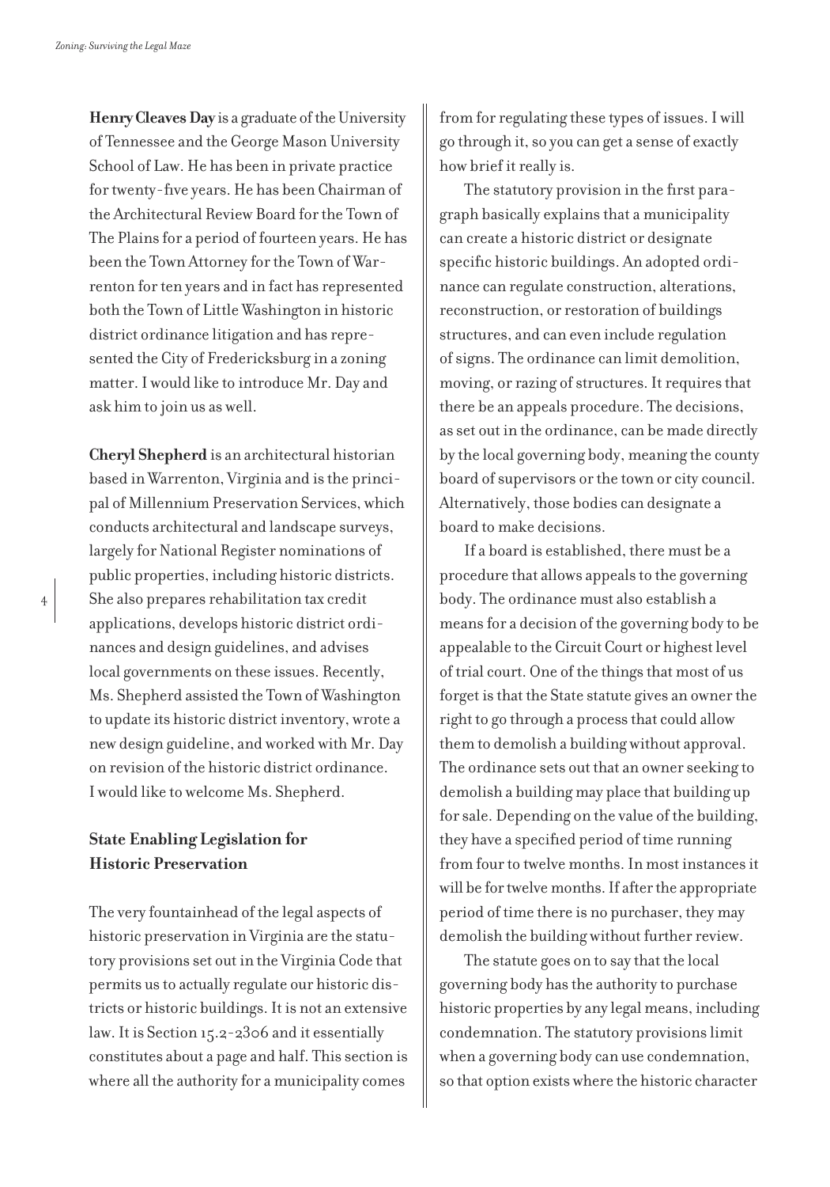**Henry Cleaves Day** is a graduate of the University of Tennessee and the George Mason University School of Law. He has been in private practice for twenty-five years. He has been Chairman of the Architectural Review Board for the Town of The Plains for a period of fourteen years. He has been the Town Attorney for the Town of Warrenton for ten years and in fact has represented both the Town of Little Washington in historic district ordinance litigation and has represented the City of Fredericksburg in a zoning matter. I would like to introduce Mr. Day and ask him to join us as well.

**Cheryl Shepherd** is an architectural historian based in Warrenton, Virginia and is the principal of Millennium Preservation Services, which conducts architectural and landscape surveys, largely for National Register nominations of public properties, including historic districts. She also prepares rehabilitation tax credit applications, develops historic district ordinances and design guidelines, and advises local governments on these issues. Recently, Ms. Shepherd assisted the Town of Washington to update its historic district inventory, wrote a new design guideline, and worked with Mr. Day on revision of the historic district ordinance. I would like to welcome Ms. Shepherd.

## State Enabling Legislation for Historic Preservation

The very fountainhead of the legal aspects of historic preservation in Virginia are the statutory provisions set out in the Virginia Code that permits us to actually regulate our historic districts or historic buildings. It is not an extensive law. It is Section 15.2-2306 and it essentially constitutes about a page and half. This section is where all the authority for a municipality comes from for regulating these types of issues. I will go through it, so you can get a sense of exactly how brief it really is.

The statutory provision in the first paragraph basically explains that a municipality can create a historic district or designate specific historic buildings. An adopted ordinance can regulate construction, alterations, reconstruction, or restoration of buildings structures, and can even include regulation of signs. The ordinance can limit demolition, moving, or razing of structures. It requires that there be an appeals procedure. The decisions, as set out in the ordinance, can be made directly by the local governing body, meaning the county board of supervisors or the town or city council. Alternatively, those bodies can designate a board to make decisions.

If a board is established, there must be a procedure that allows appeals to the governing body. The ordinance must also establish a means for a decision of the governing body to be appealable to the Circuit Court or highest level of trial court. One of the things that most of us forget is that the State statute gives an owner the right to go through a process that could allow them to demolish a building without approval. The ordinance sets out that an owner seeking to demolish a building may place that building up for sale. Depending on the value of the building, they have a specified period of time running from four to twelve months. In most instances it will be for twelve months. If after the appropriate period of time there is no purchaser, they may demolish the building without further review.

The statute goes on to say that the local governing body has the authority to purchase historic properties by any legal means, including condemnation. The statutory provisions limit when a governing body can use condemnation, so that option exists where the historic character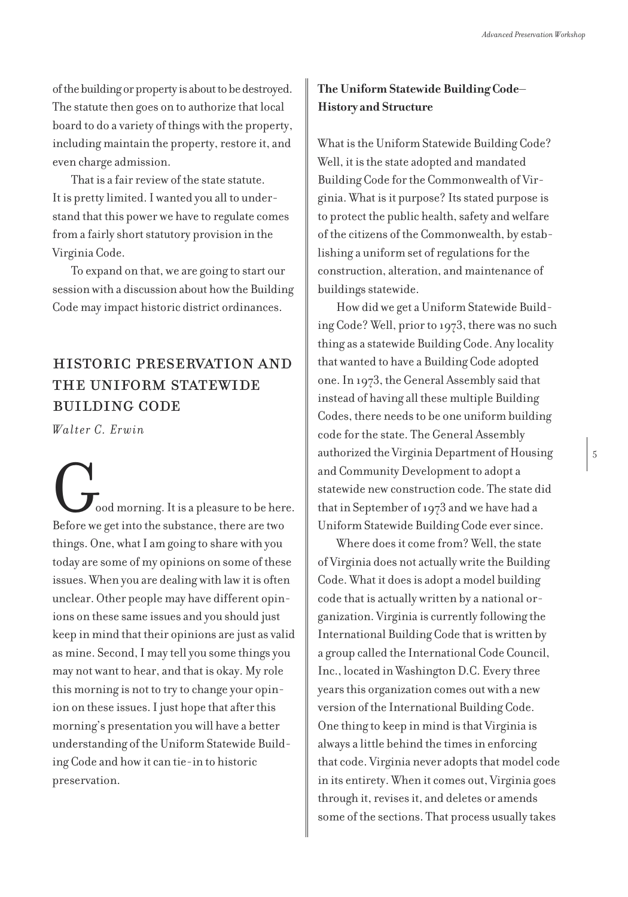of the building or property is about to be destroyed. The statute then goes on to authorize that local board to do a variety of things with the property, including maintain the property, restore it, and even charge admission.

That is a fair review of the state statute. It is pretty limited. I wanted you all to understand that this power we have to regulate comes from a fairly short statutory provision in the Virginia Code.

To expand on that, we are going to start our session with a discussion about how the Building Code may impact historic district ordinances.

## HISTORIC PRESERVATION AND THE UNIFORM STATEWIDE BUILDING CODE

*Walter C. Erwin*

Good morning. It is a pleasure to be here. Before we get into the substance, there are two things. One, what I am going to share with you today are some of my opinions on some of these issues. When you are dealing with law it is often unclear. Other people may have different opinions on these same issues and you should just keep in mind that their opinions are just as valid as mine. Second, I may tell you some things you may not want to hear, and that is okay. My role this morning is not to try to change your opinion on these issues. I just hope that after this morning's presentation you will have a better understanding of the Uniform Statewide Building Code and how it can tie-in to historic preservation.

### The Uniform Statewide Building Code–History and Structure

What is the Uniform Statewide Building Code? Well, it is the state adopted and mandated Building Code for the Commonwealth of Virginia. What is it purpose? Its stated purpose is to protect the public health, safety and welfare of the citizens of the Commonwealth, by establishing a uniform set of regulations for the construction, alteration, and maintenance of buildings statewide.

How did we get a Uniform Statewide Building Code? Well, prior to 1973, there was no such thing as a statewide Building Code. Any locality that wanted to have a Building Code adopted one. In 1973, the General Assembly said that instead of having all these multiple Building Codes, there needs to be one uniform building code for the state. The General Assembly authorized the Virginia Department of Housing and Community Development to adopt a statewide new construction code. The state did that in September of 1973 and we have had a Uniform Statewide Building Code ever since.

Where does it come from? Well, the state of Virginia does not actually write the Building Code. What it does is adopt a model building code that is actually written by a national organization. Virginia is currently following the International Building Code that is written by a group called the International Code Council, Inc., located in Washington D.C. Every three years this organization comes out with a new version of the International Building Code. One thing to keep in mind is that Virginia is always a little behind the times in enforcing that code. Virginia never adopts that model code in its entirety. When it comes out, Virginia goes through it, revises it, and deletes or amends some of the sections. That process usually takes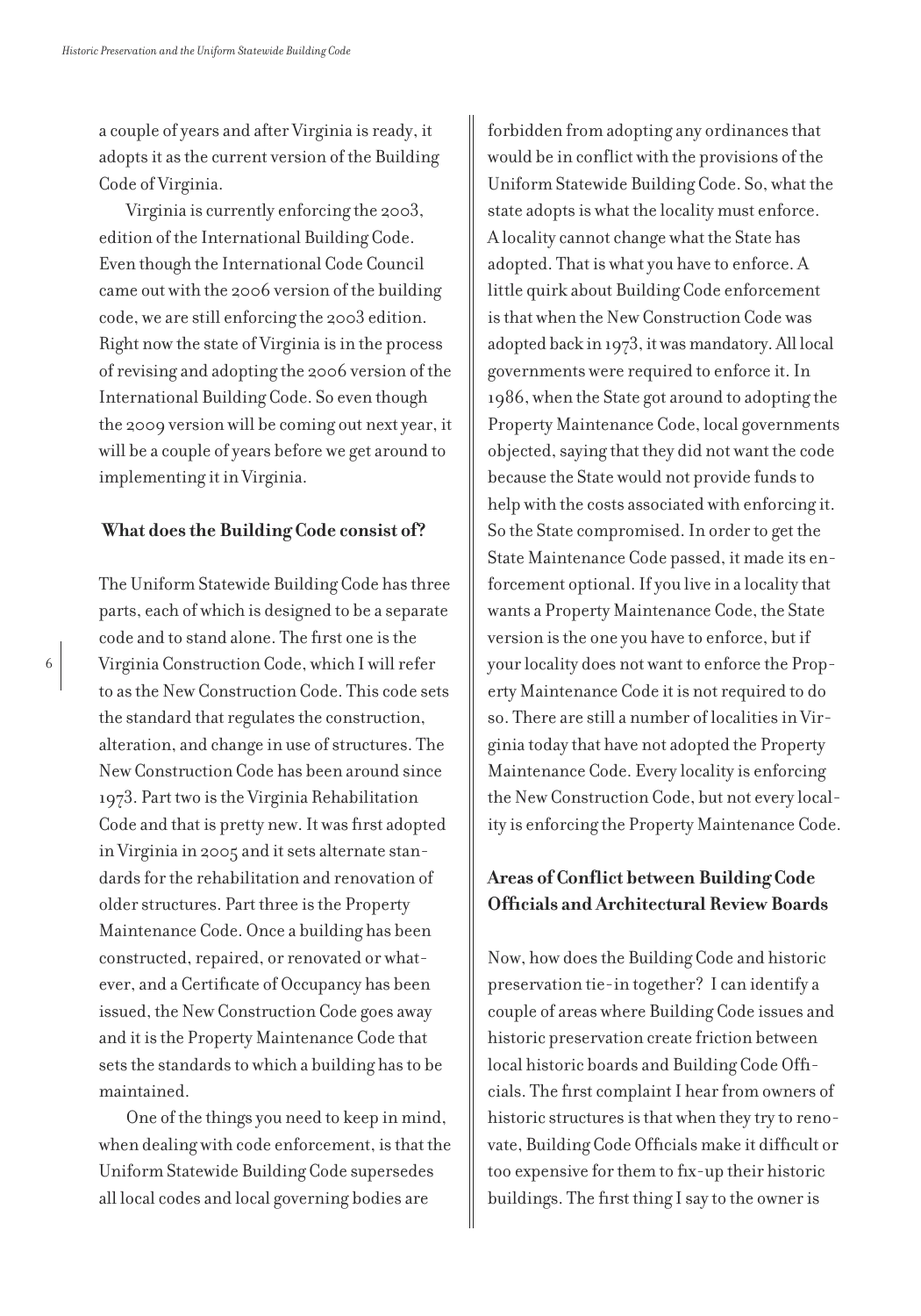a couple of years and after Virginia is ready, it adopts it as the current version of the Building Code of Virginia.

Virginia is currently enforcing the 2003, edition of the International Building Code. Even though the International Code Council came out with the 2006 version of the building code, we are still enforcing the 2003 edition. Right now the state of Virginia is in the process of revising and adopting the 2006 version of the International Building Code. So even though the 2009 version will be coming out next year, it will be a couple of years before we get around to implementing it in Virginia.

### What does the Building Code consist of?

The Uniform Statewide Building Code has three parts, each of which is designed to be a separate code and to stand alone. The first one is the Virginia Construction Code, which I will refer to as the New Construction Code. This code sets the standard that regulates the construction, alteration, and change in use of structures. The New Construction Code has been around since 1973. Part two is the Virginia Rehabilitation Code and that is pretty new. It was first adopted in Virginia in 2005 and it sets alternate standards for the rehabilitation and renovation of older structures. Part three is the Property Maintenance Code. Once a building has been constructed, repaired, or renovated or whatever, and a Certificate of Occupancy has been issued, the New Construction Code goes away and it is the Property Maintenance Code that sets the standards to which a building has to be maintained.

One of the things you need to keep in mind, when dealing with code enforcement, is that the Uniform Statewide Building Code supersedes all local codes and local governing bodies are forbidden from adopting any ordinances that would be in conflict with the provisions of the Uniform Statewide Building Code. So, what the state adopts is what the locality must enforce. A locality cannot change what the State has adopted. That is what you have to enforce. A little quirk about Building Code enforcement is that when the New Construction Code was adopted back in 1973, it was mandatory. All local governments were required to enforce it. In 1986, when the State got around to adopting the Property Maintenance Code, local governments objected, saying that they did not want the code because the State would not provide funds to help with the costs associated with enforcing it. So the State compromised. In order to get the State Maintenance Code passed, it made its enforcement optional. If you live in a locality that wants a Property Maintenance Code, the State version is the one you have to enforce, but if your locality does not want to enforce the Property Maintenance Code it is not required to do so. There are still a number of localities in Virginia today that have not adopted the Property Maintenance Code. Every locality is enforcing the New Construction Code, but not every locality is enforcing the Property Maintenance Code.

### Areas of Conflict between Building Code Officials and Architectural Review Boards

Now, how does the Building Code and historic preservation tie-in together? I can identify a couple of areas where Building Code issues and historic preservation create friction between local historic boards and Building Code Officials. The first complaint I hear from owners of historic structures is that when they try to renovate, Building Code Officials make it difficult or too expensive for them to fix-up their historic buildings. The first thing I say to the owner is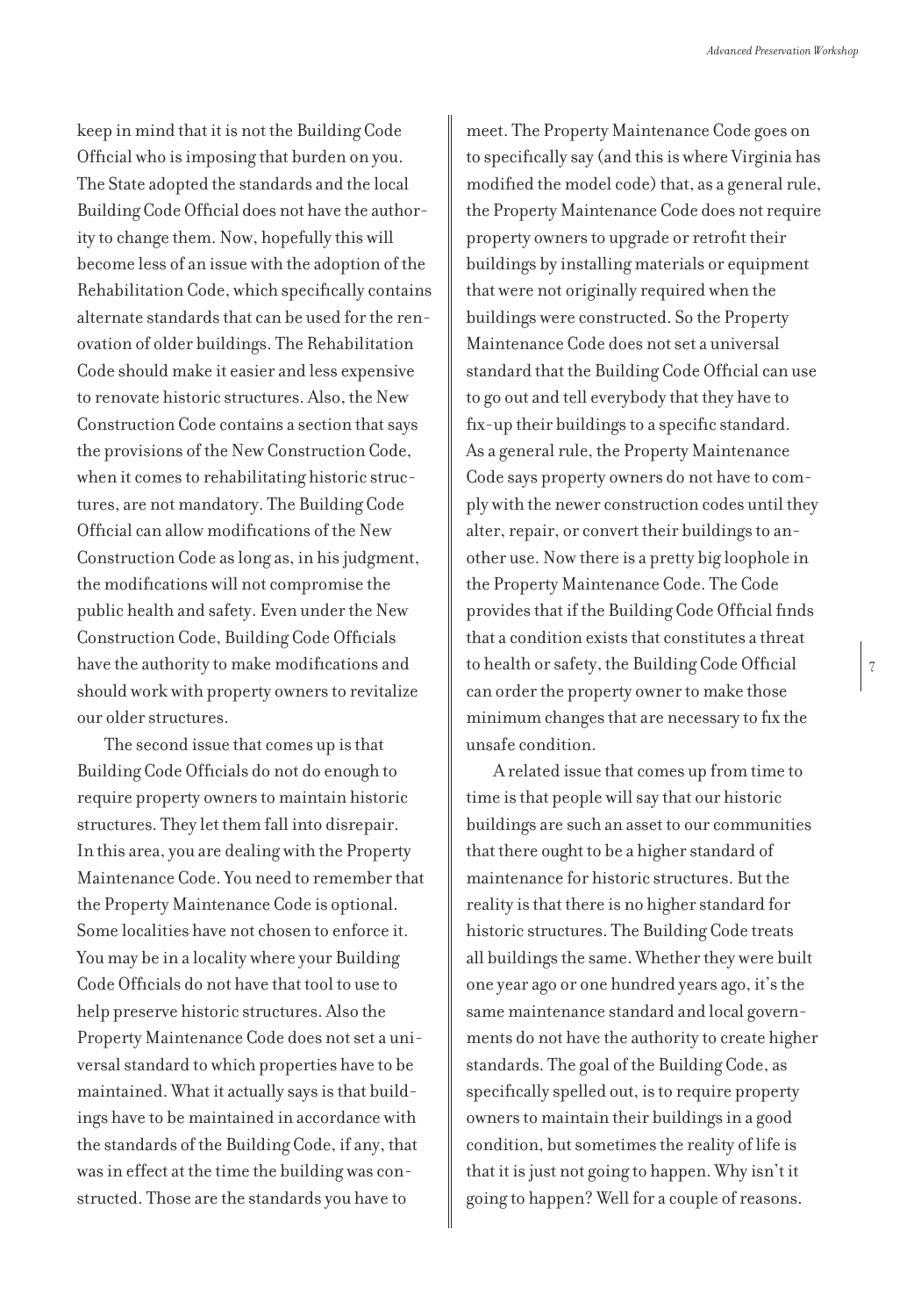keep in mind that it is not the Building Code Official who is imposing that burden on you. The State adopted the standards and the local Building Code Official does not have the authority to change them. Now, hopefully this will become less of an issue with the adoption of the Rehabilitation Code, which specifically contains alternate standards that can be used for the renovation of older buildings. The Rehabilitation Code should make it easier and less expensive to renovate historic structures. Also, the New Construction Code contains a section that says the provisions of the New Construction Code, when it comes to rehabilitating historic structures, are not mandatory. The Building Code Official can allow modifications of the New Construction Code as long as, in his judgment, the modifications will not compromise the public health and safety. Even under the New Construction Code, Building Code Officials have the authority to make modifications and should work with property owners to revitalize our older structures.

The second issue that comes up is that Building Code Officials do not do enough to require property owners to maintain historic structures. They let them fall into disrepair. In this area, you are dealing with the Property Maintenance Code. You need to remember that the Property Maintenance Code is optional. Some localities have not chosen to enforce it. You may be in a locality where your Building Code Officials do not have that tool to use to help preserve historic structures. Also the Property Maintenance Code does not set a universal standard to which properties have to be maintained. What it actually says is that buildings have to be maintained in accordance with the standards of the Building Code, if any, that was in effect at the time the building was constructed. Those are the standards you have to meet. The Property Maintenance Code goes on to specifically say (and this is where Virginia has modified the model code) that, as a general rule, the Property Maintenance Code does not require property owners to upgrade or retrofit their buildings by installing materials or equipment that were not originally required when the buildings were constructed. So the Property Maintenance Code does not set a universal standard that the Building Code Official can use to go out and tell everybody that they have to fix-up their buildings to a specific standard. As a general rule, the Property Maintenance Code says property owners do not have to comply with the newer construction codes until they alter, repair, or convert their buildings to another use. Now there is a pretty big loophole in the Property Maintenance Code. The Code provides that if the Building Code Official finds that a condition exists that constitutes a threat to health or safety, the Building Code Official can order the property owner to make those minimum changes that are necessary to fix the unsafe condition.

A related issue that comes up from time to time is that people will say that our historic buildings are such an asset to our communities that there ought to be a higher standard of maintenance for historic structures. But the reality is that there is no higher standard for historic structures. The Building Code treats all buildings the same. Whether they were built one year ago or one hundred years ago, it's the same maintenance standard and local governments do not have the authority to create higher standards. The goal of the Building Code, as specifically spelled out, is to require property owners to maintain their buildings in a good condition, but sometimes the reality of life is that it is just not going to happen. Why isn't it going to happen? Well for a couple of reasons.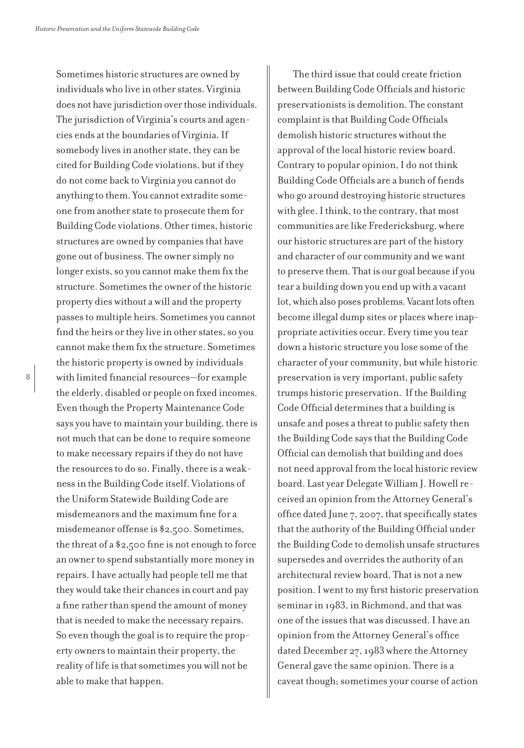Sometimes historic structures are owned by individuals who live in other states. Virginia does not have jurisdiction over those individuals. The jurisdiction of Virginia's courts and agencies ends at the boundaries of Virginia. If somebody lives in another state, they can be cited for Building Code violations, but if they do not come back to Virginia you cannot do anything to them. You cannot extradite someone from another state to prosecute them for Building Code violations. Other times, historic structures are owned by companies that have gone out of business. The owner simply no longer exists, so you cannot make them fix the structure. Sometimes the owner of the historic property dies without a will and the property passes to multiple heirs. Sometimes you cannot find the heirs or they live in other states, so you cannot make them fix the structure. Sometimes the historic property is owned by individuals with limited financial resources—for example the elderly, disabled or people on fixed incomes. Even though the Property Maintenance Code says you have to maintain your building, there is not much that can be done to require someone to make necessary repairs if they do not have the resources to do so. Finally, there is a weakness in the Building Code itself. Violations of the Uniform Statewide Building Code are misdemeanors and the maximum fine for a misdemeanor offense is $2,500. Sometimes, the threat of a $2,500 fine is not enough to force an owner to spend substantially more money in repairs. I have actually had people tell me that they would take their chances in court and pay a fine rather than spend the amount of money that is needed to make the necessary repairs. So even though the goal is to require the property owners to maintain their property, the reality of life is that sometimes you will not be able to make that happen.

The third issue that could create friction between Building Code Officials and historic preservationists is demolition. The constant complaint is that Building Code Officials demolish historic structures without the approval of the local historic review board. Contrary to popular opinion, I do not think Building Code Officials are a bunch of fiends who go around destroying historic structures with glee. I think, to the contrary, that most communities are like Fredericksburg, where our historic structures are part of the history and character of our community and we want to preserve them. That is our goal because if you tear a building down you end up with a vacant lot, which also poses problems. Vacant lots often become illegal dump sites or places where inappropriate activities occur. Every time you tear down a historic structure you lose some of the character of your community, but while historic preservation is very important, public safety trumps historic preservation. If the Building Code Official determines that a building is unsafe and poses a threat to public safety then the Building Code says that the Building Code Official can demolish that building and does not need approval from the local historic review board. Last year Delegate William J. Howell received an opinion from the Attorney General's office dated June 7, 2007, that specifically states that the authority of the Building Official under the Building Code to demolish unsafe structures supersedes and overrides the authority of an architectural review board. That is not a new position. I went to my first historic preservation seminar in 1983, in Richmond, and that was one of the issues that was discussed. I have an opinion from the Attorney General's office dated December 27, 1983 where the Attorney General gave the same opinion. There is a caveat though; sometimes your course of action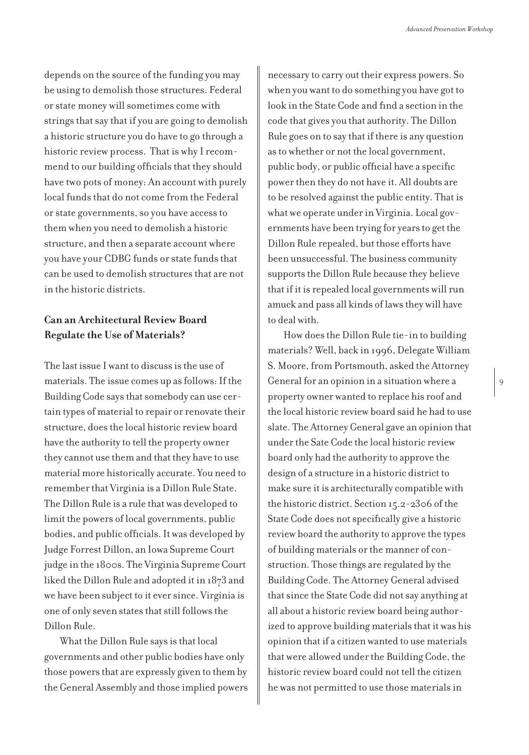depends on the source of the funding you may be using to demolish those structures. Federal or state money will sometimes come with strings that say that if you are going to demolish a historic structure you do have to go through a historic review process. That is why I recommend to our building officials that they should have two pots of money: An account with purely local funds that do not come from the Federal or state governments, so you have access to them when you need to demolish a historic structure, and then a separate account where you have your CDBG funds or state funds that can be used to demolish structures that are not in the historic districts.

### Can an Architectural Review Board Regulate the Use of Materials?

The last issue I want to discuss is the use of materials. The issue comes up as follows: If the Building Code says that somebody can use certain types of material to repair or renovate their structure, does the local historic review board have the authority to tell the property owner they cannot use them and that they have to use material more historically accurate. You need to remember that Virginia is a Dillon Rule State. The Dillon Rule is a rule that was developed to limit the powers of local governments, public bodies, and public officials. It was developed by Judge Forrest Dillon, an Iowa Supreme Court judge in the 1800s. The Virginia Supreme Court liked the Dillon Rule and adopted it in 1873 and we have been subject to it ever since. Virginia is one of only seven states that still follows the Dillon Rule.

What the Dillon Rule says is that local governments and other public bodies have only those powers that are expressly given to them by the General Assembly and those implied powers necessary to carry out their express powers. So when you want to do something you have got to look in the State Code and find a section in the code that gives you that authority. The Dillon Rule goes on to say that if there is any question as to whether or not the local government, public body, or public official have a specific power then they do not have it. All doubts are to be resolved against the public entity. That is what we operate under in Virginia. Local governments have been trying for years to get the Dillon Rule repealed, but those efforts have been unsuccessful. The business community supports the Dillon Rule because they believe that if it is repealed local governments will run amuck and pass all kinds of laws they will have to deal with.

How does the Dillon Rule tie-in to building materials? Well, back in 1996, Delegate William S. Moore, from Portsmouth, asked the Attorney General for an opinion in a situation where a property owner wanted to replace his roof and the local historic review board said he had to use slate. The Attorney General gave an opinion that under the Sate Code the local historic review board only had the authority to approve the design of a structure in a historic district to make sure it is architecturally compatible with the historic district. Section 15.2-2306 of the State Code does not specifically give a historic review board the authority to approve the types of building materials or the manner of construction. Those things are regulated by the Building Code. The Attorney General advised that since the State Code did not say anything at all about a historic review board being authorized to approve building materials that it was his opinion that if a citizen wanted to use materials that were allowed under the Building Code, the historic review board could not tell the citizen he was not permitted to use those materials in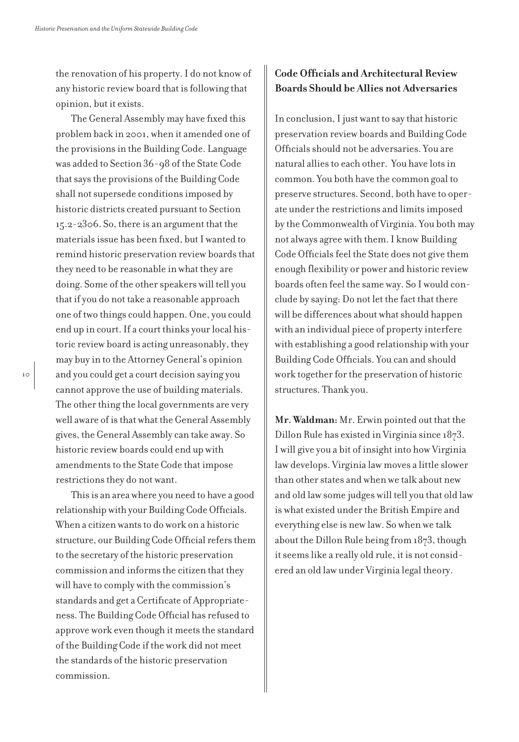the renovation of his property. I do not know of any historic review board that is following that opinion, but it exists.

The General Assembly may have fixed this problem back in 2001, when it amended one of the provisions in the Building Code. Language was added to Section 36-98 of the State Code that says the provisions of the Building Code shall not supersede conditions imposed by historic districts created pursuant to Section 15.2-2306. So, there is an argument that the materials issue has been fixed, but I wanted to remind historic preservation review boards that they need to be reasonable in what they are doing. Some of the other speakers will tell you that if you do not take a reasonable approach one of two things could happen. One, you could end up in court. If a court thinks your local historic review board is acting unreasonably, they may buy in to the Attorney General's opinion and you could get a court decision saying you cannot approve the use of building materials. The other thing the local governments are very well aware of is that what the General Assembly gives, the General Assembly can take away. So historic review boards could end up with amendments to the State Code that impose restrictions they do not want.

This is an area where you need to have a good relationship with your Building Code Officials. When a citizen wants to do work on a historic structure, our Building Code Official refers them to the secretary of the historic preservation commission and informs the citizen that they will have to comply with the commission's standards and get a Certificate of Appropriateness. The Building Code Official has refused to approve work even though it meets the standard of the Building Code if the work did not meet the standards of the historic preservation commission.

## Code Officials and Architectural Review Boards Should be Allies not Adversaries

In conclusion, I just want to say that historic preservation review boards and Building Code Officials should not be adversaries. You are natural allies to each other. You have lots in common. You both have the common goal to preserve structures. Second, both have to operate under the restrictions and limits imposed by the Commonwealth of Virginia. You both may not always agree with them. I know Building Code Officials feel the State does not give them enough flexibility or power and historic review boards often feel the same way. So I would conclude by saying: Do not let the fact that there will be differences about what should happen with an individual piece of property interfere with establishing a good relationship with your Building Code Officials. You can and should work together for the preservation of historic structures. Thank you.

**Mr. Waldman:** Mr. Erwin pointed out that the Dillon Rule has existed in Virginia since 1873. I will give you a bit of insight into how Virginia law develops. Virginia law moves a little slower than other states and when we talk about new and old law some judges will tell you that old law is what existed under the British Empire and everything else is new law. So when we talk about the Dillon Rule being from 1873, though it seems like a really old rule, it is not considered an old law under Virginia legal theory.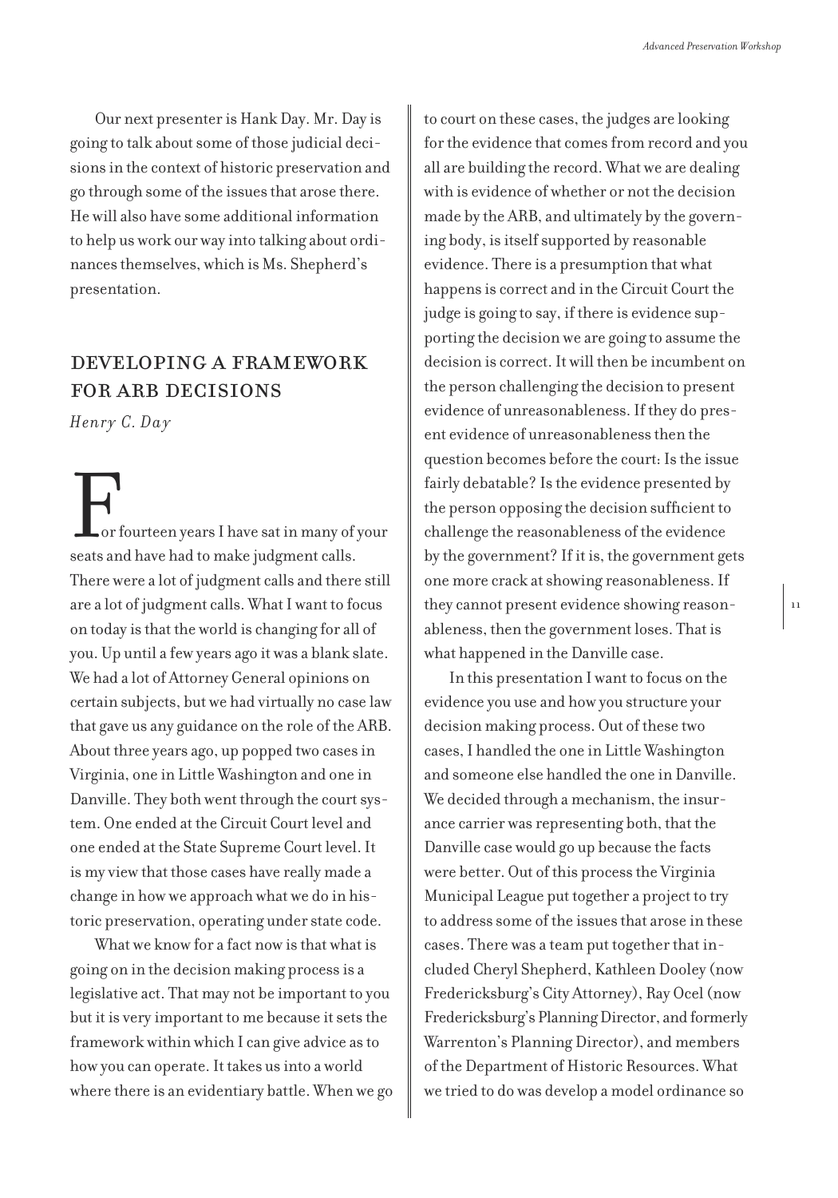Our next presenter is Hank Day. Mr. Day is going to talk about some of those judicial decisions in the context of historic preservation and go through some of the issues that arose there. He will also have some additional information to help us work our way into talking about ordinances themselves, which is Ms. Shepherd's presentation.

## DEVELOPING A FRAMEWORK FOR ARB DECISIONS

*Henry C. Day*

For fourteen years I have sat in many of your seats and have had to make judgment calls. There were a lot of judgment calls and there still are a lot of judgment calls. What I want to focus on today is that the world is changing for all of you. Up until a few years ago it was a blank slate. We had a lot of Attorney General opinions on certain subjects, but we had virtually no case law that gave us any guidance on the role of the ARB. About three years ago, up popped two cases in Virginia, one in Little Washington and one in Danville. They both went through the court system. One ended at the Circuit Court level and one ended at the State Supreme Court level. It is my view that those cases have really made a change in how we approach what we do in historic preservation, operating under state code.

What we know for a fact now is that what is going on in the decision making process is a legislative act. That may not be important to you but it is very important to me because it sets the framework within which I can give advice as to how you can operate. It takes us into a world where there is an evidentiary battle. When we go to court on these cases, the judges are looking for the evidence that comes from record and you all are building the record. What we are dealing with is evidence of whether or not the decision made by the ARB, and ultimately by the governing body, is itself supported by reasonable evidence. There is a presumption that what happens is correct and in the Circuit Court the judge is going to say, if there is evidence supporting the decision we are going to assume the decision is correct. It will then be incumbent on the person challenging the decision to present evidence of unreasonableness. If they do present evidence of unreasonableness then the question becomes before the court: Is the issue fairly debatable? Is the evidence presented by the person opposing the decision sufficient to challenge the reasonableness of the evidence by the government? If it is, the government gets one more crack at showing reasonableness. If they cannot present evidence showing reasonableness, then the government loses. That is what happened in the Danville case.

In this presentation I want to focus on the evidence you use and how you structure your decision making process. Out of these two cases, I handled the one in Little Washington and someone else handled the one in Danville. We decided through a mechanism, the insurance carrier was representing both, that the Danville case would go up because the facts were better. Out of this process the Virginia Municipal League put together a project to try to address some of the issues that arose in these cases. There was a team put together that included Cheryl Shepherd, Kathleen Dooley (now Fredericksburg's City Attorney), Ray Ocel (now Fredericksburg's Planning Director, and formerly Warrenton's Planning Director), and members of the Department of Historic Resources. What we tried to do was develop a model ordinance so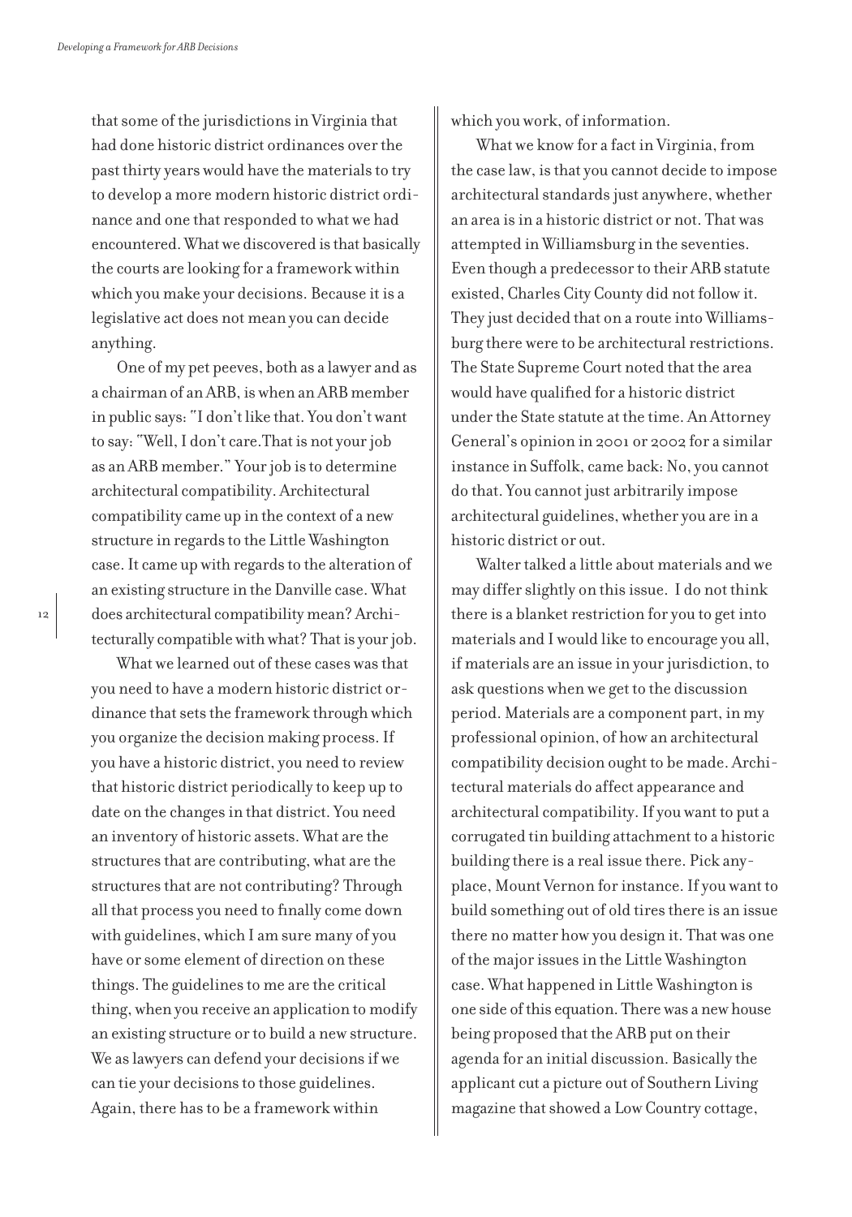that some of the jurisdictions in Virginia that had done historic district ordinances over the past thirty years would have the materials to try to develop a more modern historic district ordinance and one that responded to what we had encountered. What we discovered is that basically the courts are looking for a framework within which you make your decisions. Because it is a legislative act does not mean you can decide anything.

One of my pet peeves, both as a lawyer and as a chairman of an ARB, is when an ARB member in public says: "I don't like that. You don't want to say: "Well, I don't care. That is not your job as an ARB member." Your job is to determine architectural compatibility. Architectural compatibility came up in the context of a new structure in regards to the Little Washington case. It came up with regards to the alteration of an existing structure in the Danville case. What does architectural compatibility mean? Architecturally compatible with what? That is your job.

What we learned out of these cases was that you need to have a modern historic district ordinance that sets the framework through which you organize the decision making process. If you have a historic district, you need to review that historic district periodically to keep up to date on the changes in that district. You need an inventory of historic assets. What are the structures that are contributing, what are the structures that are not contributing? Through all that process you need to finally come down with guidelines, which I am sure many of you have or some element of direction on these things. The guidelines to me are the critical thing, when you receive an application to modify an existing structure or to build a new structure. We as lawyers can defend your decisions if we can tie your decisions to those guidelines. Again, there has to be a framework within which you work, of information.

What we know for a fact in Virginia, from the case law, is that you cannot decide to impose architectural standards just anywhere, whether an area is in a historic district or not. That was attempted in Williamsburg in the seventies. Even though a predecessor to their ARB statute existed, Charles City County did not follow it. They just decided that on a route into Williamsburg there were to be architectural restrictions. The State Supreme Court noted that the area would have qualified for a historic district under the State statute at the time. An Attorney General's opinion in 2001 or 2002 for a similar instance in Suffolk, came back: No, you cannot do that. You cannot just arbitrarily impose architectural guidelines, whether you are in a historic district or out.

Walter talked a little about materials and we may differ slightly on this issue. I do not think there is a blanket restriction for you to get into materials and I would like to encourage you all, if materials are an issue in your jurisdiction, to ask questions when we get to the discussion period. Materials are a component part, in my professional opinion, of how an architectural compatibility decision ought to be made. Architectural materials do affect appearance and architectural compatibility. If you want to put a corrugated tin building attachment to a historic building there is a real issue there. Pick any place, Mount Vernon for instance. If you want to build something out of old tires there is an issue there no matter how you design it. That was one of the major issues in the Little Washington case. What happened in Little Washington is one side of this equation. There was a new house being proposed that the ARB put on their agenda for an initial discussion. Basically the applicant cut a picture out of Southern Living magazine that showed a Low Country cottage,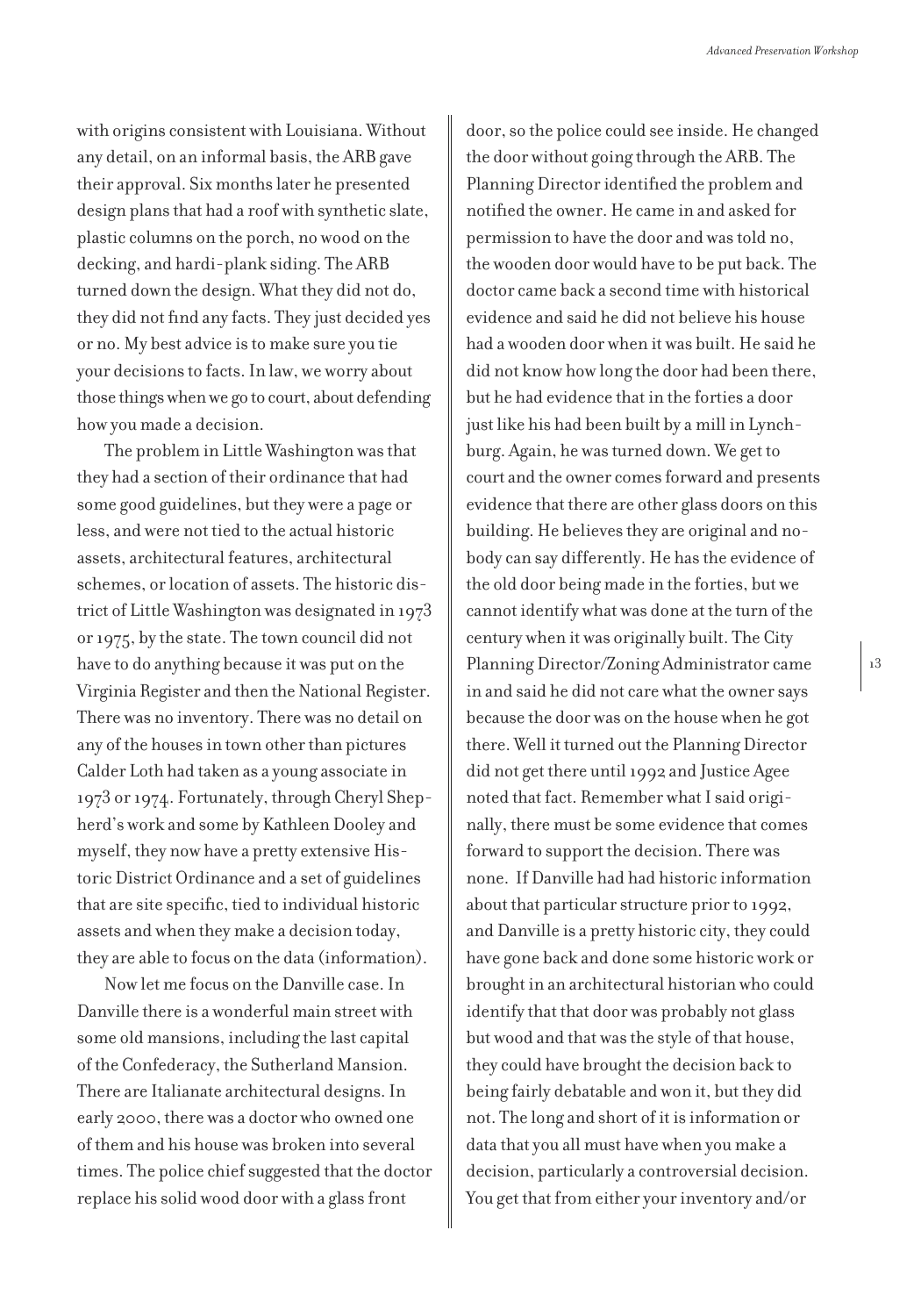with origins consistent with Louisiana. Without any detail, on an informal basis, the ARB gave their approval. Six months later he presented design plans that had a roof with synthetic slate, plastic columns on the porch, no wood on the decking, and hardi-plank siding. The ARB turned down the design. What they did not do, they did not find any facts. They just decided yes or no. My best advice is to make sure you tie your decisions to facts. In law, we worry about those things when we go to court, about defending how you made a decision.

The problem in Little Washington was that they had a section of their ordinance that had some good guidelines, but they were a page or less, and were not tied to the actual historic assets, architectural features, architectural schemes, or location of assets. The historic district of Little Washington was designated in 1973 or 1975, by the state. The town council did not have to do anything because it was put on the Virginia Register and then the National Register. There was no inventory. There was no detail on any of the houses in town other than pictures Calder Loth had taken as a young associate in 1973 or 1974. Fortunately, through Cheryl Shepherd's work and some by Kathleen Dooley and myself, they now have a pretty extensive Historic District Ordinance and a set of guidelines that are site specific, tied to individual historic assets and when they make a decision today, they are able to focus on the data (information).

Now let me focus on the Danville case. In Danville there is a wonderful main street with some old mansions, including the last capital of the Confederacy, the Sutherland Mansion. There are Italianate architectural designs. In early 2000, there was a doctor who owned one of them and his house was broken into several times. The police chief suggested that the doctor replace his solid wood door with a glass front door, so the police could see inside. He changed the door without going through the ARB. The Planning Director identified the problem and notified the owner. He came in and asked for permission to have the door and was told no, the wooden door would have to be put back. The doctor came back a second time with historical evidence and said he did not believe his house had a wooden door when it was built. He said he did not know how long the door had been there, but he had evidence that in the forties a door just like his had been built by a mill in Lynchburg. Again, he was turned down. We get to court and the owner comes forward and presents evidence that there are other glass doors on this building. He believes they are original and nobody can say differently. He has the evidence of the old door being made in the forties, but we cannot identify what was done at the turn of the century when it was originally built. The City Planning Director/Zoning Administrator came in and said he did not care what the owner says because the door was on the house when he got there. Well it turned out the Planning Director did not get there until 1992 and Justice Agee noted that fact. Remember what I said originally, there must be some evidence that comes forward to support the decision. There was none. If Danville had had historic information about that particular structure prior to 1992, and Danville is a pretty historic city, they could have gone back and done some historic work or brought in an architectural historian who could identify that that door was probably not glass but wood and that was the style of that house, they could have brought the decision back to being fairly debatable and won it, but they did not. The long and short of it is information or data that you all must have when you make a decision, particularly a controversial decision. You get that from either your inventory and/or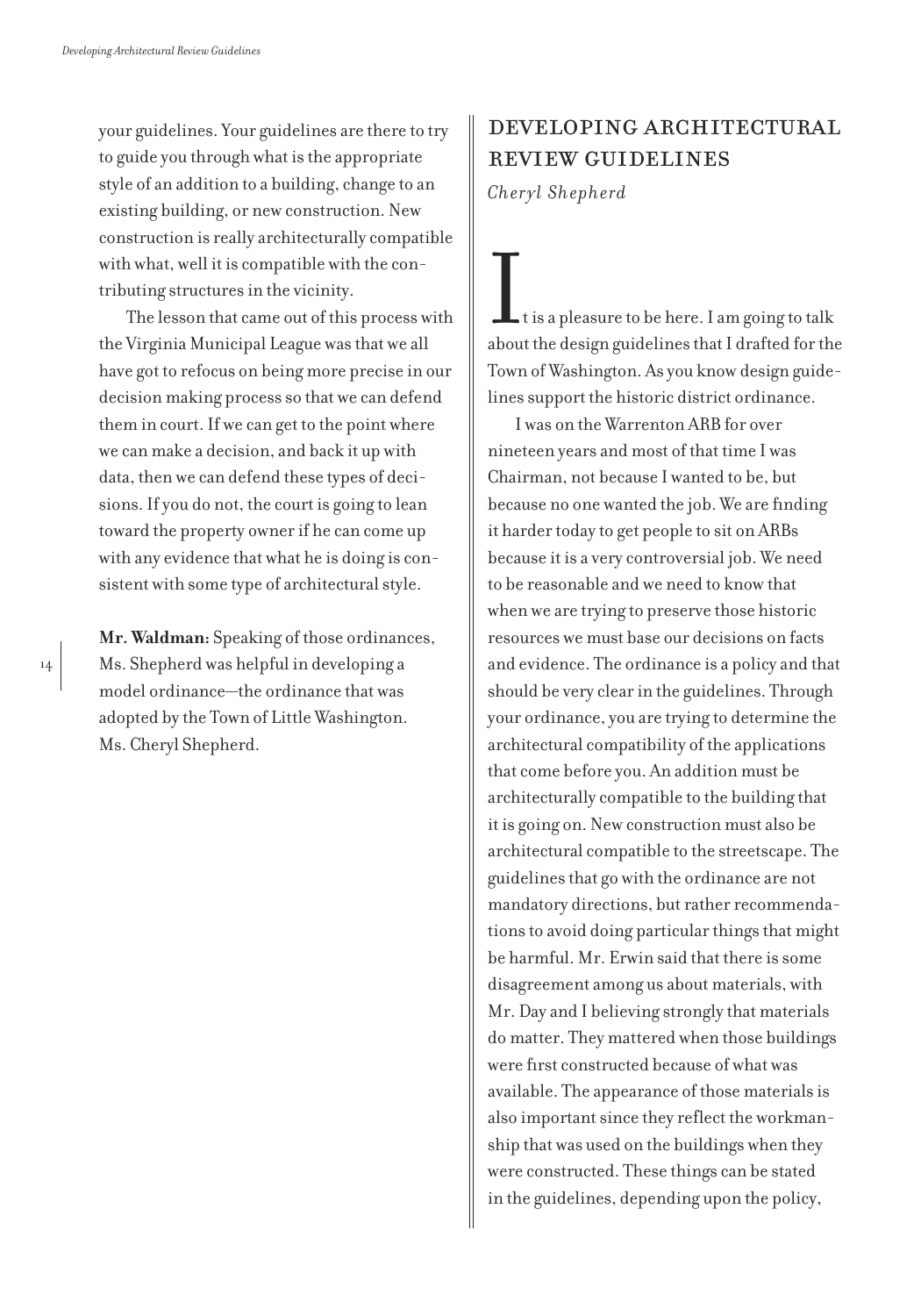your guidelines. Your guidelines are there to try to guide you through what is the appropriate style of an addition to a building, change to an existing building, or new construction. New construction is really architecturally compatible with what, well it is compatible with the contributing structures in the vicinity.

The lesson that came out of this process with the Virginia Municipal League was that we all have got to refocus on being more precise in our decision making process so that we can defend them in court. If we can get to the point where we can make a decision, and back it up with data, then we can defend these types of decisions. If you do not, the court is going to lean toward the property owner if he can come up with any evidence that what he is doing is consistent with some type of architectural style.

**Mr. Waldman:** Speaking of those ordinances, Ms. Shepherd was helpful in developing a model ordinance—the ordinance that was adopted by the Town of Little Washington. Ms. Cheryl Shepherd.

## DEVELOPING ARCHITECTURAL REVIEW GUIDELINES

*Cheryl Shepherd*

It is a pleasure to be here. I am going to talk about the design guidelines that I drafted for the Town of Washington. As you know design guidelines support the historic district ordinance.

I was on the Warrenton ARB for over nineteen years and most of that time I was Chairman, not because I wanted to be, but because no one wanted the job. We are finding it harder today to get people to sit on ARBs because it is a very controversial job. We need to be reasonable and we need to know that when we are trying to preserve those historic resources we must base our decisions on facts and evidence. The ordinance is a policy and that should be very clear in the guidelines. Through your ordinance, you are trying to determine the architectural compatibility of the applications that come before you. An addition must be architecturally compatible to the building that it is going on. New construction must also be architectural compatible to the streetscape. The guidelines that go with the ordinance are not mandatory directions, but rather recommendations to avoid doing particular things that might be harmful. Mr. Erwin said that there is some disagreement among us about materials, with Mr. Day and I believing strongly that materials do matter. They mattered when those buildings were first constructed because of what was available. The appearance of those materials is also important since they reflect the workmanship that was used on the buildings when they were constructed. These things can be stated in the guidelines, depending upon the policy,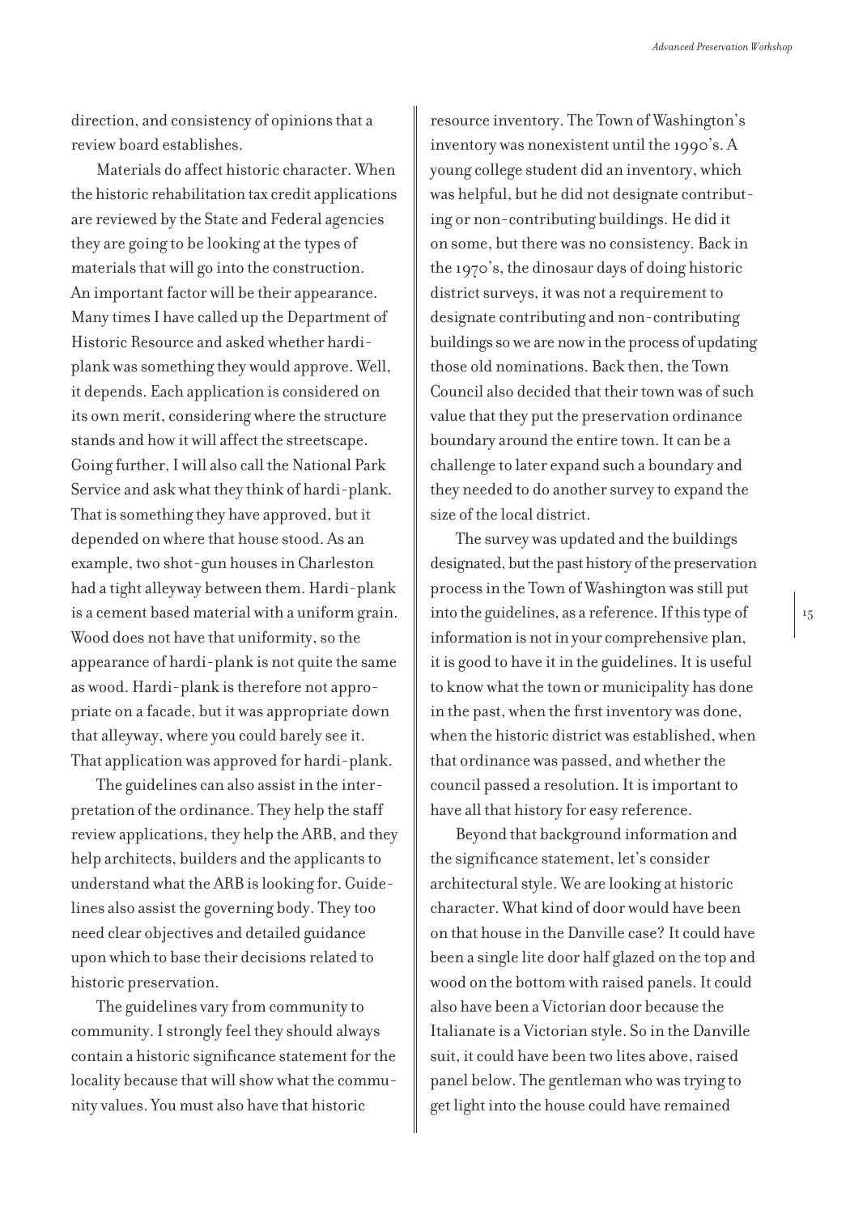direction, and consistency of opinions that a review board establishes.

Materials do affect historic character. When the historic rehabilitation tax credit applications are reviewed by the State and Federal agencies they are going to be looking at the types of materials that will go into the construction. An important factor will be their appearance. Many times I have called up the Department of Historic Resource and asked whether hardi-plank was something they would approve. Well, it depends. Each application is considered on its own merit, considering where the structure stands and how it will affect the streetscape. Going further, I will also call the National Park Service and ask what they think of hardi-plank. That is something they have approved, but it depended on where that house stood. As an example, two shot-gun houses in Charleston had a tight alleyway between them. Hardi-plank is a cement based material with a uniform grain. Wood does not have that uniformity, so the appearance of hardi-plank is not quite the same as wood. Hardi-plank is therefore not appropriate on a facade, but it was appropriate down that alleyway, where you could barely see it. That application was approved for hardi-plank.

The guidelines can also assist in the interpretation of the ordinance. They help the staff review applications, they help the ARB, and they help architects, builders and the applicants to understand what the ARB is looking for. Guidelines also assist the governing body. They too need clear objectives and detailed guidance upon which to base their decisions related to historic preservation.

The guidelines vary from community to community. I strongly feel they should always contain a historic significance statement for the locality because that will show what the community values. You must also have that historic resource inventory. The Town of Washington's inventory was nonexistent until the 1990's. A young college student did an inventory, which was helpful, but he did not designate contributing or non-contributing buildings. He did it on some, but there was no consistency. Back in the 1970's, the dinosaur days of doing historic district surveys, it was not a requirement to designate contributing and non-contributing buildings so we are now in the process of updating those old nominations. Back then, the Town Council also decided that their town was of such value that they put the preservation ordinance boundary around the entire town. It can be a challenge to later expand such a boundary and they needed to do another survey to expand the size of the local district.

The survey was updated and the buildings designated, but the past history of the preservation process in the Town of Washington was still put into the guidelines, as a reference. If this type of information is not in your comprehensive plan, it is good to have it in the guidelines. It is useful to know what the town or municipality has done in the past, when the first inventory was done, when the historic district was established, when that ordinance was passed, and whether the council passed a resolution. It is important to have all that history for easy reference.

Beyond that background information and the significance statement, let's consider architectural style. We are looking at historic character. What kind of door would have been on that house in the Danville case? It could have been a single lite door half glazed on the top and wood on the bottom with raised panels. It could also have been a Victorian door because the Italianate is a Victorian style. So in the Danville suit, it could have been two lites above, raised panel below. The gentleman who was trying to get light into the house could have remained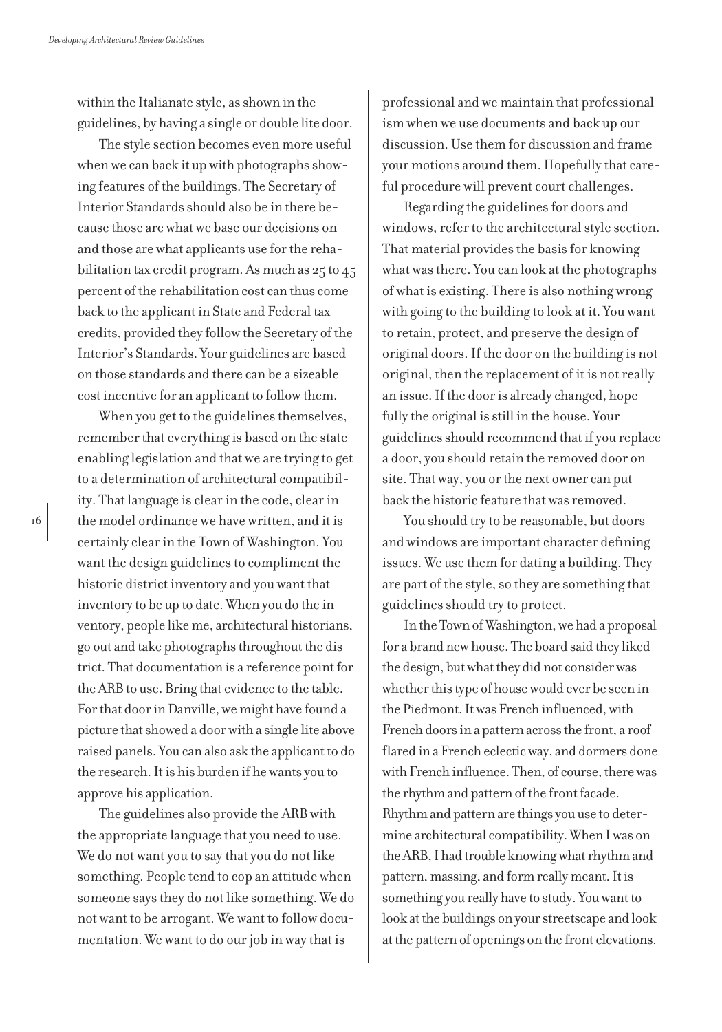within the Italianate style, as shown in the guidelines, by having a single or double lite door.

The style section becomes even more useful when we can back it up with photographs showing features of the buildings. The Secretary of Interior Standards should also be in there because those are what we base our decisions on and those are what applicants use for the rehabilitation tax credit program. As much as 25 to 45 percent of the rehabilitation cost can thus come back to the applicant in State and Federal tax credits, provided they follow the Secretary of the Interior's Standards. Your guidelines are based on those standards and there can be a sizeable cost incentive for an applicant to follow them.

When you get to the guidelines themselves, remember that everything is based on the state enabling legislation and that we are trying to get to a determination of architectural compatibility. That language is clear in the code, clear in the model ordinance we have written, and it is certainly clear in the Town of Washington. You want the design guidelines to compliment the historic district inventory and you want that inventory to be up to date. When you do the inventory, people like me, architectural historians, go out and take photographs throughout the district. That documentation is a reference point for the ARB to use. Bring that evidence to the table. For that door in Danville, we might have found a picture that showed a door with a single lite above raised panels. You can also ask the applicant to do the research. It is his burden if he wants you to approve his application.

The guidelines also provide the ARB with the appropriate language that you need to use. We do not want you to say that you do not like something. People tend to cop an attitude when someone says they do not like something. We do not want to be arrogant. We want to follow documentation. We want to do our job in way that is professional and we maintain that professionalism when we use documents and back up our discussion. Use them for discussion and frame your motions around them. Hopefully that careful procedure will prevent court challenges.

Regarding the guidelines for doors and windows, refer to the architectural style section. That material provides the basis for knowing what was there. You can look at the photographs of what is existing. There is also nothing wrong with going to the building to look at it. You want to retain, protect, and preserve the design of original doors. If the door on the building is not original, then the replacement of it is not really an issue. If the door is already changed, hopefully the original is still in the house. Your guidelines should recommend that if you replace a door, you should retain the removed door on site. That way, you or the next owner can put back the historic feature that was removed.

You should try to be reasonable, but doors and windows are important character defining issues. We use them for dating a building. They are part of the style, so they are something that guidelines should try to protect.

In the Town of Washington, we had a proposal for a brand new house. The board said they liked the design, but what they did not consider was whether this type of house would ever be seen in the Piedmont. It was French influenced, with French doors in a pattern across the front, a roof flared in a French eclectic way, and dormers done with French influence. Then, of course, there was the rhythm and pattern of the front facade. Rhythm and pattern are things you use to determine architectural compatibility. When I was on the ARB, I had trouble knowing what rhythm and pattern, massing, and form really meant. It is something you really have to study. You want to look at the buildings on your streetscape and look at the pattern of openings on the front elevations.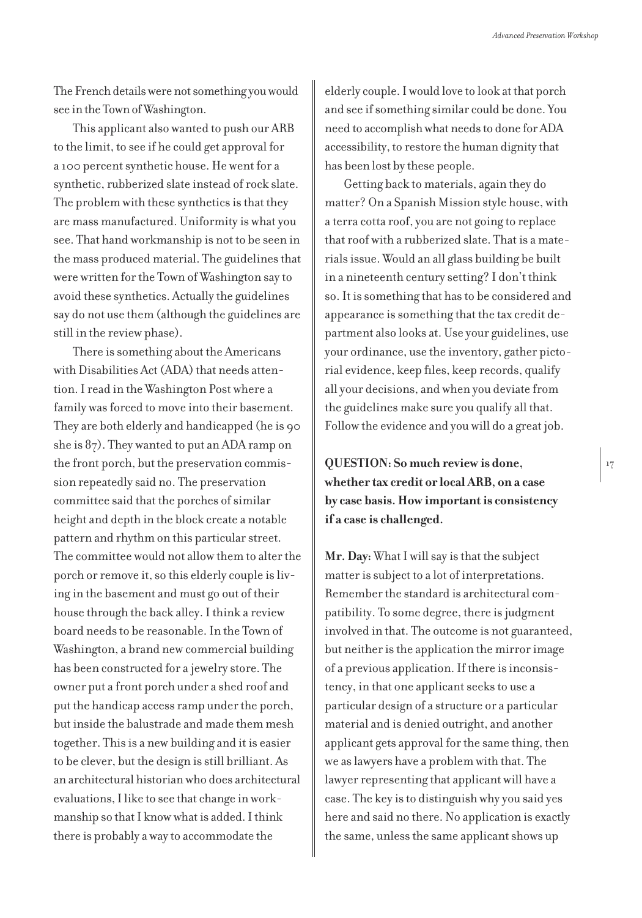The French details were not something you would see in the Town of Washington.

This applicant also wanted to push our ARB to the limit, to see if he could get approval for a 100 percent synthetic house. He went for a synthetic, rubberized slate instead of rock slate. The problem with these synthetics is that they are mass manufactured. Uniformity is what you see. That hand workmanship is not to be seen in the mass produced material. The guidelines that were written for the Town of Washington say to avoid these synthetics. Actually the guidelines say do not use them (although the guidelines are still in the review phase).

There is something about the Americans with Disabilities Act (ADA) that needs attention. I read in the Washington Post where a family was forced to move into their basement. They are both elderly and handicapped (he is 90 she is 87). They wanted to put an ADA ramp on the front porch, but the preservation commission repeatedly said no. The preservation committee said that the porches of similar height and depth in the block create a notable pattern and rhythm on this particular street. The committee would not allow them to alter the porch or remove it, so this elderly couple is living in the basement and must go out of their house through the back alley. I think a review board needs to be reasonable. In the Town of Washington, a brand new commercial building has been constructed for a jewelry store. The owner put a front porch under a shed roof and put the handicap access ramp under the porch, but inside the balustrade and made them mesh together. This is a new building and it is easier to be clever, but the design is still brilliant. As an architectural historian who does architectural evaluations, I like to see that change in workmanship so that I know what is added. I think there is probably a way to accommodate the elderly couple. I would love to look at that porch and see if something similar could be done. You need to accomplish what needs to done for ADA accessibility, to restore the human dignity that has been lost by these people.

Getting back to materials, again they do matter? On a Spanish Mission style house, with a terra cotta roof, you are not going to replace that roof with a rubberized slate. That is a materials issue. Would an all glass building be built in a nineteenth century setting? I don't think so. It is something that has to be considered and appearance is something that the tax credit department also looks at. Use your guidelines, use your ordinance, use the inventory, gather pictorial evidence, keep files, keep records, qualify all your decisions, and when you deviate from the guidelines make sure you qualify all that. Follow the evidence and you will do a great job.

**QUESTION: So much review is done, whether tax credit or local ARB, on a case by case basis. How important is consistency if a case is challenged.**

**Mr. Day:** What I will say is that the subject matter is subject to a lot of interpretations. Remember the standard is architectural compatibility. To some degree, there is judgment involved in that. The outcome is not guaranteed, but neither is the application the mirror image of a previous application. If there is inconsistency, in that one applicant seeks to use a particular design of a structure or a particular material and is denied outright, and another applicant gets approval for the same thing, then we as lawyers have a problem with that. The lawyer representing that applicant will have a case. The key is to distinguish why you said yes here and said no there. No application is exactly the same, unless the same applicant shows up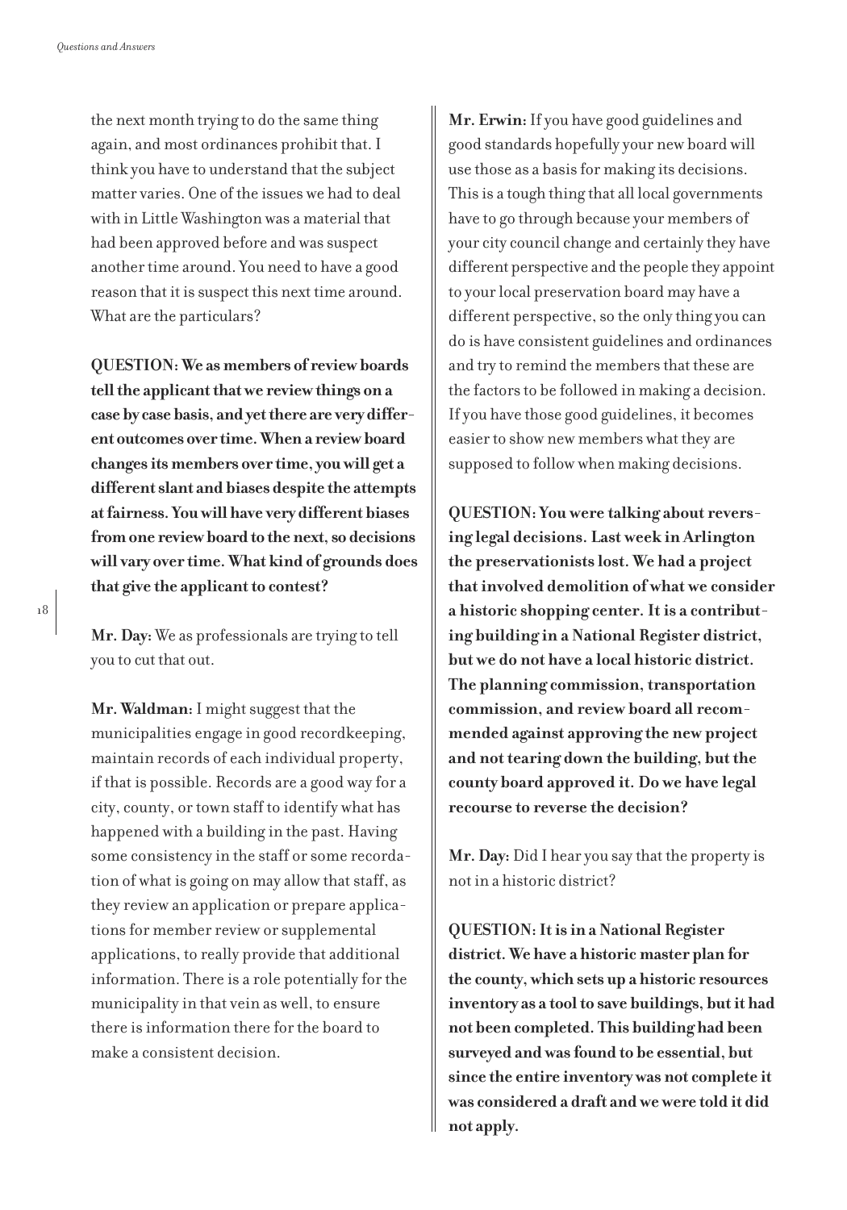the next month trying to do the same thing again, and most ordinances prohibit that. I think you have to understand that the subject matter varies. One of the issues we had to deal with in Little Washington was a material that had been approved before and was suspect another time around. You need to have a good reason that it is suspect this next time around. What are the particulars?

**QUESTION: We as members of review boards tell the applicant that we review things on a case by case basis, and yet there are very different outcomes over time. When a review board changes its members over time, you will get a different slant and biases despite the attempts at fairness. You will have very different biases from one review board to the next, so decisions will vary over time. What kind of grounds does that give the applicant to contest?**

**Mr. Day:** We as professionals are trying to tell you to cut that out.

**Mr. Waldman:** I might suggest that the municipalities engage in good recordkeeping, maintain records of each individual property, if that is possible. Records are a good way for a city, county, or town staff to identify what has happened with a building in the past. Having some consistency in the staff or some recordation of what is going on may allow that staff, as they review an application or prepare applications for member review or supplemental applications, to really provide that additional information. There is a role potentially for the municipality in that vein as well, to ensure there is information there for the board to make a consistent decision.

**Mr. Erwin:** If you have good guidelines and good standards hopefully your new board will use those as a basis for making its decisions. This is a tough thing that all local governments have to go through because your members of your city council change and certainly they have different perspective and the people they appoint to your local preservation board may have a different perspective, so the only thing you can do is have consistent guidelines and ordinances and try to remind the members that these are the factors to be followed in making a decision. If you have those good guidelines, it becomes easier to show new members what they are supposed to follow when making decisions.

**QUESTION: You were talking about reversing legal decisions. Last week in Arlington the preservationists lost. We had a project that involved demolition of what we consider a historic shopping center. It is a contributing building in a National Register district, but we do not have a local historic district. The planning commission, transportation commission, and review board all recommended against approving the new project and not tearing down the building, but the county board approved it. Do we have legal recourse to reverse the decision?**

**Mr. Day:** Did I hear you say that the property is not in a historic district?

**QUESTION: It is in a National Register district. We have a historic master plan for the county, which sets up a historic resources inventory as a tool to save buildings, but it had not been completed. This building had been surveyed and was found to be essential, but since the entire inventory was not complete it was considered a draft and we were told it did not apply.**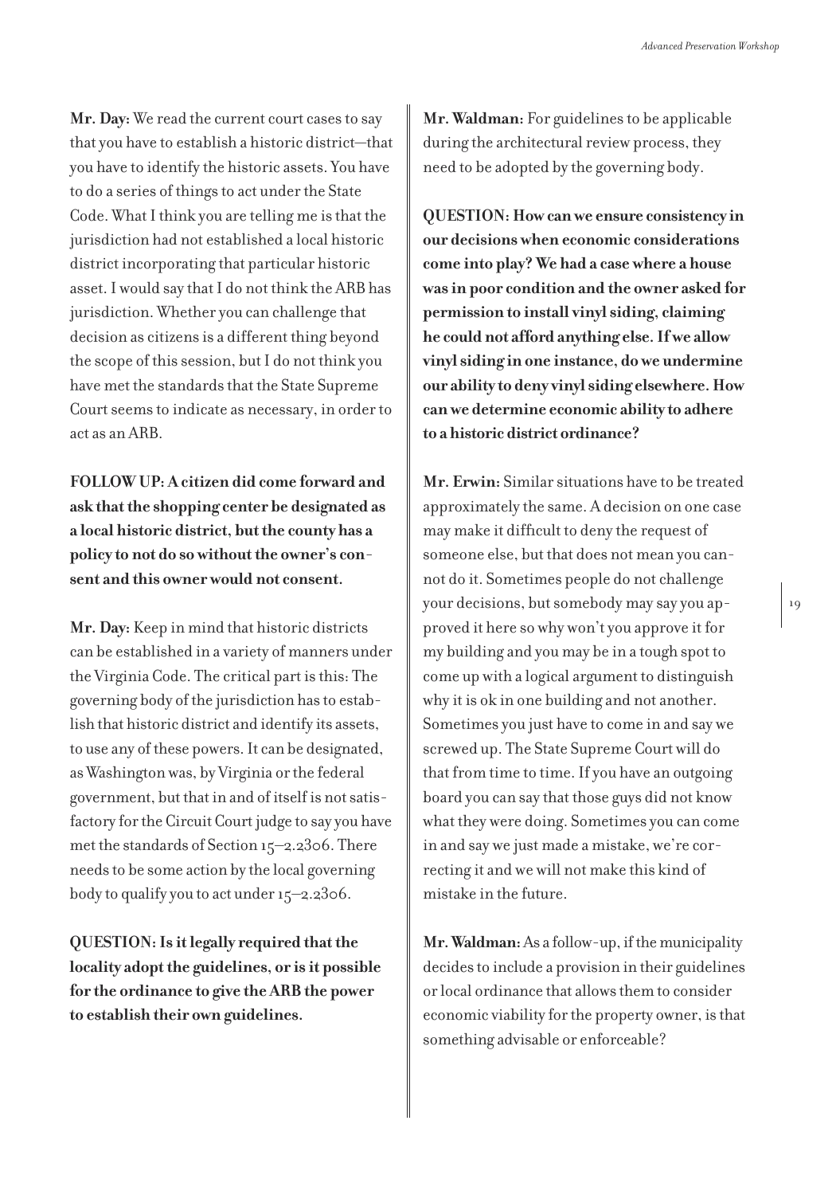**Mr. Day:** We read the current court cases to say that you have to establish a historic district—that you have to identify the historic assets. You have to do a series of things to act under the State Code. What I think you are telling me is that the jurisdiction had not established a local historic district incorporating that particular historic asset. I would say that I do not think the ARB has jurisdiction. Whether you can challenge that decision as citizens is a different thing beyond the scope of this session, but I do not think you have met the standards that the State Supreme Court seems to indicate as necessary, in order to act as an ARB.

**FOLLOW UP: A citizen did come forward and ask that the shopping center be designated as a local historic district, but the county has a policy to not do so without the owner's consent and this owner would not consent.**

**Mr. Day:** Keep in mind that historic districts can be established in a variety of manners under the Virginia Code. The critical part is this: The governing body of the jurisdiction has to establish that historic district and identify its assets, to use any of these powers. It can be designated, as Washington was, by Virginia or the federal government, but that in and of itself is not satisfactory for the Circuit Court judge to say you have met the standards of Section 15–2.2306. There needs to be some action by the local governing body to qualify you to act under 15–2.2306.

**QUESTION: Is it legally required that the locality adopt the guidelines, or is it possible for the ordinance to give the ARB the power to establish their own guidelines.**

**Mr. Waldman:** For guidelines to be applicable during the architectural review process, they need to be adopted by the governing body.

**QUESTION: How can we ensure consistency in our decisions when economic considerations come into play? We had a case where a house was in poor condition and the owner asked for permission to install vinyl siding, claiming he could not afford anything else. If we allow vinyl siding in one instance, do we undermine our ability to deny vinyl siding elsewhere. How can we determine economic ability to adhere to a historic district ordinance?**

**Mr. Erwin:** Similar situations have to be treated approximately the same. A decision on one case may make it difficult to deny the request of someone else, but that does not mean you cannot do it. Sometimes people do not challenge your decisions, but somebody may say you approved it here so why won't you approve it for my building and you may be in a tough spot to come up with a logical argument to distinguish why it is ok in one building and not another. Sometimes you just have to come in and say we screwed up. The State Supreme Court will do that from time to time. If you have an outgoing board you can say that those guys did not know what they were doing. Sometimes you can come in and say we just made a mistake, we're correcting it and we will not make this kind of mistake in the future.

**Mr. Waldman:** As a follow-up, if the municipality decides to include a provision in their guidelines or local ordinance that allows them to consider economic viability for the property owner, is that something advisable or enforceable?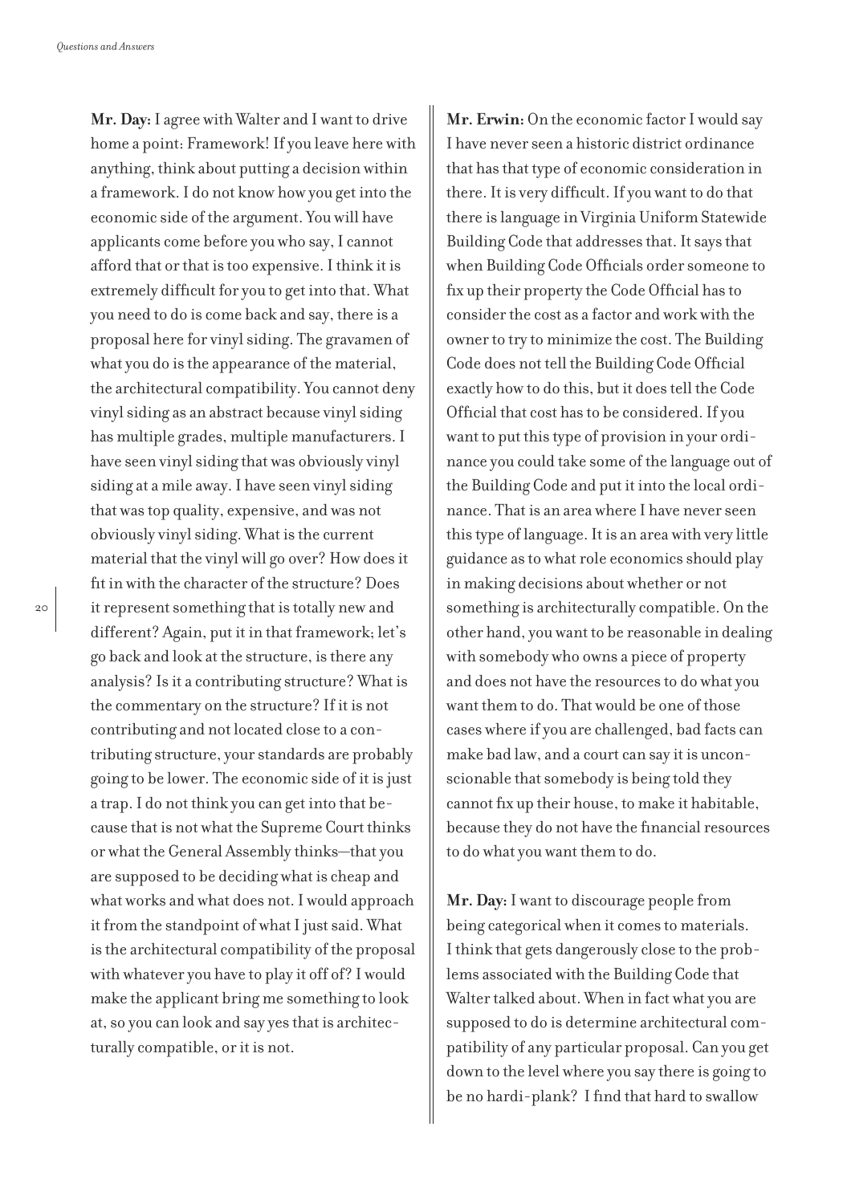**Mr. Day:** I agree with Walter and I want to drive home a point: Framework! If you leave here with anything, think about putting a decision within a framework. I do not know how you get into the economic side of the argument. You will have applicants come before you who say, I cannot afford that or that is too expensive. I think it is extremely difficult for you to get into that. What you need to do is come back and say, there is a proposal here for vinyl siding. The gravamen of what you do is the appearance of the material, the architectural compatibility. You cannot deny vinyl siding as an abstract because vinyl siding has multiple grades, multiple manufacturers. I have seen vinyl siding that was obviously vinyl siding at a mile away. I have seen vinyl siding that was top quality, expensive, and was not obviously vinyl siding. What is the current material that the vinyl will go over? How does it fit in with the character of the structure? Does it represent something that is totally new and different? Again, put it in that framework; let's go back and look at the structure, is there any analysis? Is it a contributing structure? What is the commentary on the structure? If it is not contributing and not located close to a contributing structure, your standards are probably going to be lower. The economic side of it is just a trap. I do not think you can get into that because that is not what the Supreme Court thinks or what the General Assembly thinks—that you are supposed to be deciding what is cheap and what works and what does not. I would approach it from the standpoint of what I just said. What is the architectural compatibility of the proposal with whatever you have to play it off of? I would make the applicant bring me something to look at, so you can look and say yes that is architecturally compatible, or it is not.

**Mr. Erwin:** On the economic factor I would say I have never seen a historic district ordinance that has that type of economic consideration in there. It is very difficult. If you want to do that there is language in Virginia Uniform Statewide Building Code that addresses that. It says that when Building Code Officials order someone to fix up their property the Code Official has to consider the cost as a factor and work with the owner to try to minimize the cost. The Building Code does not tell the Building Code Official exactly how to do this, but it does tell the Code Official that cost has to be considered. If you want to put this type of provision in your ordinance you could take some of the language out of the Building Code and put it into the local ordinance. That is an area where I have never seen this type of language. It is an area with very little guidance as to what role economics should play in making decisions about whether or not something is architecturally compatible. On the other hand, you want to be reasonable in dealing with somebody who owns a piece of property and does not have the resources to do what you want them to do. That would be one of those cases where if you are challenged, bad facts can make bad law, and a court can say it is unconscionable that somebody is being told they cannot fix up their house, to make it habitable, because they do not have the financial resources to do what you want them to do.

**Mr. Day:** I want to discourage people from being categorical when it comes to materials. I think that gets dangerously close to the problems associated with the Building Code that Walter talked about. When in fact what you are supposed to do is determine architectural compatibility of any particular proposal. Can you get down to the level where you say there is going to be no hardi-plank? I find that hard to swallow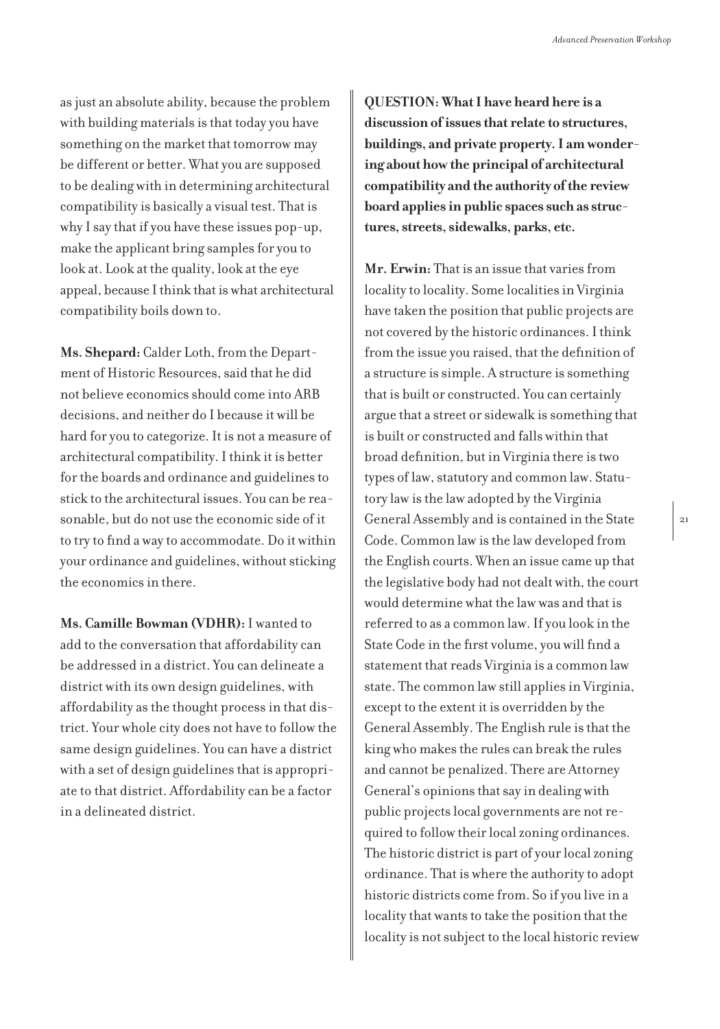as just an absolute ability, because the problem with building materials is that today you have something on the market that tomorrow may be different or better. What you are supposed to be dealing with in determining architectural compatibility is basically a visual test. That is why I say that if you have these issues pop-up, make the applicant bring samples for you to look at. Look at the quality, look at the eye appeal, because I think that is what architectural compatibility boils down to.

**Ms. Shepard:** Calder Loth, from the Department of Historic Resources, said that he did not believe economics should come into ARB decisions, and neither do I because it will be hard for you to categorize. It is not a measure of architectural compatibility. I think it is better for the boards and ordinance and guidelines to stick to the architectural issues. You can be reasonable, but do not use the economic side of it to try to find a way to accommodate. Do it within your ordinance and guidelines, without sticking the economics in there.

**Ms. Camille Bowman (VDHR):** I wanted to add to the conversation that affordability can be addressed in a district. You can delineate a district with its own design guidelines, with affordability as the thought process in that district. Your whole city does not have to follow the same design guidelines. You can have a district with a set of design guidelines that is appropriate to that district. Affordability can be a factor in a delineated district.

**QUESTION: What I have heard here is a discussion of issues that relate to structures, buildings, and private property. I am wondering about how the principal of architectural compatibility and the authority of the review board applies in public spaces such as structures, streets, sidewalks, parks, etc.**

**Mr. Erwin:** That is an issue that varies from locality to locality. Some localities in Virginia have taken the position that public projects are not covered by the historic ordinances. I think from the issue you raised, that the definition of a structure is simple. A structure is something that is built or constructed. You can certainly argue that a street or sidewalk is something that is built or constructed and falls within that broad definition, but in Virginia there is two types of law, statutory and common law. Statutory law is the law adopted by the Virginia General Assembly and is contained in the State Code. Common law is the law developed from the English courts. When an issue came up that the legislative body had not dealt with, the court would determine what the law was and that is referred to as a common law. If you look in the State Code in the first volume, you will find a statement that reads Virginia is a common law state. The common law still applies in Virginia, except to the extent it is overridden by the General Assembly. The English rule is that the king who makes the rules can break the rules and cannot be penalized. There are Attorney General's opinions that say in dealing with public projects local governments are not required to follow their local zoning ordinances. The historic district is part of your local zoning ordinance. That is where the authority to adopt historic districts come from. So if you live in a locality that wants to take the position that the locality is not subject to the local historic review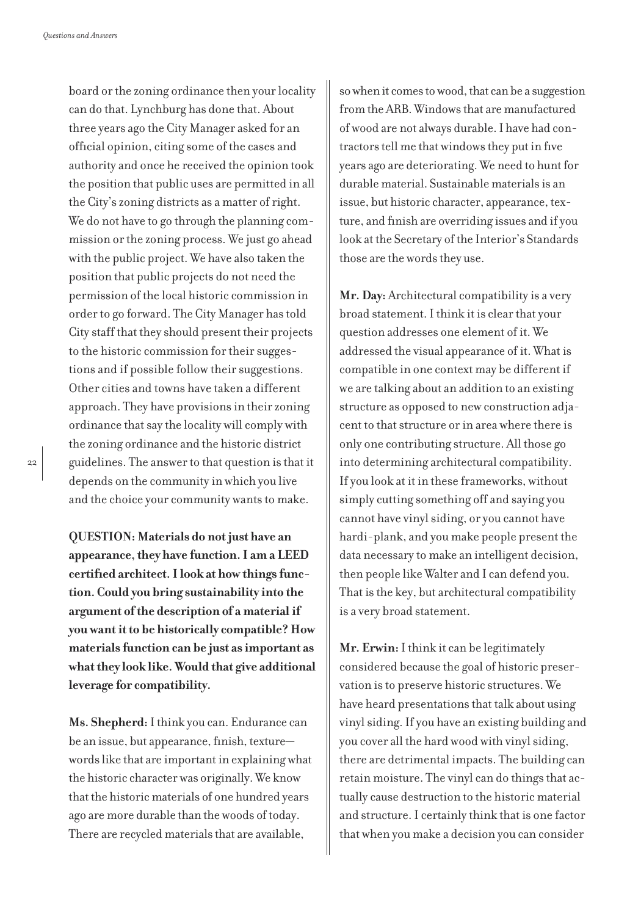board or the zoning ordinance then your locality can do that. Lynchburg has done that. About three years ago the City Manager asked for an official opinion, citing some of the cases and authority and once he received the opinion took the position that public uses are permitted in all the City's zoning districts as a matter of right. We do not have to go through the planning commission or the zoning process. We just go ahead with the public project. We have also taken the position that public projects do not need the permission of the local historic commission in order to go forward. The City Manager has told City staff that they should present their projects to the historic commission for their suggestions and if possible follow their suggestions. Other cities and towns have taken a different approach. They have provisions in their zoning ordinance that say the locality will comply with the zoning ordinance and the historic district guidelines. The answer to that question is that it depends on the community in which you live and the choice your community wants to make.

**QUESTION: Materials do not just have an appearance, they have function. I am a LEED certified architect. I look at how things function. Could you bring sustainability into the argument of the description of a material if you want it to be historically compatible? How materials function can be just as important as what they look like. Would that give additional leverage for compatibility.**

**Ms. Shepherd:** I think you can. Endurance can be an issue, but appearance, finish, texture—words like that are important in explaining what the historic character was originally. We know that the historic materials of one hundred years ago are more durable than the woods of today. There are recycled materials that are available, so when it comes to wood, that can be a suggestion from the ARB. Windows that are manufactured of wood are not always durable. I have had contractors tell me that windows they put in five years ago are deteriorating. We need to hunt for durable material. Sustainable materials is an issue, but historic character, appearance, texture, and finish are overriding issues and if you look at the Secretary of the Interior's Standards those are the words they use.

**Mr. Day:** Architectural compatibility is a very broad statement. I think it is clear that your question addresses one element of it. We addressed the visual appearance of it. What is compatible in one context may be different if we are talking about an addition to an existing structure as opposed to new construction adjacent to that structure or in area where there is only one contributing structure. All those go into determining architectural compatibility. If you look at it in these frameworks, without simply cutting something off and saying you cannot have vinyl siding, or you cannot have hardi-plank, and you make people present the data necessary to make an intelligent decision, then people like Walter and I can defend you. That is the key, but architectural compatibility is a very broad statement.

**Mr. Erwin:** I think it can be legitimately considered because the goal of historic preservation is to preserve historic structures. We have heard presentations that talk about using vinyl siding. If you have an existing building and you cover all the hard wood with vinyl siding, there are detrimental impacts. The building can retain moisture. The vinyl can do things that actually cause destruction to the historic material and structure. I certainly think that is one factor that when you make a decision you can consider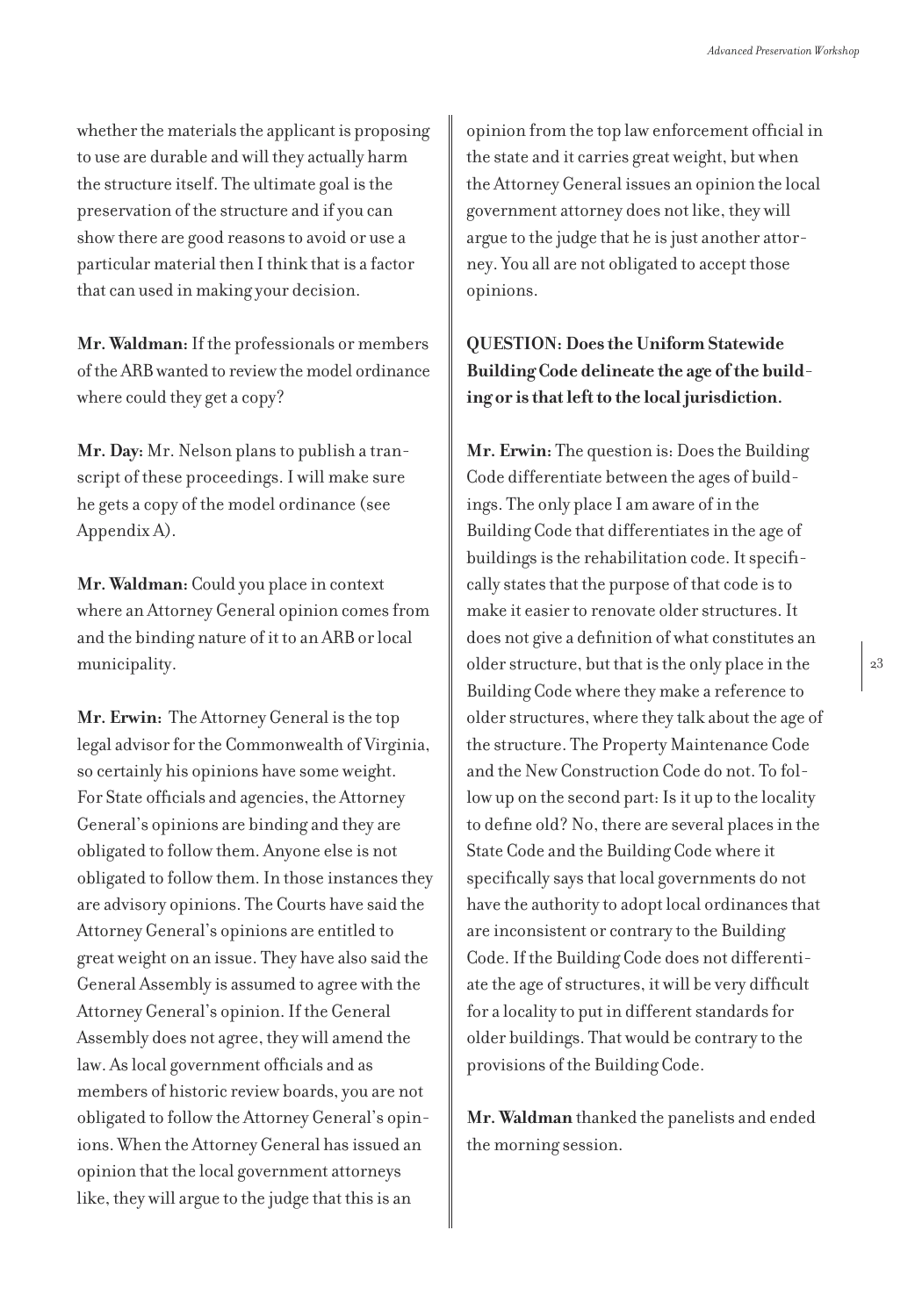whether the materials the applicant is proposing to use are durable and will they actually harm the structure itself. The ultimate goal is the preservation of the structure and if you can show there are good reasons to avoid or use a particular material then I think that is a factor that can used in making your decision.

**Mr. Waldman:** If the professionals or members of the ARB wanted to review the model ordinance where could they get a copy?

**Mr. Day:** Mr. Nelson plans to publish a transcript of these proceedings. I will make sure he gets a copy of the model ordinance (see Appendix A).

**Mr. Waldman:** Could you place in context where an Attorney General opinion comes from and the binding nature of it to an ARB or local municipality.

**Mr. Erwin:** The Attorney General is the top legal advisor for the Commonwealth of Virginia, so certainly his opinions have some weight. For State officials and agencies, the Attorney General's opinions are binding and they are obligated to follow them. Anyone else is not obligated to follow them. In those instances they are advisory opinions. The Courts have said the Attorney General's opinions are entitled to great weight on an issue. They have also said the General Assembly is assumed to agree with the Attorney General's opinion. If the General Assembly does not agree, they will amend the law. As local government officials and as members of historic review boards, you are not obligated to follow the Attorney General's opinions. When the Attorney General has issued an opinion that the local government attorneys like, they will argue to the judge that this is an opinion from the top law enforcement official in the state and it carries great weight, but when the Attorney General issues an opinion the local government attorney does not like, they will argue to the judge that he is just another attorney. You all are not obligated to accept those opinions.

**QUESTION: Does the Uniform Statewide Building Code delineate the age of the building or is that left to the local jurisdiction.**

**Mr. Erwin:** The question is: Does the Building Code differentiate between the ages of buildings. The only place I am aware of in the Building Code that differentiates in the age of buildings is the rehabilitation code. It specifically states that the purpose of that code is to make it easier to renovate older structures. It does not give a definition of what constitutes an older structure, but that is the only place in the Building Code where they make a reference to older structures, where they talk about the age of the structure. The Property Maintenance Code and the New Construction Code do not. To follow up on the second part: Is it up to the locality to define old? No, there are several places in the State Code and the Building Code where it specifically says that local governments do not have the authority to adopt local ordinances that are inconsistent or contrary to the Building Code. If the Building Code does not differentiate the age of structures, it will be very difficult for a locality to put in different standards for older buildings. That would be contrary to the provisions of the Building Code.

**Mr. Waldman** thanked the panelists and ended the morning session.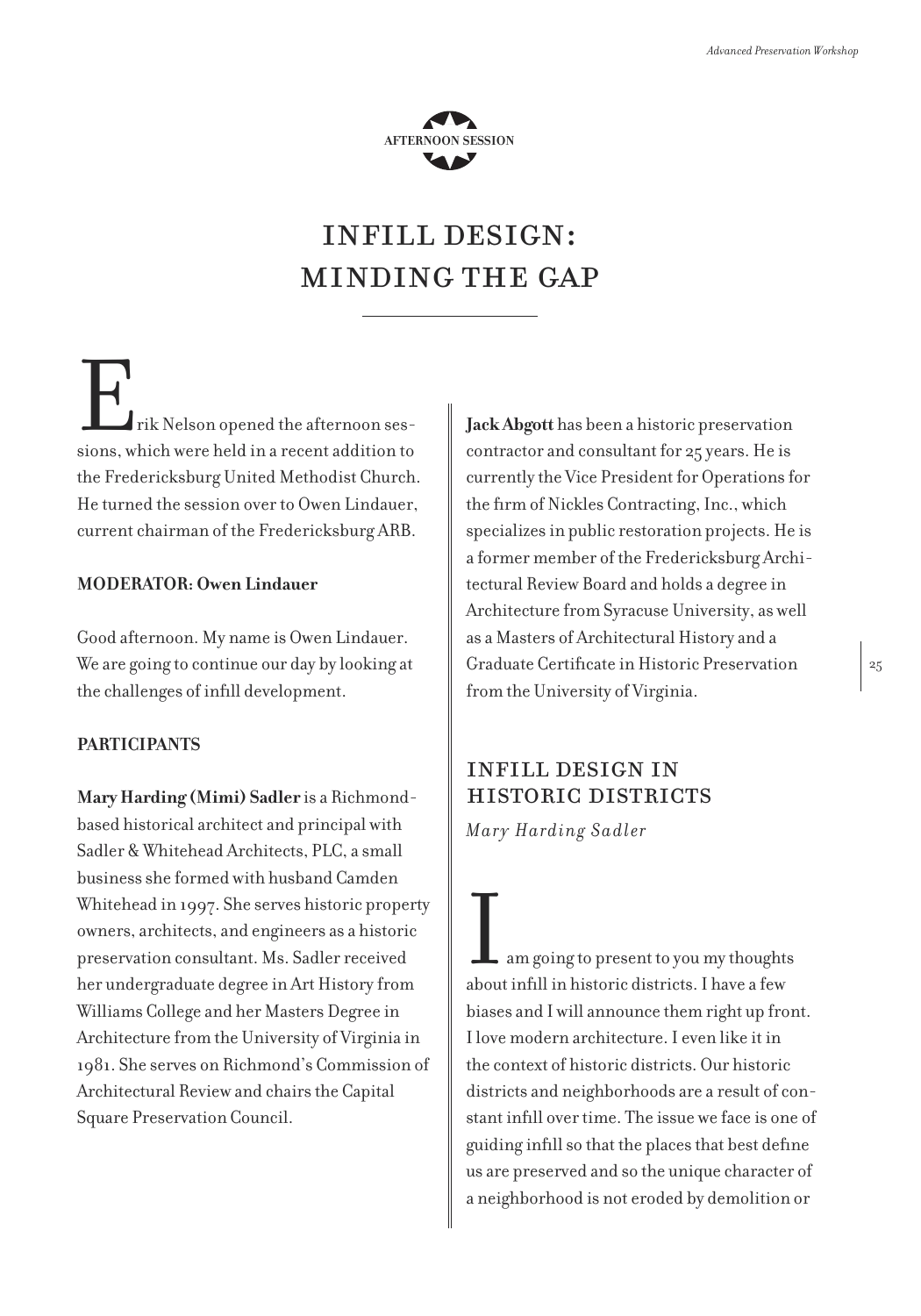AFTERNOON SESSION

# INFILL DESIGN: MINDING THE GAP

Erik Nelson opened the afternoon sessions, which were held in a recent addition to the Fredericksburg United Methodist Church. He turned the session over to Owen Lindauer, current chairman of the Fredericksburg ARB.

**MODERATOR: Owen Lindauer**

Good afternoon. My name is Owen Lindauer. We are going to continue our day by looking at the challenges of infill development.

**PARTICIPANTS**

**Mary Harding (Mimi) Sadler** is a Richmond-based historical architect and principal with Sadler & Whitehead Architects, PLC, a small business she formed with husband Camden Whitehead in 1997. She serves historic property owners, architects, and engineers as a historic preservation consultant. Ms. Sadler received her undergraduate degree in Art History from Williams College and her Masters Degree in Architecture from the University of Virginia in 1981. She serves on Richmond's Commission of Architectural Review and chairs the Capital Square Preservation Council.

**Jack Abgott** has been a historic preservation contractor and consultant for 25 years. He is currently the Vice President for Operations for the firm of Nickles Contracting, Inc., which specializes in public restoration projects. He is a former member of the Fredericksburg Architectural Review Board and holds a degree in Architecture from Syracuse University, as well as a Masters of Architectural History and a Graduate Certificate in Historic Preservation from the University of Virginia.

## INFILL DESIGN IN HISTORIC DISTRICTS

*Mary Harding Sadler*

I am going to present to you my thoughts about infill in historic districts. I have a few biases and I will announce them right up front. I love modern architecture. I even like it in the context of historic districts. Our historic districts and neighborhoods are a result of constant infill over time. The issue we face is one of guiding infill so that the places that best define us are preserved and so the unique character of a neighborhood is not eroded by demolition or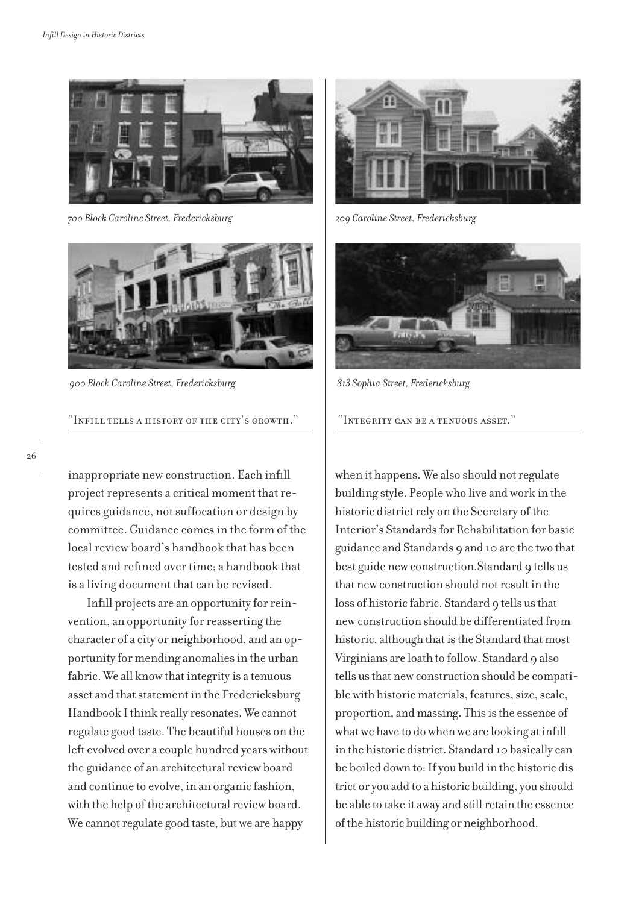700 Block Caroline Street, Fredericksburg

900 Block Caroline Street, Fredericksburg

"Infill tells a history of the city's growth."

209 Caroline Street, Fredericksburg

813 Sophia Street, Fredericksburg

"Integrity can be a tenuous asset."

inappropriate new construction. Each infill project represents a critical moment that requires guidance, not suffocation or design by committee. Guidance comes in the form of the local review board's handbook that has been tested and refined over time; a handbook that is a living document that can be revised.

Infill projects are an opportunity for reinvention, an opportunity for reasserting the character of a city or neighborhood, and an opportunity for mending anomalies in the urban fabric. We all know that integrity is a tenuous asset and that statement in the Fredericksburg Handbook I think really resonates. We cannot regulate good taste. The beautiful houses on the left evolved over a couple hundred years without the guidance of an architectural review board and continue to evolve, in an organic fashion, with the help of the architectural review board. We cannot regulate good taste, but we are happy when it happens. We also should not regulate building style. People who live and work in the historic district rely on the Secretary of the Interior's Standards for Rehabilitation for basic guidance and Standards 9 and 10 are the two that best guide new construction.Standard 9 tells us that new construction should not result in the loss of historic fabric. Standard 9 tells us that new construction should be differentiated from historic, although that is the Standard that most Virginians are loath to follow. Standard 9 also tells us that new construction should be compatible with historic materials, features, size, scale, proportion, and massing. This is the essence of what we have to do when we are looking at infill in the historic district. Standard 10 basically can be boiled down to: If you build in the historic district or you add to a historic building, you should be able to take it away and still retain the essence of the historic building or neighborhood.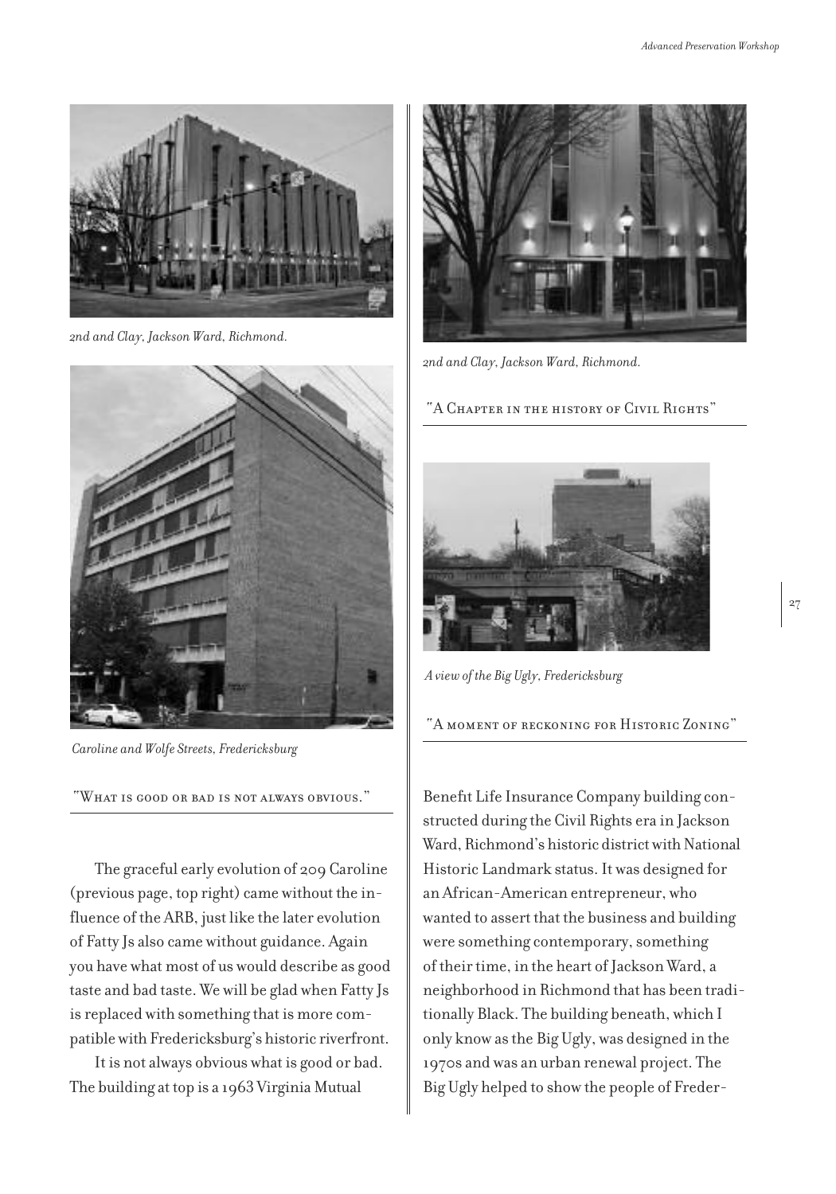2nd and Clay, Jackson Ward, Richmond.

Caroline and Wolfe Streets, Fredericksburg

"What is good or bad is not always obvious."

2nd and Clay, Jackson Ward, Richmond.

"A Chapter in the history of Civil Rights"

A view of the Big Ugly, Fredericksburg

"A moment of reckoning for Historic Zoning"

The graceful early evolution of 209 Caroline (previous page, top right) came without the influence of the ARB, just like the later evolution of Fatty Js also came without guidance. Again you have what most of us would describe as good taste and bad taste. We will be glad when Fatty Js is replaced with something that is more compatible with Fredericksburg's historic riverfront.

It is not always obvious what is good or bad. The building at top is a 1963 Virginia Mutual Benefit Life Insurance Company building constructed during the Civil Rights era in Jackson Ward, Richmond's historic district with National Historic Landmark status. It was designed for an African-American entrepreneur, who wanted to assert that the business and building were something contemporary, something of their time, in the heart of Jackson Ward, a neighborhood in Richmond that has been traditionally Black. The building beneath, which I only know as the Big Ugly, was designed in the 1970s and was an urban renewal project. The Big Ugly helped to show the people of Freder-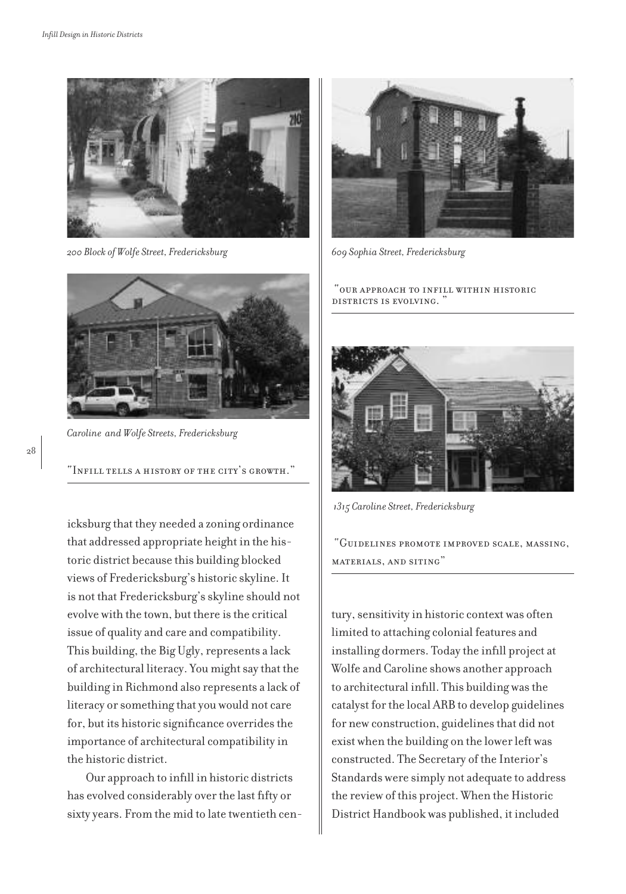*200 Block of Wolfe Street, Fredericksburg*

*Caroline and Wolfe Streets, Fredericksburg*

"Infill tells a history of the city's growth."

*609 Sophia Street, Fredericksburg*

"our approach to infill within historic districts is evolving."

*1315 Caroline Street, Fredericksburg*

"Guidelines promote improved scale, massing, materials, and siting"

icksburg that they needed a zoning ordinance that addressed appropriate height in the historic district because this building blocked views of Fredericksburg's historic skyline. It is not that Fredericksburg's skyline should not evolve with the town, but there is the critical issue of quality and care and compatibility. This building, the Big Ugly, represents a lack of architectural literacy. You might say that the building in Richmond also represents a lack of literacy or something that you would not care for, but its historic significance overrides the importance of architectural compatibility in the historic district.

Our approach to infill in historic districts has evolved considerably over the last fifty or sixty years. From the mid to late twentieth century, sensitivity in historic context was often limited to attaching colonial features and installing dormers. Today the infill project at Wolfe and Caroline shows another approach to architectural infill. This building was the catalyst for the local ARB to develop guidelines for new construction, guidelines that did not exist when the building on the lower left was constructed. The Secretary of the Interior's Standards were simply not adequate to address the review of this project. When the Historic District Handbook was published, it included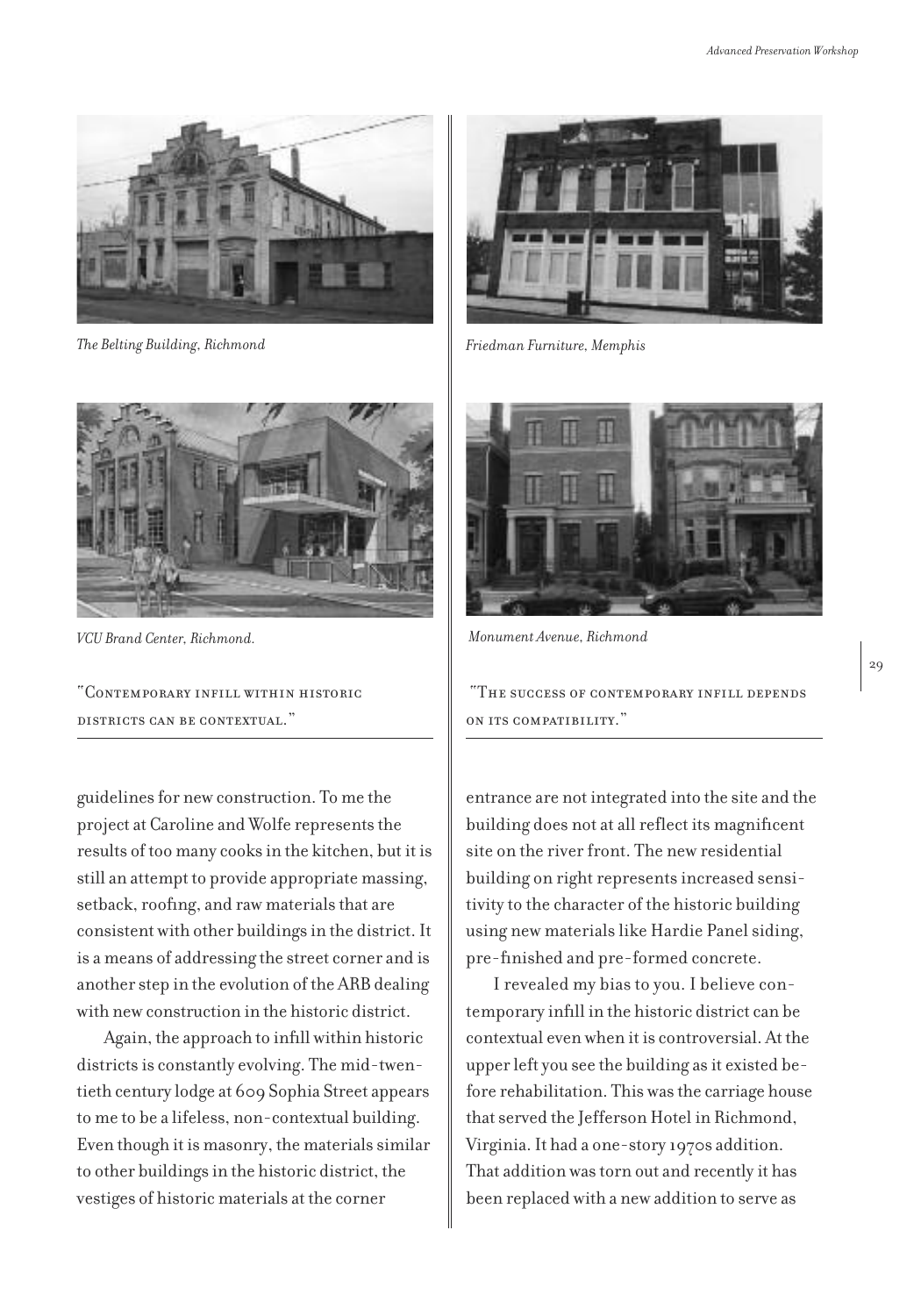*The Belting Building, Richmond*

*Friedman Furniture, Memphis*

*VCU Brand Center, Richmond.*

*Monument Avenue, Richmond*

"Contemporary infill within historic districts can be contextual."

"The success of contemporary infill depends on its compatibility."

guidelines for new construction. To me the project at Caroline and Wolfe represents the results of too many cooks in the kitchen, but it is still an attempt to provide appropriate massing, setback, roofing, and raw materials that are consistent with other buildings in the district. It is a means of addressing the street corner and is another step in the evolution of the ARB dealing with new construction in the historic district.

Again, the approach to infill within historic districts is constantly evolving. The mid-twentieth century lodge at 609 Sophia Street appears to me to be a lifeless, non-contextual building. Even though it is masonry, the materials similar to other buildings in the historic district, the vestiges of historic materials at the corner entrance are not integrated into the site and the building does not at all reflect its magnificent site on the river front. The new residential building on right represents increased sensitivity to the character of the historic building using new materials like Hardie Panel siding, pre-finished and pre-formed concrete.

I revealed my bias to you. I believe contemporary infill in the historic district can be contextual even when it is controversial. At the upper left you see the building as it existed before rehabilitation. This was the carriage house that served the Jefferson Hotel in Richmond, Virginia. It had a one-story 1970s addition. That addition was torn out and recently it has been replaced with a new addition to serve as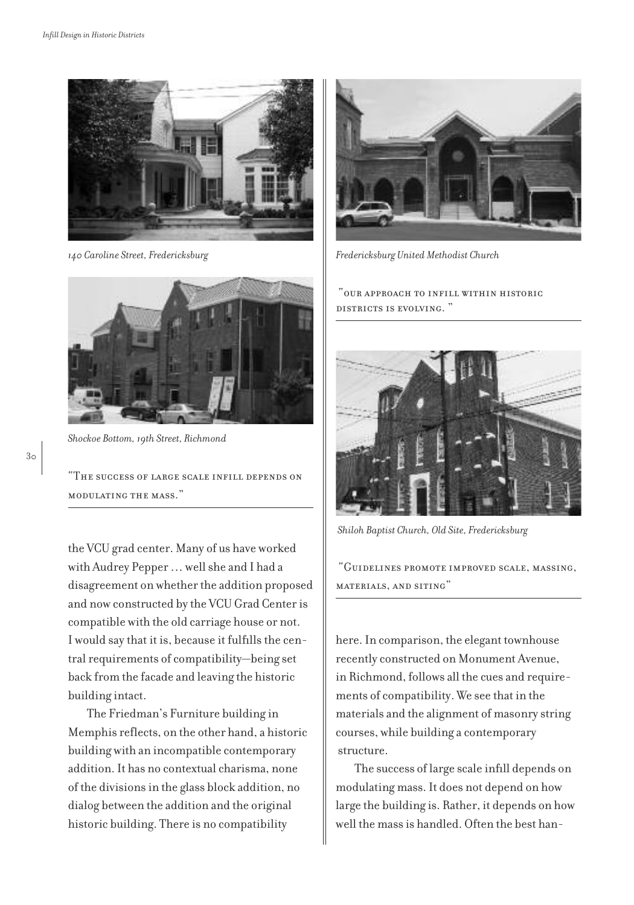*140 Caroline Street, Fredericksburg*

*Shockoe Bottom, 19th Street, Richmond*

"The success of large scale infill depends on modulating the mass."

*Fredericksburg United Methodist Church*

"Our approach to infill within historic districts is evolving."

*Shiloh Baptist Church, Old Site, Fredericksburg*

"Guidelines promote improved scale, massing, materials, and siting"

the VCU grad center. Many of us have worked with Audrey Pepper … well she and I had a disagreement on whether the addition proposed and now constructed by the VCU Grad Center is compatible with the old carriage house or not. I would say that it is, because it fulfills the central requirements of compatibility—being set back from the facade and leaving the historic building intact.

The Friedman's Furniture building in Memphis reflects, on the other hand, a historic building with an incompatible contemporary addition. It has no contextual charisma, none of the divisions in the glass block addition, no dialog between the addition and the original historic building. There is no compatibility here. In comparison, the elegant townhouse recently constructed on Monument Avenue, in Richmond, follows all the cues and requirements of compatibility. We see that in the materials and the alignment of masonry string courses, while building a contemporary structure.

The success of large scale infill depends on modulating mass. It does not depend on how large the building is. Rather, it depends on how well the mass is handled. Often the best han-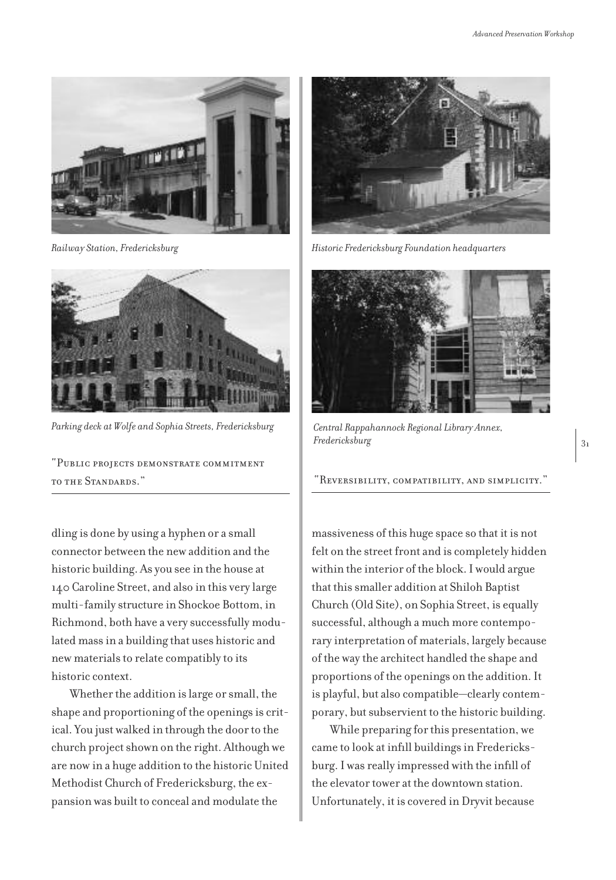Railway Station, Fredericksburg

Parking deck at Wolfe and Sophia Streets, Fredericksburg

"Public projects demonstrate commitment to the Standards."

Historic Fredericksburg Foundation headquarters

Central Rappahannock Regional Library Annex, Fredericksburg

"Reversibility, compatibility, and simplicity."

dling is done by using a hyphen or a small connector between the new addition and the historic building. As you see in the house at 140 Caroline Street, and also in this very large multi-family structure in Shockoe Bottom, in Richmond, both have a very successfully modulated mass in a building that uses historic and new materials to relate compatibly to its historic context.

Whether the addition is large or small, the shape and proportioning of the openings is critical. You just walked in through the door to the church project shown on the right. Although we are now in a huge addition to the historic United Methodist Church of Fredericksburg, the expansion was built to conceal and modulate the massiveness of this huge space so that it is not felt on the street front and is completely hidden within the interior of the block. I would argue that this smaller addition at Shiloh Baptist Church (Old Site), on Sophia Street, is equally successful, although a much more contemporary interpretation of materials, largely because of the way the architect handled the shape and proportions of the openings on the addition. It is playful, but also compatible—clearly contemporary, but subservient to the historic building.

While preparing for this presentation, we came to look at infill buildings in Fredericksburg. I was really impressed with the infill of the elevator tower at the downtown station. Unfortunately, it is covered in Dryvit because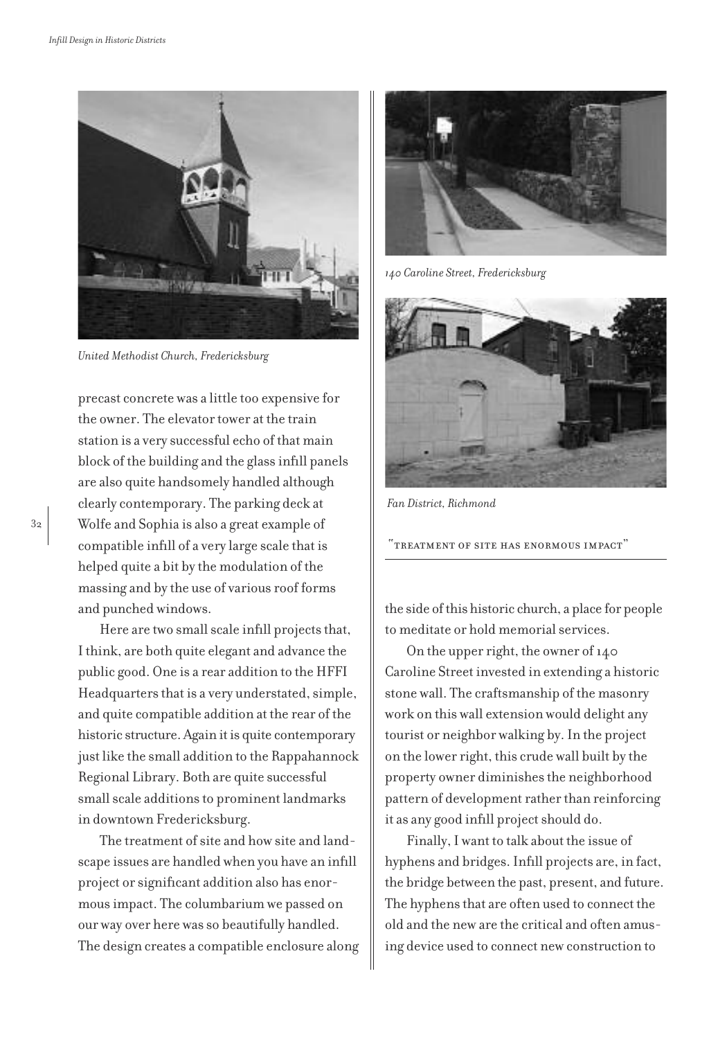United Methodist Church, Fredericksburg

precast concrete was a little too expensive for the owner. The elevator tower at the train station is a very successful echo of that main block of the building and the glass infill panels are also quite handsomely handled although clearly contemporary. The parking deck at Wolfe and Sophia is also a great example of compatible infill of a very large scale that is helped quite a bit by the modulation of the massing and by the use of various roof forms and punched windows.

Here are two small scale infill projects that, I think, are both quite elegant and advance the public good. One is a rear addition to the HFFI Headquarters that is a very understated, simple, and quite compatible addition at the rear of the historic structure. Again it is quite contemporary just like the small addition to the Rappahannock Regional Library. Both are quite successful small scale additions to prominent landmarks in downtown Fredericksburg.

The treatment of site and how site and landscape issues are handled when you have an infill project or significant addition also has enormous impact. The columbarium we passed on our way over here was so beautifully handled. The design creates a compatible enclosure along the side of this historic church, a place for people to meditate or hold memorial services.

*140 Caroline Street, Fredericksburg*

*Fan District, Richmond*

"TREATMENT OF SITE HAS ENORMOUS IMPACT"

On the upper right, the owner of 140 Caroline Street invested in extending a historic stone wall. The craftsmanship of the masonry work on this wall extension would delight any tourist or neighbor walking by. In the project on the lower right, this crude wall built by the property owner diminishes the neighborhood pattern of development rather than reinforcing it as any good infill project should do.

Finally, I want to talk about the issue of hyphens and bridges. Infill projects are, in fact, the bridge between the past, present, and future. The hyphens that are often used to connect the old and the new are the critical and often amusing device used to connect new construction to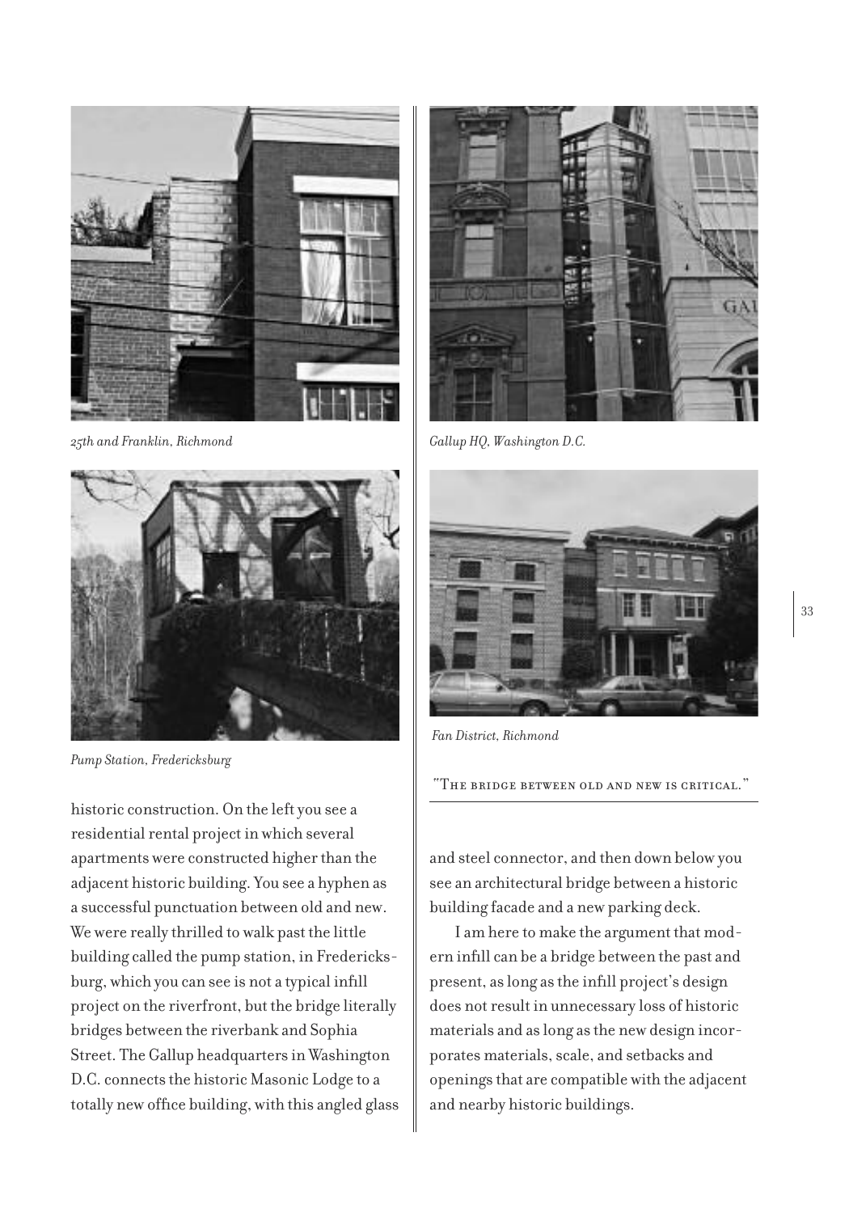*25th and Franklin, Richmond*

*Gallup HQ, Washington D.C.*

*Pump Station, Fredericksburg*

*Fan District, Richmond*

historic construction. On the left you see a residential rental project in which several apartments were constructed higher than the adjacent historic building. You see a hyphen as a successful punctuation between old and new. We were really thrilled to walk past the little building called the pump station, in Fredericksburg, which you can see is not a typical infill project on the riverfront, but the bridge literally bridges between the riverbank and Sophia Street. The Gallup headquarters in Washington D.C. connects the historic Masonic Lodge to a totally new office building, with this angled glass and steel connector, and then down below you see an architectural bridge between a historic building facade and a new parking deck.

"The bridge between old and new is critical."

I am here to make the argument that modern infill can be a bridge between the past and present, as long as the infill project's design does not result in unnecessary loss of historic materials and as long as the new design incorporates materials, scale, and setbacks and openings that are compatible with the adjacent and nearby historic buildings.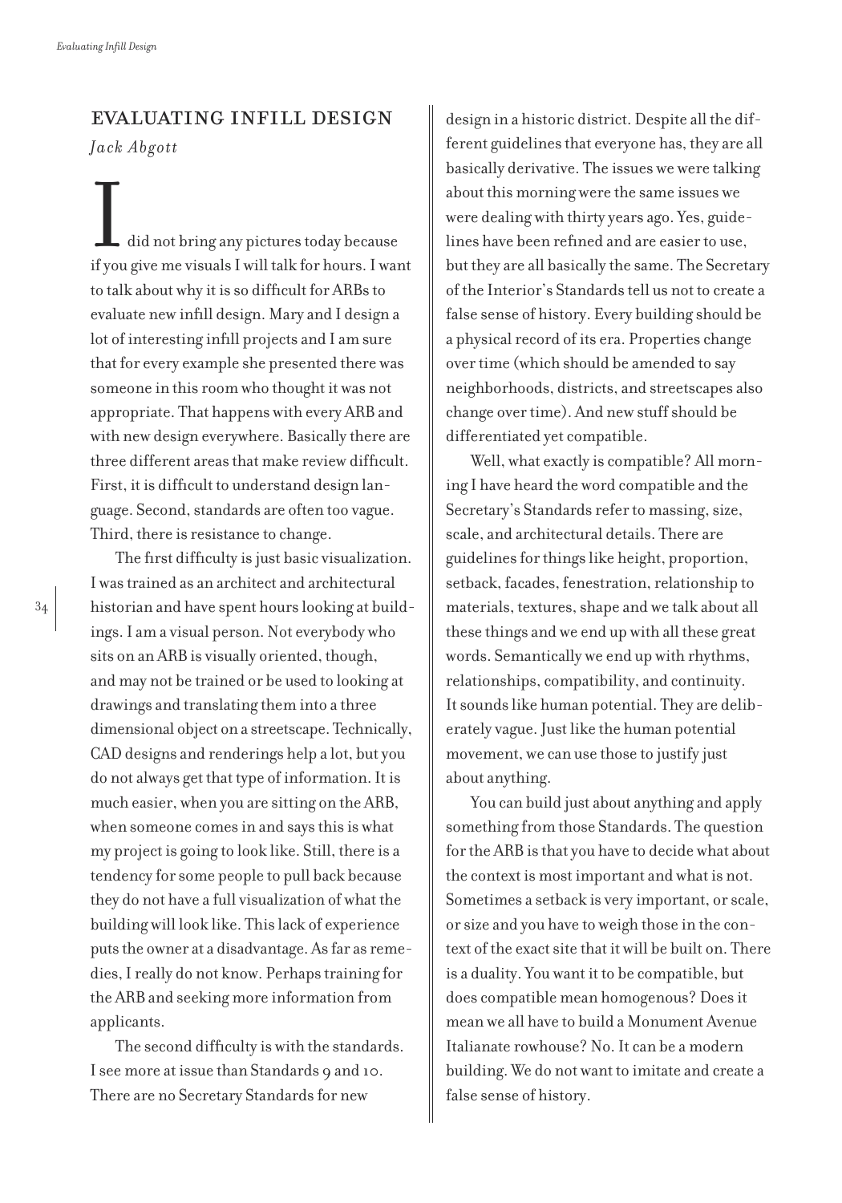## EVALUATING INFILL DESIGN

*Jack Abgott*

I did not bring any pictures today because if you give me visuals I will talk for hours. I want to talk about why it is so difficult for ARBs to evaluate new infill design. Mary and I design a lot of interesting infill projects and I am sure that for every example she presented there was someone in this room who thought it was not appropriate. That happens with every ARB and with new design everywhere. Basically there are three different areas that make review difficult. First, it is difficult to understand design language. Second, standards are often too vague. Third, there is resistance to change.

The first difficulty is just basic visualization. I was trained as an architect and architectural historian and have spent hours looking at buildings. I am a visual person. Not everybody who sits on an ARB is visually oriented, though, and may not be trained or be used to looking at drawings and translating them into a three dimensional object on a streetscape. Technically, CAD designs and renderings help a lot, but you do not always get that type of information. It is much easier, when you are sitting on the ARB, when someone comes in and says this is what my project is going to look like. Still, there is a tendency for some people to pull back because they do not have a full visualization of what the building will look like. This lack of experience puts the owner at a disadvantage. As far as remedies, I really do not know. Perhaps training for the ARB and seeking more information from applicants.

The second difficulty is with the standards. I see more at issue than Standards 9 and 10. There are no Secretary Standards for new design in a historic district. Despite all the different guidelines that everyone has, they are all basically derivative. The issues we were talking about this morning were the same issues we were dealing with thirty years ago. Yes, guidelines have been refined and are easier to use, but they are all basically the same. The Secretary of the Interior's Standards tell us not to create a false sense of history. Every building should be a physical record of its era. Properties change over time (which should be amended to say neighborhoods, districts, and streetscapes also change over time). And new stuff should be differentiated yet compatible.

Well, what exactly is compatible? All morning I have heard the word compatible and the Secretary's Standards refer to massing, size, scale, and architectural details. There are guidelines for things like height, proportion, setback, facades, fenestration, relationship to materials, textures, shape and we talk about all these things and we end up with all these great words. Semantically we end up with rhythms, relationships, compatibility, and continuity. It sounds like human potential. They are deliberately vague. Just like the human potential movement, we can use those to justify just about anything.

You can build just about anything and apply something from those Standards. The question for the ARB is that you have to decide what about the context is most important and what is not. Sometimes a setback is very important, or scale, or size and you have to weigh those in the context of the exact site that it will be built on. There is a duality. You want it to be compatible, but does compatible mean homogenous? Does it mean we all have to build a Monument Avenue Italianate rowhouse? No. It can be a modern building. We do not want to imitate and create a false sense of history.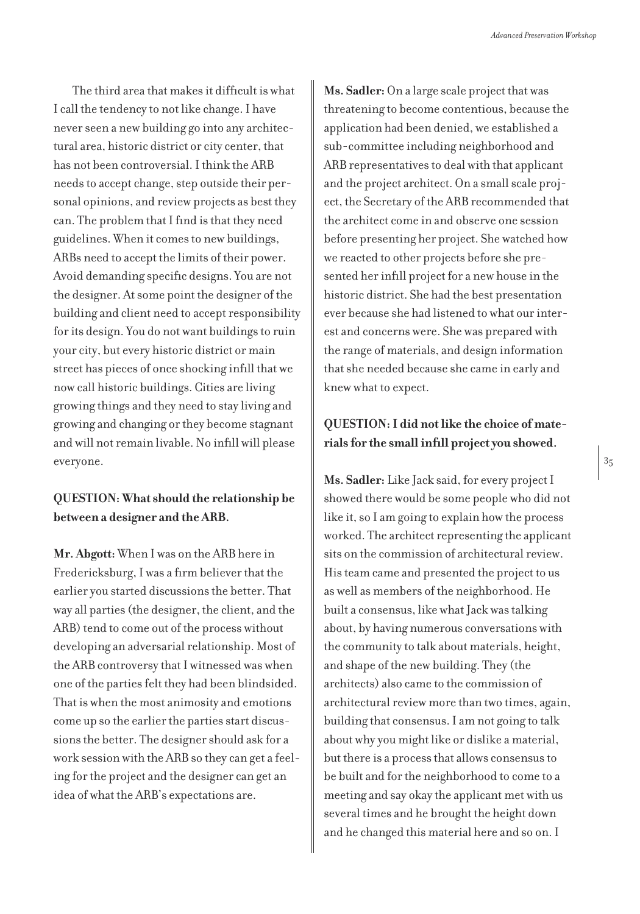The third area that makes it difficult is what I call the tendency to not like change. I have never seen a new building go into any architectural area, historic district or city center, that has not been controversial. I think the ARB needs to accept change, step outside their personal opinions, and review projects as best they can. The problem that I find is that they need guidelines. When it comes to new buildings, ARBs need to accept the limits of their power. Avoid demanding specific designs. You are not the designer. At some point the designer of the building and client need to accept responsibility for its design. You do not want buildings to ruin your city, but every historic district or main street has pieces of once shocking infill that we now call historic buildings. Cities are living growing things and they need to stay living and growing and changing or they become stagnant and will not remain livable. No infill will please everyone.

**QUESTION: What should the relationship be between a designer and the ARB.**

**Mr. Abgott:** When I was on the ARB here in Fredericksburg, I was a firm believer that the earlier you started discussions the better. That way all parties (the designer, the client, and the ARB) tend to come out of the process without developing an adversarial relationship. Most of the ARB controversy that I witnessed was when one of the parties felt they had been blindsided. That is when the most animosity and emotions come up so the earlier the parties start discussions the better. The designer should ask for a work session with the ARB so they can get a feeling for the project and the designer can get an idea of what the ARB's expectations are.

**Ms. Sadler:** On a large scale project that was threatening to become contentious, because the application had been denied, we established a sub-committee including neighborhood and ARB representatives to deal with that applicant and the project architect. On a small scale project, the Secretary of the ARB recommended that the architect come in and observe one session before presenting her project. She watched how we reacted to other projects before she presented her infill project for a new house in the historic district. She had the best presentation ever because she had listened to what our interest and concerns were. She was prepared with the range of materials, and design information that she needed because she came in early and knew what to expect.

**QUESTION: I did not like the choice of materials for the small infill project you showed.**

**Ms. Sadler:** Like Jack said, for every project I showed there would be some people who did not like it, so I am going to explain how the process worked. The architect representing the applicant sits on the commission of architectural review. His team came and presented the project to us as well as members of the neighborhood. He built a consensus, like what Jack was talking about, by having numerous conversations with the community to talk about materials, height, and shape of the new building. They (the architects) also came to the commission of architectural review more than two times, again, building that consensus. I am not going to talk about why you might like or dislike a material, but there is a process that allows consensus to be built and for the neighborhood to come to a meeting and say okay the applicant met with us several times and he brought the height down and he changed this material here and so on. I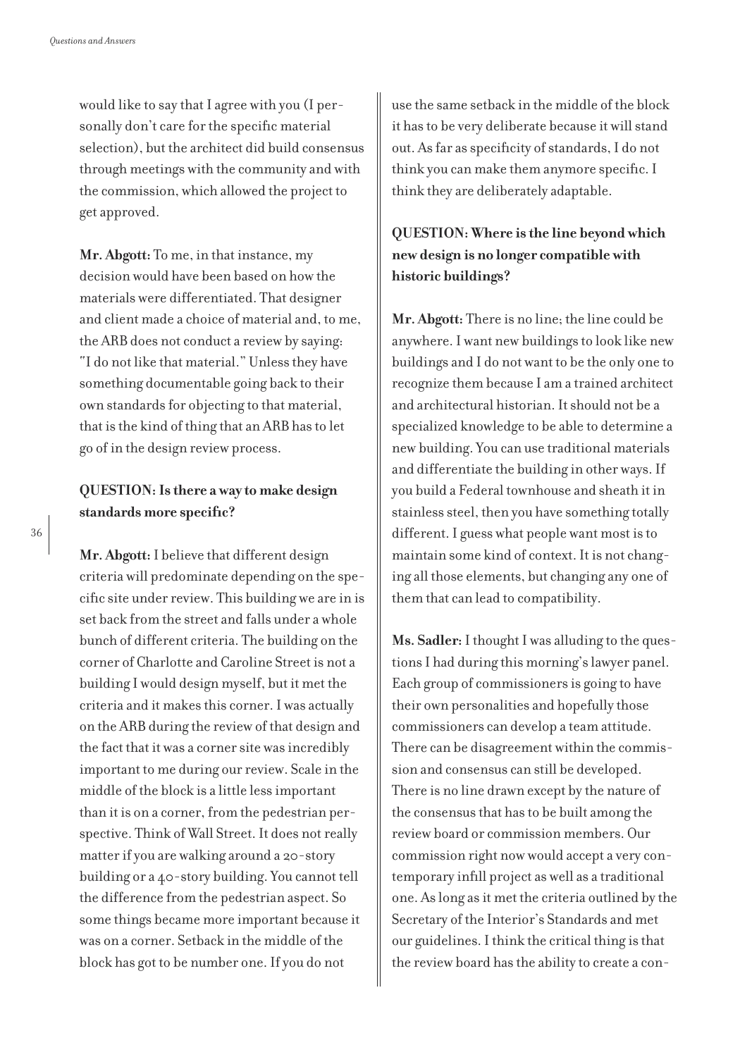would like to say that I agree with you (I personally don't care for the specific material selection), but the architect did build consensus through meetings with the community and with the commission, which allowed the project to get approved.

**Mr. Abgott:** To me, in that instance, my decision would have been based on how the materials were differentiated. That designer and client made a choice of material and, to me, the ARB does not conduct a review by saying: "I do not like that material." Unless they have something documentable going back to their own standards for objecting to that material, that is the kind of thing that an ARB has to let go of in the design review process.

**QUESTION: Is there a way to make design standards more specific?**

**Mr. Abgott:** I believe that different design criteria will predominate depending on the specific site under review. This building we are in is set back from the street and falls under a whole bunch of different criteria. The building on the corner of Charlotte and Caroline Street is not a building I would design myself, but it met the criteria and it makes this corner. I was actually on the ARB during the review of that design and the fact that it was a corner site was incredibly important to me during our review. Scale in the middle of the block is a little less important than it is on a corner, from the pedestrian perspective. Think of Wall Street. It does not really matter if you are walking around a 20-story building or a 40-story building. You cannot tell the difference from the pedestrian aspect. So some things became more important because it was on a corner. Setback in the middle of the block has got to be number one. If you do not use the same setback in the middle of the block it has to be very deliberate because it will stand out. As far as specificity of standards, I do not think you can make them anymore specific. I think they are deliberately adaptable.

**QUESTION: Where is the line beyond which new design is no longer compatible with historic buildings?**

**Mr. Abgott:** There is no line; the line could be anywhere. I want new buildings to look like new buildings and I do not want to be the only one to recognize them because I am a trained architect and architectural historian. It should not be a specialized knowledge to be able to determine a new building. You can use traditional materials and differentiate the building in other ways. If you build a Federal townhouse and sheath it in stainless steel, then you have something totally different. I guess what people want most is to maintain some kind of context. It is not changing all those elements, but changing any one of them that can lead to compatibility.

**Ms. Sadler:** I thought I was alluding to the questions I had during this morning's lawyer panel. Each group of commissioners is going to have their own personalities and hopefully those commissioners can develop a team attitude. There can be disagreement within the commission and consensus can still be developed. There is no line drawn except by the nature of the consensus that has to be built among the review board or commission members. Our commission right now would accept a very contemporary infill project as well as a traditional one. As long as it met the criteria outlined by the Secretary of the Interior's Standards and met our guidelines. I think the critical thing is that the review board has the ability to create a con-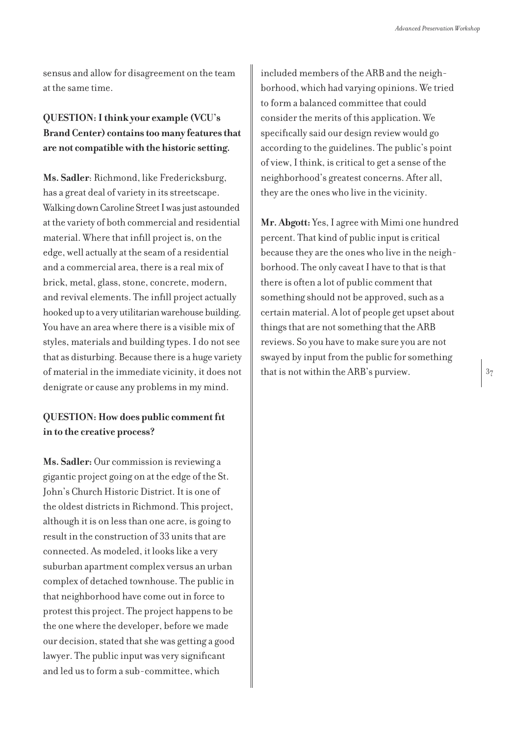sensus and allow for disagreement on the team at the same time.

**QUESTION: I think your example (VCU's Brand Center) contains too many features that are not compatible with the historic setting.**

**Ms. Sadler**: Richmond, like Fredericksburg, has a great deal of variety in its streetscape. Walking down Caroline Street I was just astounded at the variety of both commercial and residential material. Where that infill project is, on the edge, well actually at the seam of a residential and a commercial area, there is a real mix of brick, metal, glass, stone, concrete, modern, and revival elements. The infill project actually hooked up to a very utilitarian warehouse building. You have an area where there is a visible mix of styles, materials and building types. I do not see that as disturbing. Because there is a huge variety of material in the immediate vicinity, it does not denigrate or cause any problems in my mind.

**QUESTION: How does public comment fit in to the creative process?**

**Ms. Sadler:** Our commission is reviewing a gigantic project going on at the edge of the St. John's Church Historic District. It is one of the oldest districts in Richmond. This project, although it is on less than one acre, is going to result in the construction of 33 units that are connected. As modeled, it looks like a very suburban apartment complex versus an urban complex of detached townhouse. The public in that neighborhood have come out in force to protest this project. The project happens to be the one where the developer, before we made our decision, stated that she was getting a good lawyer. The public input was very significant and led us to form a sub-committee, which included members of the ARB and the neighborhood, which had varying opinions. We tried to form a balanced committee that could consider the merits of this application. We specifically said our design review would go according to the guidelines. The public's point of view, I think, is critical to get a sense of the neighborhood's greatest concerns. After all, they are the ones who live in the vicinity.

**Mr. Abgott:** Yes, I agree with Mimi one hundred percent. That kind of public input is critical because they are the ones who live in the neighborhood. The only caveat I have to that is that there is often a lot of public comment that something should not be approved, such as a certain material. A lot of people get upset about things that are not something that the ARB reviews. So you have to make sure you are not swayed by input from the public for something that is not within the ARB's purview.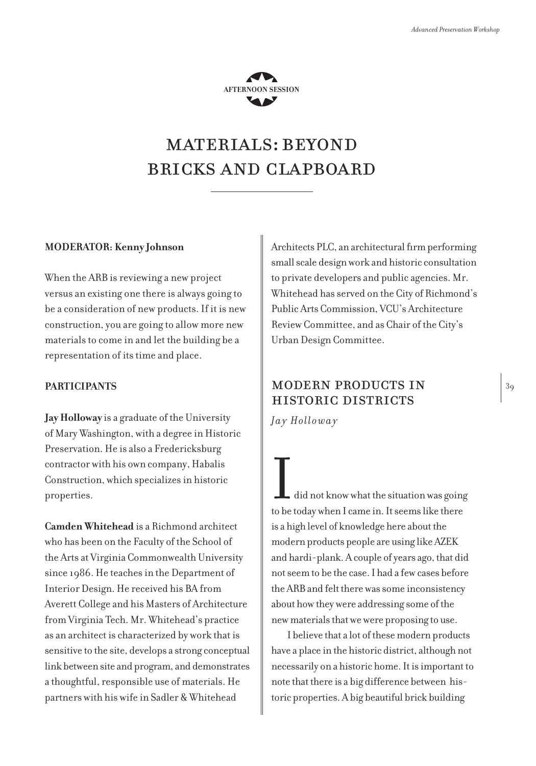AFTERNOON SESSION

# MATERIALS: BEYOND BRICKS AND CLAPBOARD

**MODERATOR: Kenny Johnson**

When the ARB is reviewing a new project versus an existing one there is always going to be a consideration of new products. If it is new construction, you are going to allow more new materials to come in and let the building be a representation of its time and place.

**PARTICIPANTS**

**Jay Holloway** is a graduate of the University of Mary Washington, with a degree in Historic Preservation. He is also a Fredericksburg contractor with his own company, Habalis Construction, which specializes in historic properties.

**Camden Whitehead** is a Richmond architect who has been on the Faculty of the School of the Arts at Virginia Commonwealth University since 1986. He teaches in the Department of Interior Design. He received his BA from Averett College and his Masters of Architecture from Virginia Tech. Mr. Whitehead's practice as an architect is characterized by work that is sensitive to the site, develops a strong conceptual link between site and program, and demonstrates a thoughtful, responsible use of materials. He partners with his wife in Sadler & Whitehead Architects PLC, an architectural firm performing small scale design work and historic consultation to private developers and public agencies. Mr. Whitehead has served on the City of Richmond's Public Arts Commission, VCU's Architecture Review Committee, and as Chair of the City's Urban Design Committee.

## MODERN PRODUCTS IN HISTORIC DISTRICTS

*Jay Holloway*

I did not know what the situation was going to be today when I came in. It seems like there is a high level of knowledge here about the modern products people are using like AZEK and hardi-plank. A couple of years ago, that did not seem to be the case. I had a few cases before the ARB and felt there was some inconsistency about how they were addressing some of the new materials that we were proposing to use.

I believe that a lot of these modern products have a place in the historic district, although not necessarily on a historic home. It is important to note that there is a big difference between historic properties. A big beautiful brick building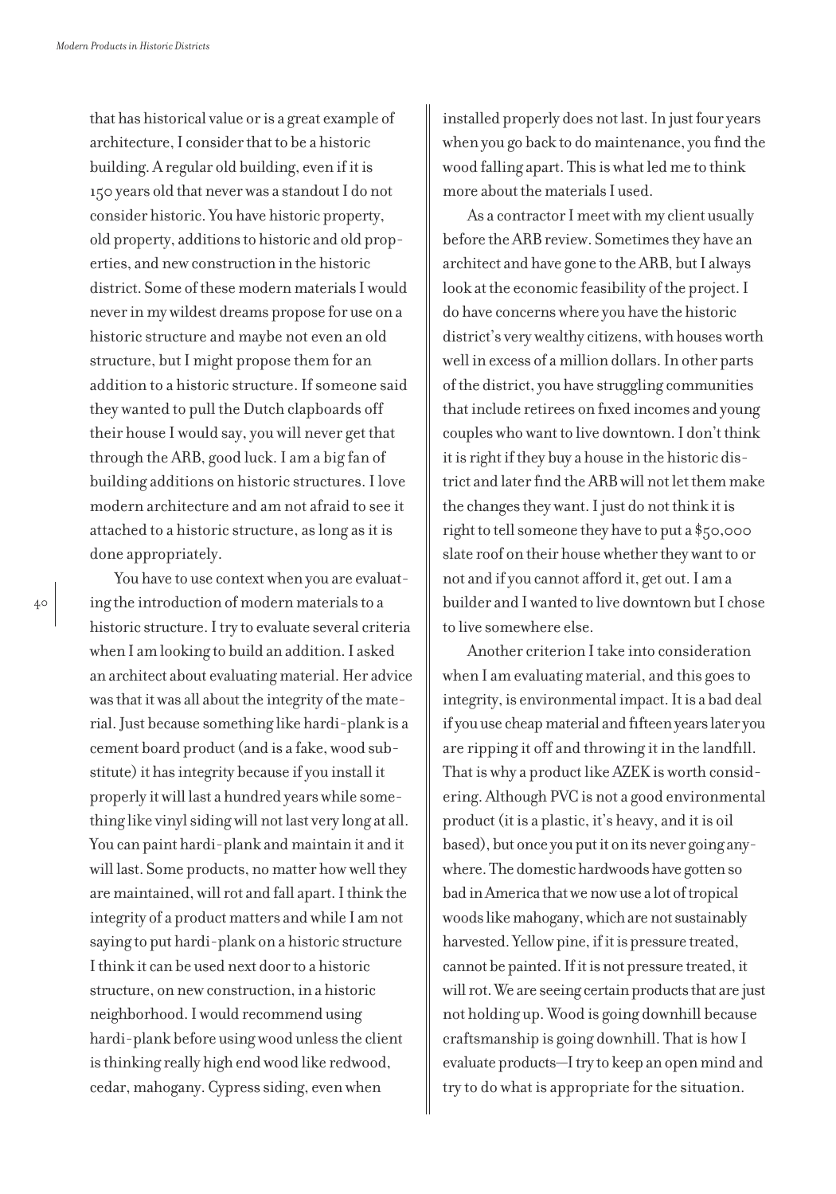that has historical value or is a great example of architecture, I consider that to be a historic building. A regular old building, even if it is 150 years old that never was a standout I do not consider historic. You have historic property, old property, additions to historic and old properties, and new construction in the historic district. Some of these modern materials I would never in my wildest dreams propose for use on a historic structure and maybe not even an old structure, but I might propose them for an addition to a historic structure. If someone said they wanted to pull the Dutch clapboards off their house I would say, you will never get that through the ARB, good luck. I am a big fan of building additions on historic structures. I love modern architecture and am not afraid to see it attached to a historic structure, as long as it is done appropriately.

You have to use context when you are evaluating the introduction of modern materials to a historic structure. I try to evaluate several criteria when I am looking to build an addition. I asked an architect about evaluating material. Her advice was that it was all about the integrity of the material. Just because something like hardi-plank is a cement board product (and is a fake, wood substitute) it has integrity because if you install it properly it will last a hundred years while something like vinyl siding will not last very long at all. You can paint hardi-plank and maintain it and it will last. Some products, no matter how well they are maintained, will rot and fall apart. I think the integrity of a product matters and while I am not saying to put hardi-plank on a historic structure I think it can be used next door to a historic structure, on new construction, in a historic neighborhood. I would recommend using hardi-plank before using wood unless the client is thinking really high end wood like redwood, cedar, mahogany. Cypress siding, even when installed properly does not last. In just four years when you go back to do maintenance, you find the wood falling apart. This is what led me to think more about the materials I used.

As a contractor I meet with my client usually before the ARB review. Sometimes they have an architect and have gone to the ARB, but I always look at the economic feasibility of the project. I do have concerns where you have the historic district's very wealthy citizens, with houses worth well in excess of a million dollars. In other parts of the district, you have struggling communities that include retirees on fixed incomes and young couples who want to live downtown. I don't think it is right if they buy a house in the historic district and later find the ARB will not let them make the changes they want. I just do not think it is right to tell someone they have to put a $50,000 slate roof on their house whether they want to or not and if you cannot afford it, get out. I am a builder and I wanted to live downtown but I chose to live somewhere else.

Another criterion I take into consideration when I am evaluating material, and this goes to integrity, is environmental impact. It is a bad deal if you use cheap material and fifteen years later you are ripping it off and throwing it in the landfill. That is why a product like AZEK is worth considering. Although PVC is not a good environmental product (it is a plastic, it's heavy, and it is oil based), but once you put it on its never going anywhere. The domestic hardwoods have gotten so bad in America that we now use a lot of tropical woods like mahogany, which are not sustainably harvested. Yellow pine, if it is pressure treated, cannot be painted. If it is not pressure treated, it will rot. We are seeing certain products that are just not holding up. Wood is going downhill because craftsmanship is going downhill. That is how I evaluate products—I try to keep an open mind and try to do what is appropriate for the situation.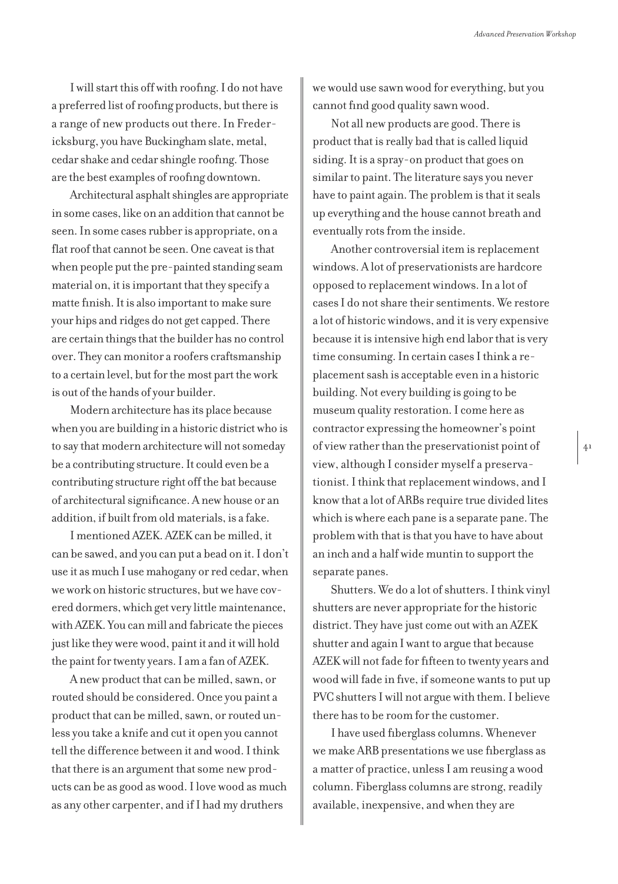I will start this off with roofing. I do not have a preferred list of roofing products, but there is a range of new products out there. In Fredericksburg, you have Buckingham slate, metal, cedar shake and cedar shingle roofing. Those are the best examples of roofing downtown.

Architectural asphalt shingles are appropriate in some cases, like on an addition that cannot be seen. In some cases rubber is appropriate, on a flat roof that cannot be seen. One caveat is that when people put the pre-painted standing seam material on, it is important that they specify a matte finish. It is also important to make sure your hips and ridges do not get capped. There are certain things that the builder has no control over. They can monitor a roofers craftsmanship to a certain level, but for the most part the work is out of the hands of your builder.

Modern architecture has its place because when you are building in a historic district who is to say that modern architecture will not someday be a contributing structure. It could even be a contributing structure right off the bat because of architectural significance. A new house or an addition, if built from old materials, is a fake.

I mentioned AZEK. AZEK can be milled, it can be sawed, and you can put a bead on it. I don't use it as much I use mahogany or red cedar, when we work on historic structures, but we have covered dormers, which get very little maintenance, with AZEK. You can mill and fabricate the pieces just like they were wood, paint it and it will hold the paint for twenty years. I am a fan of AZEK.

A new product that can be milled, sawn, or routed should be considered. Once you paint a product that can be milled, sawn, or routed unless you take a knife and cut it open you cannot tell the difference between it and wood. I think that there is an argument that some new products can be as good as wood. I love wood as much as any other carpenter, and if I had my druthers we would use sawn wood for everything, but you cannot find good quality sawn wood.

Not all new products are good. There is product that is really bad that is called liquid siding. It is a spray-on product that goes on similar to paint. The literature says you never have to paint again. The problem is that it seals up everything and the house cannot breath and eventually rots from the inside.

Another controversial item is replacement windows. A lot of preservationists are hardcore opposed to replacement windows. In a lot of cases I do not share their sentiments. We restore a lot of historic windows, and it is very expensive because it is intensive high end labor that is very time consuming. In certain cases I think a replacement sash is acceptable even in a historic building. Not every building is going to be museum quality restoration. I come here as contractor expressing the homeowner's point of view rather than the preservationist point of view, although I consider myself a preservationist. I think that replacement windows, and I know that a lot of ARBs require true divided lites which is where each pane is a separate pane. The problem with that is that you have to have about an inch and a half wide muntin to support the separate panes.

Shutters. We do a lot of shutters. I think vinyl shutters are never appropriate for the historic district. They have just come out with an AZEK shutter and again I want to argue that because AZEK will not fade for fifteen to twenty years and wood will fade in five, if someone wants to put up PVC shutters I will not argue with them. I believe there has to be room for the customer.

I have used fiberglass columns. Whenever we make ARB presentations we use fiberglass as a matter of practice, unless I am reusing a wood column. Fiberglass columns are strong, readily available, inexpensive, and when they are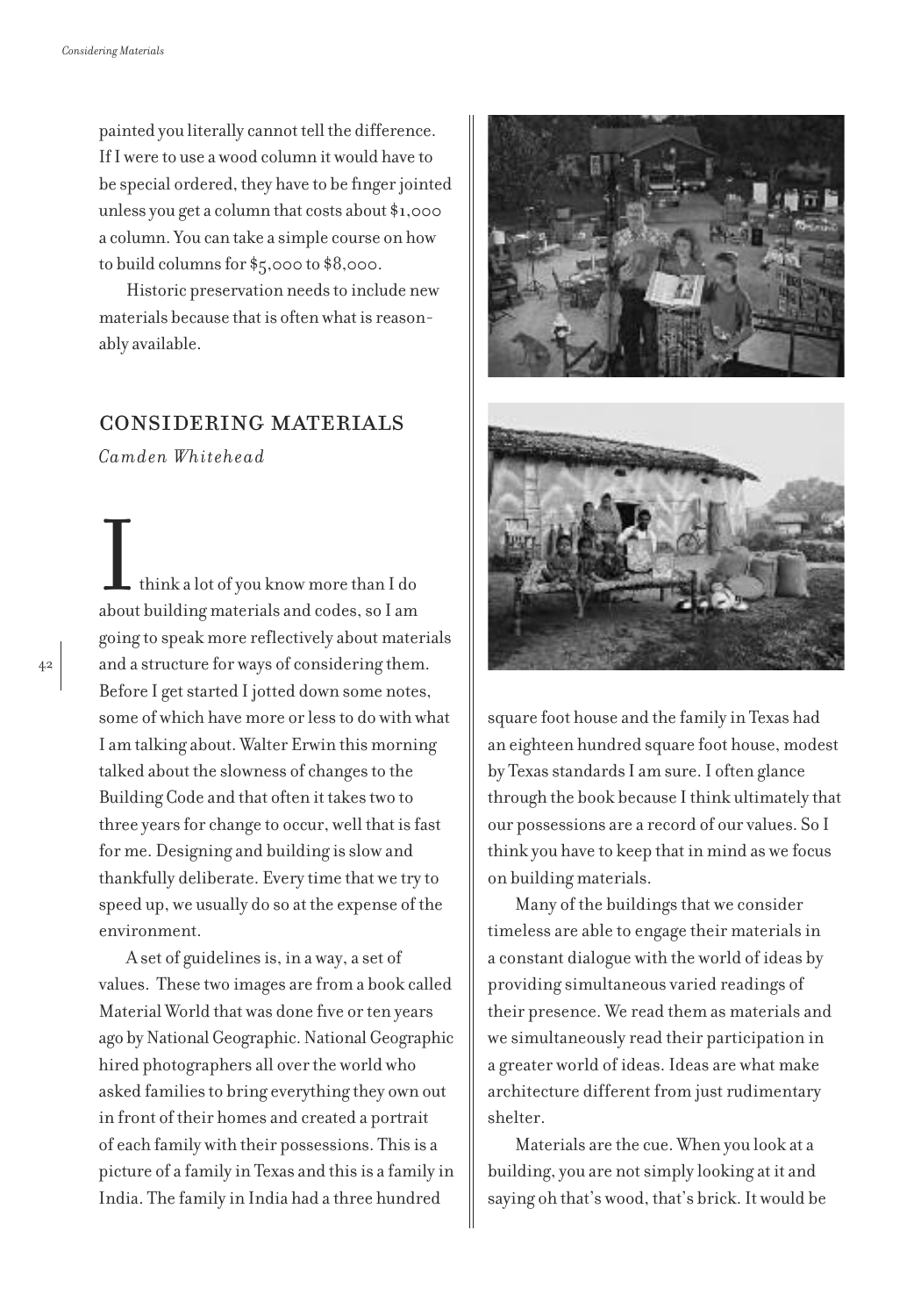painted you literally cannot tell the difference. If I were to use a wood column it would have to be special ordered, they have to be finger jointed unless you get a column that costs about $1,000 a column. You can take a simple course on how to build columns for $5,000 to $8,000.

Historic preservation needs to include new materials because that is often what is reasonably available.

## CONSIDERING MATERIALS

*Camden Whitehead*

I think a lot of you know more than I do about building materials and codes, so I am going to speak more reflectively about materials and a structure for ways of considering them. Before I get started I jotted down some notes, some of which have more or less to do with what I am talking about. Walter Erwin this morning talked about the slowness of changes to the Building Code and that often it takes two to three years for change to occur, well that is fast for me. Designing and building is slow and thankfully deliberate. Every time that we try to speed up, we usually do so at the expense of the environment.

A set of guidelines is, in a way, a set of values. These two images are from a book called Material World that was done five or ten years ago by National Geographic. National Geographic hired photographers all over the world who asked families to bring everything they own out in front of their homes and created a portrait of each family with their possessions. This is a picture of a family in Texas and this is a family in India. The family in India had a three hundred square foot house and the family in Texas had an eighteen hundred square foot house, modest by Texas standards I am sure. I often glance through the book because I think ultimately that our possessions are a record of our values. So I think you have to keep that in mind as we focus on building materials.

Many of the buildings that we consider timeless are able to engage their materials in a constant dialogue with the world of ideas by providing simultaneous varied readings of their presence. We read them as materials and we simultaneously read their participation in a greater world of ideas. Ideas are what make architecture different from just rudimentary shelter.

Materials are the cue. When you look at a building, you are not simply looking at it and saying oh that's wood, that's brick. It would be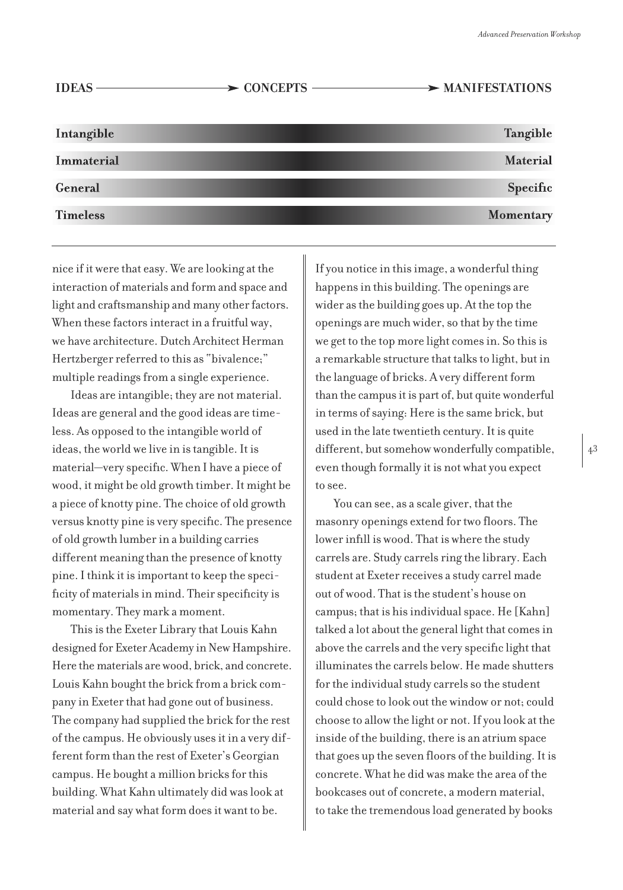**IDEAS** ⟶ **CONCEPTS** ⟶ **MANIFESTATIONS**

| | |
|---|---|
| **Intangible** | **Tangible** |
| **Immaterial** | **Material** |
| **General** | **Specific** |
| **Timeless** | **Momentary** |

nice if it were that easy. We are looking at the interaction of materials and form and space and light and craftsmanship and many other factors. When these factors interact in a fruitful way, we have architecture. Dutch Architect Herman Hertzberger referred to this as "bivalence;" multiple readings from a single experience.

Ideas are intangible; they are not material. Ideas are general and the good ideas are timeless. As opposed to the intangible world of ideas, the world we live in is tangible. It is material—very specific. When I have a piece of wood, it might be old growth timber. It might be a piece of knotty pine. The choice of old growth versus knotty pine is very specific. The presence of old growth lumber in a building carries different meaning than the presence of knotty pine. I think it is important to keep the specificity of materials in mind. Their specificity is momentary. They mark a moment.

This is the Exeter Library that Louis Kahn designed for Exeter Academy in New Hampshire. Here the materials are wood, brick, and concrete. Louis Kahn bought the brick from a brick company in Exeter that had gone out of business. The company had supplied the brick for the rest of the campus. He obviously uses it in a very different form than the rest of Exeter's Georgian campus. He bought a million bricks for this building. What Kahn ultimately did was look at material and say what form does it want to be.

If you notice in this image, a wonderful thing happens in this building. The openings are wider as the building goes up. At the top the openings are much wider, so that by the time we get to the top more light comes in. So this is a remarkable structure that talks to light, but in the language of bricks. A very different form than the campus it is part of, but quite wonderful in terms of saying: Here is the same brick, but used in the late twentieth century. It is quite different, but somehow wonderfully compatible, even though formally it is not what you expect to see.

You can see, as a scale giver, that the masonry openings extend for two floors. The lower infill is wood. That is where the study carrels are. Study carrels ring the library. Each student at Exeter receives a study carrel made out of wood. That is the student's house on campus; that is his individual space. He [Kahn] talked a lot about the general light that comes in above the carrels and the very specific light that illuminates the carrels below. He made shutters for the individual study carrels so the student could chose to look out the window or not; could choose to allow the light or not. If you look at the inside of the building, there is an atrium space that goes up the seven floors of the building. It is concrete. What he did was make the area of the bookcases out of concrete, a modern material, to take the tremendous load generated by books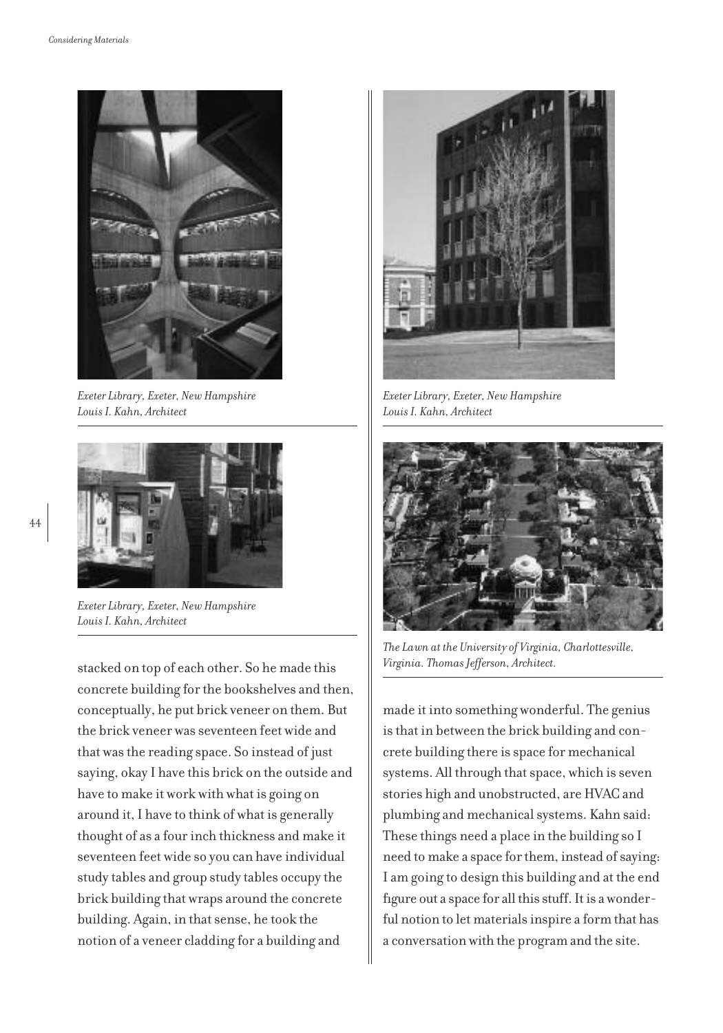*Exeter Library, Exeter, New Hampshire*
*Louis I. Kahn, Architect*

*Exeter Library, Exeter, New Hampshire*
*Louis I. Kahn, Architect*

*Exeter Library, Exeter, New Hampshire*
*Louis I. Kahn, Architect*

*The Lawn at the University of Virginia, Charlottesville, Virginia. Thomas Jefferson, Architect.*

stacked on top of each other. So he made this concrete building for the bookshelves and then, conceptually, he put brick veneer on them. But the brick veneer was seventeen feet wide and that was the reading space. So instead of just saying, okay I have this brick on the outside and have to make it work with what is going on around it, I have to think of what is generally thought of as a four inch thickness and make it seventeen feet wide so you can have individual study tables and group study tables occupy the brick building that wraps around the concrete building. Again, in that sense, he took the notion of a veneer cladding for a building and made it into something wonderful. The genius is that in between the brick building and concrete building there is space for mechanical systems. All through that space, which is seven stories high and unobstructed, are HVAC and plumbing and mechanical systems. Kahn said: These things need a place in the building so I need to make a space for them, instead of saying: I am going to design this building and at the end figure out a space for all this stuff. It is a wonderful notion to let materials inspire a form that has a conversation with the program and the site.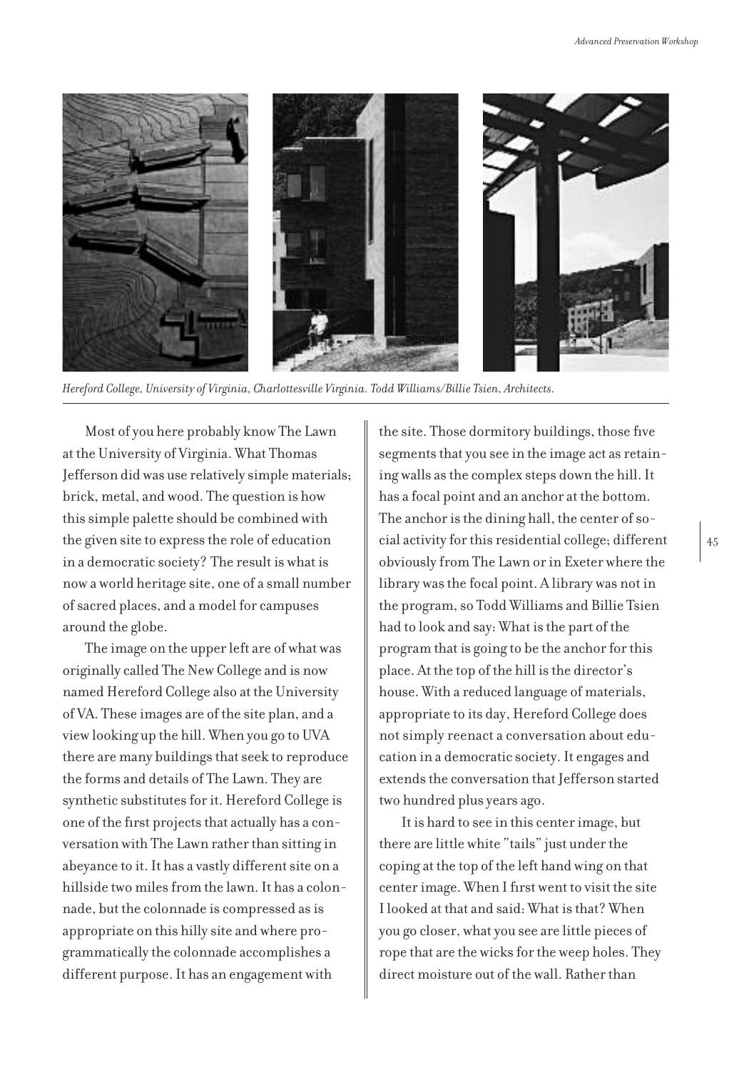*Hereford College, University of Virginia, Charlottesville Virginia. Todd Williams/Billie Tsien, Architects.*

Most of you here probably know The Lawn at the University of Virginia. What Thomas Jefferson did was use relatively simple materials; brick, metal, and wood. The question is how this simple palette should be combined with the given site to express the role of education in a democratic society? The result is what is now a world heritage site, one of a small number of sacred places, and a model for campuses around the globe.

The image on the upper left are of what was originally called The New College and is now named Hereford College also at the University of VA. These images are of the site plan, and a view looking up the hill. When you go to UVA there are many buildings that seek to reproduce the forms and details of The Lawn. They are synthetic substitutes for it. Hereford College is one of the first projects that actually has a conversation with The Lawn rather than sitting in abeyance to it. It has a vastly different site on a hillside two miles from the lawn. It has a colonnade, but the colonnade is compressed as is appropriate on this hilly site and where programmatically the colonnade accomplishes a different purpose. It has an engagement with the site. Those dormitory buildings, those five segments that you see in the image act as retaining walls as the complex steps down the hill. It has a focal point and an anchor at the bottom. The anchor is the dining hall, the center of social activity for this residential college; different obviously from The Lawn or in Exeter where the library was the focal point. A library was not in the program, so Todd Williams and Billie Tsien had to look and say: What is the part of the program that is going to be the anchor for this place. At the top of the hill is the director's house. With a reduced language of materials, appropriate to its day, Hereford College does not simply reenact a conversation about education in a democratic society. It engages and extends the conversation that Jefferson started two hundred plus years ago.

It is hard to see in this center image, but there are little white "tails" just under the coping at the top of the left hand wing on that center image. When I first went to visit the site I looked at that and said: What is that? When you go closer, what you see are little pieces of rope that are the wicks for the weep holes. They direct moisture out of the wall. Rather than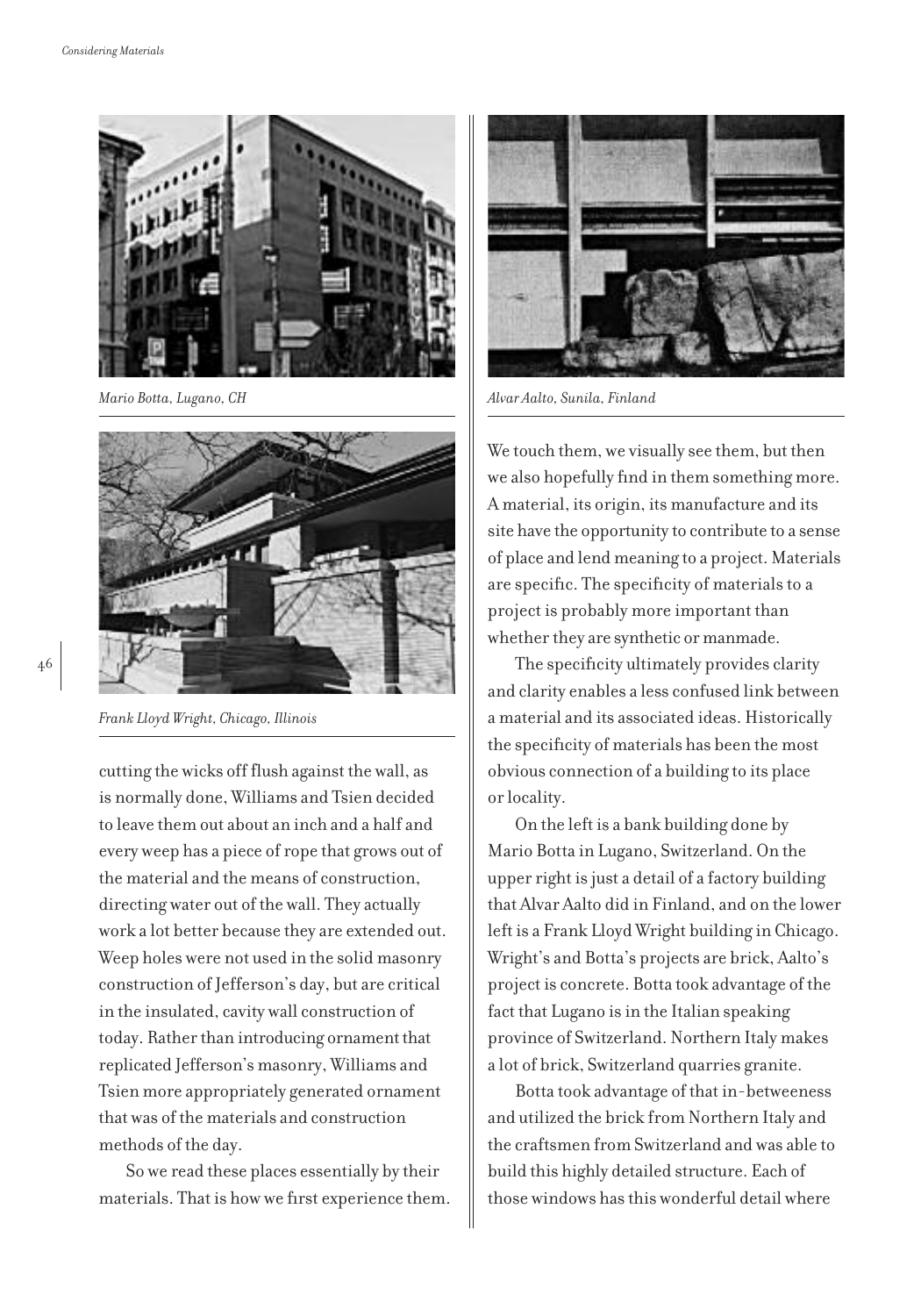*Mario Botta, Lugano, CH*

*Frank Lloyd Wright, Chicago, Illinois*

cutting the wicks off flush against the wall, as is normally done, Williams and Tsien decided to leave them out about an inch and a half and every weep has a piece of rope that grows out of the material and the means of construction, directing water out of the wall. They actually work a lot better because they are extended out. Weep holes were not used in the solid masonry construction of Jefferson's day, but are critical in the insulated, cavity wall construction of today. Rather than introducing ornament that replicated Jefferson's masonry, Williams and Tsien more appropriately generated ornament that was of the materials and construction methods of the day.

So we read these places essentially by their materials. That is how we first experience them.

*Alvar Aalto, Sunila, Finland*

We touch them, we visually see them, but then we also hopefully find in them something more. A material, its origin, its manufacture and its site have the opportunity to contribute to a sense of place and lend meaning to a project. Materials are specific. The specificity of materials to a project is probably more important than whether they are synthetic or manmade.

The specificity ultimately provides clarity and clarity enables a less confused link between a material and its associated ideas. Historically the specificity of materials has been the most obvious connection of a building to its place or locality.

On the left is a bank building done by Mario Botta in Lugano, Switzerland. On the upper right is just a detail of a factory building that Alvar Aalto did in Finland, and on the lower left is a Frank Lloyd Wright building in Chicago. Wright's and Botta's projects are brick, Aalto's project is concrete. Botta took advantage of the fact that Lugano is in the Italian speaking province of Switzerland. Northern Italy makes a lot of brick, Switzerland quarries granite.

Botta took advantage of that in-betweeness and utilized the brick from Northern Italy and the craftsmen from Switzerland and was able to build this highly detailed structure. Each of those windows has this wonderful detail where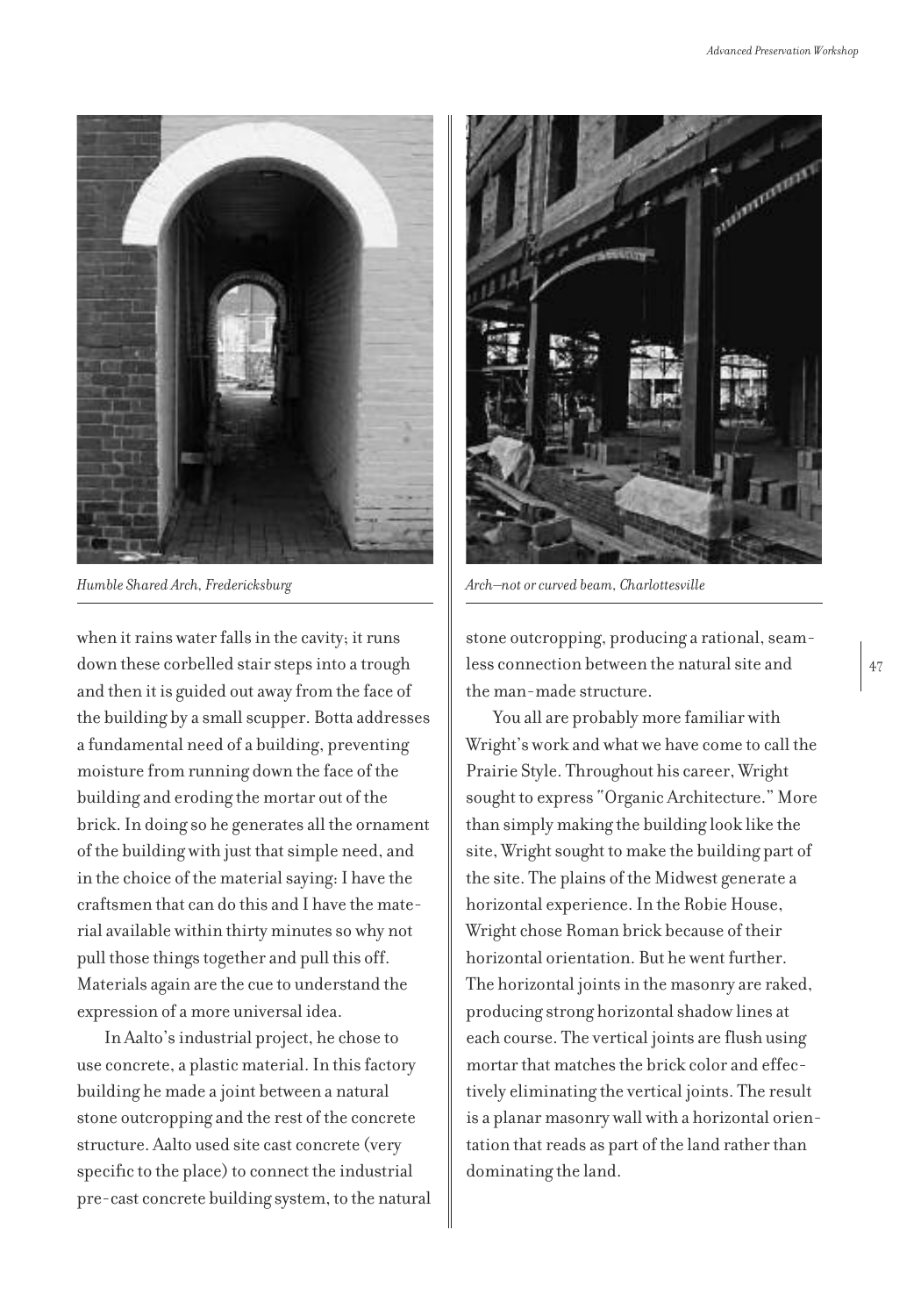*Humble Shared Arch, Fredericksburg*

*Arch–not or curved beam, Charlottesville*

when it rains water falls in the cavity; it runs down these corbelled stair steps into a trough and then it is guided out away from the face of the building by a small scupper. Botta addresses a fundamental need of a building, preventing moisture from running down the face of the building and eroding the mortar out of the brick. In doing so he generates all the ornament of the building with just that simple need, and in the choice of the material saying: I have the craftsmen that can do this and I have the material available within thirty minutes so why not pull those things together and pull this off. Materials again are the cue to understand the expression of a more universal idea.

In Aalto's industrial project, he chose to use concrete, a plastic material. In this factory building he made a joint between a natural stone outcropping and the rest of the concrete structure. Aalto used site cast concrete (very specific to the place) to connect the industrial pre-cast concrete building system, to the natural stone outcropping, producing a rational, seamless connection between the natural site and the man-made structure.

You all are probably more familiar with Wright's work and what we have come to call the Prairie Style. Throughout his career, Wright sought to express "Organic Architecture." More than simply making the building look like the site, Wright sought to make the building part of the site. The plains of the Midwest generate a horizontal experience. In the Robie House, Wright chose Roman brick because of their horizontal orientation. But he went further. The horizontal joints in the masonry are raked, producing strong horizontal shadow lines at each course. The vertical joints are flush using mortar that matches the brick color and effectively eliminating the vertical joints. The result is a planar masonry wall with a horizontal orientation that reads as part of the land rather than dominating the land.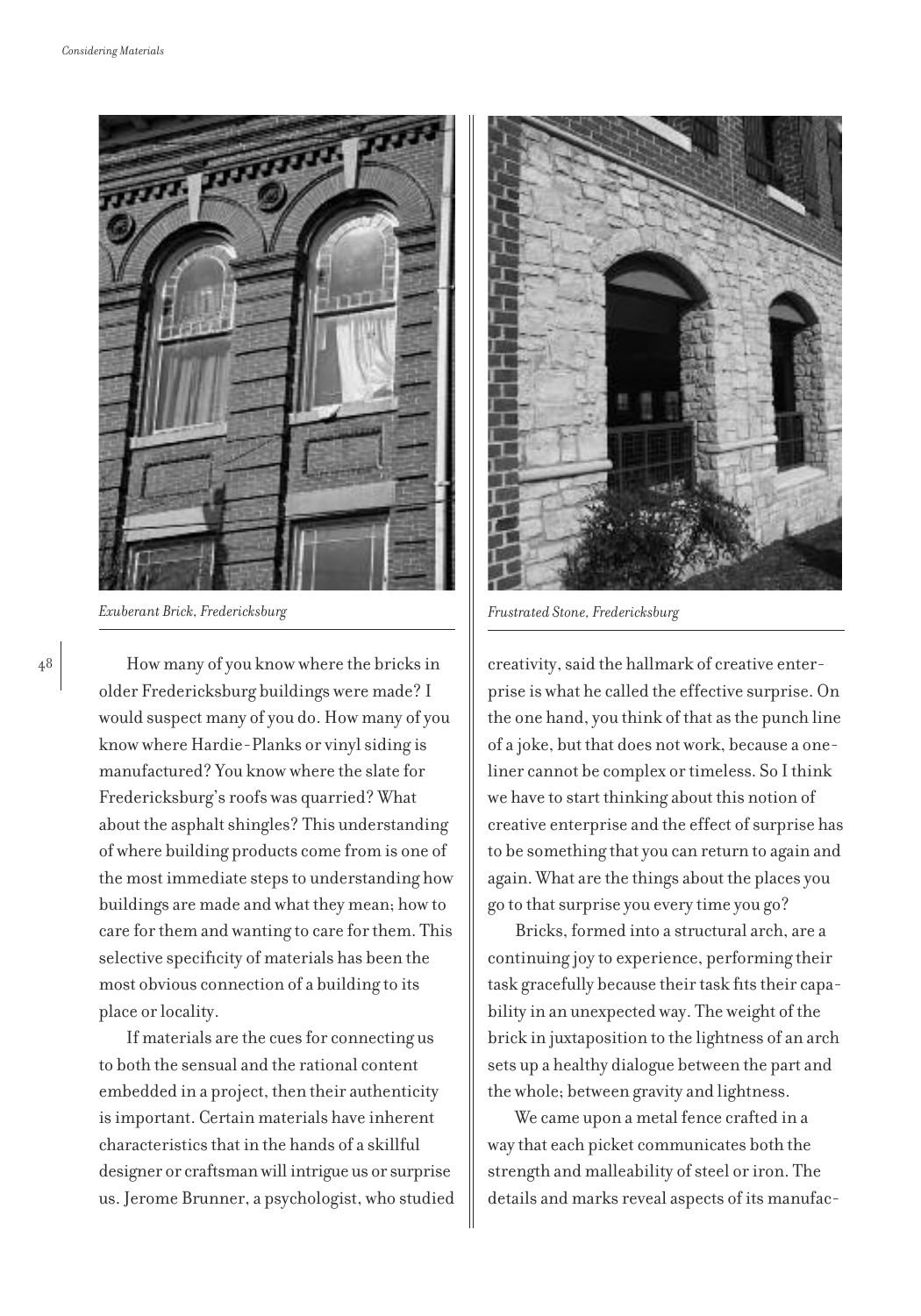*Exuberant Brick, Fredericksburg*

*Frustrated Stone, Fredericksburg*

How many of you know where the bricks in older Fredericksburg buildings were made? I would suspect many of you do. How many of you know where Hardie-Planks or vinyl siding is manufactured? You know where the slate for Fredericksburg's roofs was quarried? What about the asphalt shingles? This understanding of where building products come from is one of the most immediate steps to understanding how buildings are made and what they mean; how to care for them and wanting to care for them. This selective specificity of materials has been the most obvious connection of a building to its place or locality.

If materials are the cues for connecting us to both the sensual and the rational content embedded in a project, then their authenticity is important. Certain materials have inherent characteristics that in the hands of a skillful designer or craftsman will intrigue us or surprise us. Jerome Brunner, a psychologist, who studied creativity, said the hallmark of creative enterprise is what he called the effective surprise. On the one hand, you think of that as the punch line of a joke, but that does not work, because a one-liner cannot be complex or timeless. So I think we have to start thinking about this notion of creative enterprise and the effect of surprise has to be something that you can return to again and again. What are the things about the places you go to that surprise you every time you go?

Bricks, formed into a structural arch, are a continuing joy to experience, performing their task gracefully because their task fits their capability in an unexpected way. The weight of the brick in juxtaposition to the lightness of an arch sets up a healthy dialogue between the part and the whole; between gravity and lightness.

We came upon a metal fence crafted in a way that each picket communicates both the strength and malleability of steel or iron. The details and marks reveal aspects of its manufac-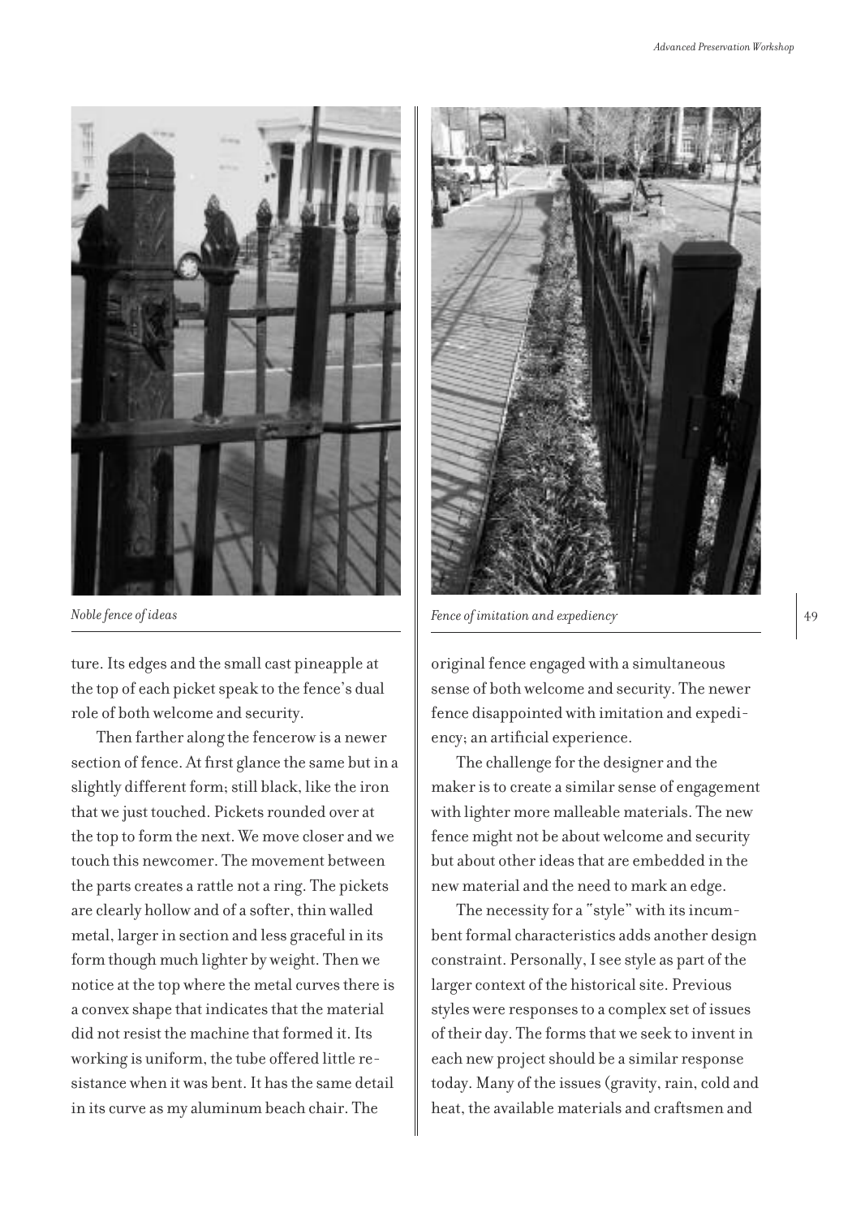*Noble fence of ideas*

*Fence of imitation and expediency*

ture. Its edges and the small cast pineapple at the top of each picket speak to the fence's dual role of both welcome and security.

Then farther along the fencerow is a newer section of fence. At first glance the same but in a slightly different form; still black, like the iron that we just touched. Pickets rounded over at the top to form the next. We move closer and we touch this newcomer. The movement between the parts creates a rattle not a ring. The pickets are clearly hollow and of a softer, thin walled metal, larger in section and less graceful in its form though much lighter by weight. Then we notice at the top where the metal curves there is a convex shape that indicates that the material did not resist the machine that formed it. Its working is uniform, the tube offered little resistance when it was bent. It has the same detail in its curve as my aluminum beach chair. The original fence engaged with a simultaneous sense of both welcome and security. The newer fence disappointed with imitation and expediency; an artificial experience.

The challenge for the designer and the maker is to create a similar sense of engagement with lighter more malleable materials. The new fence might not be about welcome and security but about other ideas that are embedded in the new material and the need to mark an edge.

The necessity for a "style" with its incumbent formal characteristics adds another design constraint. Personally, I see style as part of the larger context of the historical site. Previous styles were responses to a complex set of issues of their day. The forms that we seek to invent in each new project should be a similar response today. Many of the issues (gravity, rain, cold and heat, the available materials and craftsmen and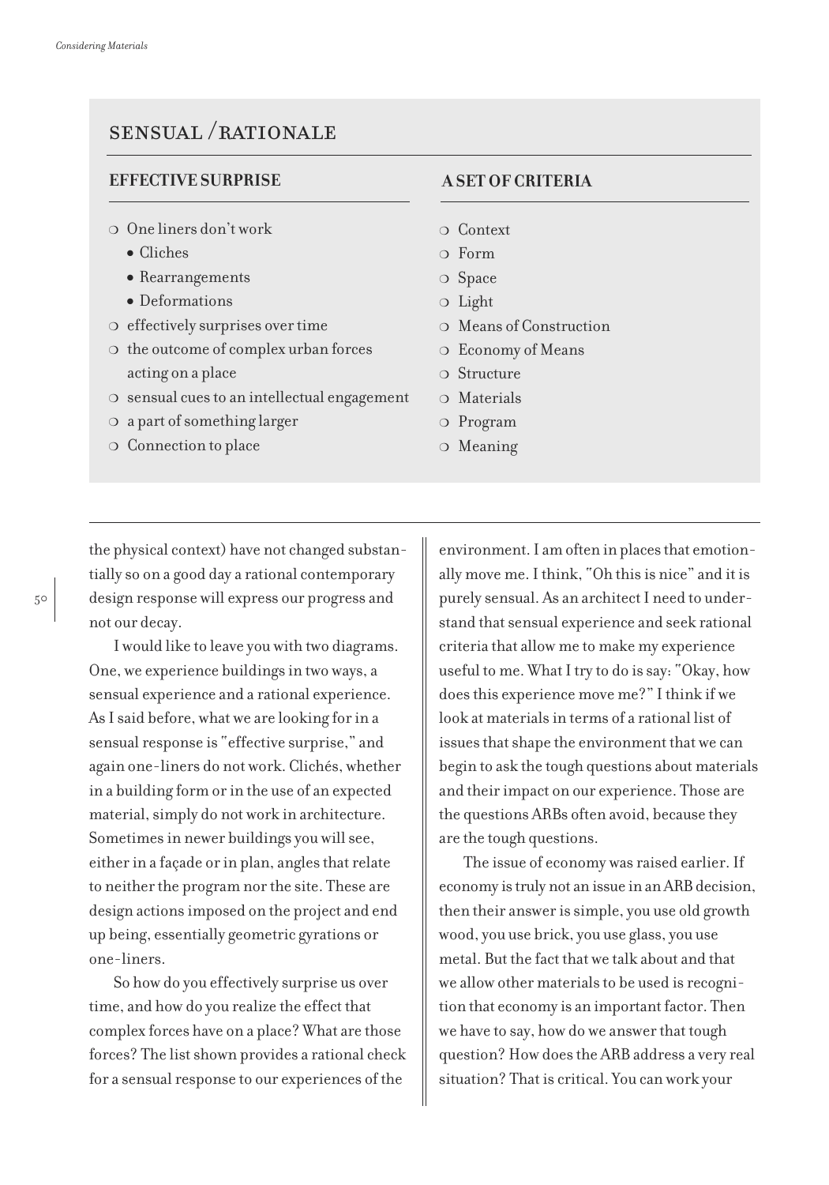## SENSUAL / RATIONALE

### EFFECTIVE SURPRISE

- One liners don't work
  - Cliches
  - Rearrangements
  - Deformations
- effectively surprises over time
- the outcome of complex urban forces acting on a place
- sensual cues to an intellectual engagement
- a part of something larger
- Connection to place

### A SET OF CRITERIA

- Context
- Form
- Space
- Light
- Means of Construction
- Economy of Means
- Structure
- Materials
- Program
- Meaning

---

the physical context) have not changed substantially so on a good day a rational contemporary design response will express our progress and not our decay.

I would like to leave you with two diagrams. One, we experience buildings in two ways, a sensual experience and a rational experience. As I said before, what we are looking for in a sensual response is "effective surprise," and again one-liners do not work. Clichés, whether in a building form or in the use of an expected material, simply do not work in architecture. Sometimes in newer buildings you will see, either in a façade or in plan, angles that relate to neither the program nor the site. These are design actions imposed on the project and end up being, essentially geometric gyrations or one-liners.

So how do you effectively surprise us over time, and how do you realize the effect that complex forces have on a place? What are those forces? The list shown provides a rational check for a sensual response to our experiences of the environment. I am often in places that emotionally move me. I think, "Oh this is nice" and it is purely sensual. As an architect I need to understand that sensual experience and seek rational criteria that allow me to make my experience useful to me. What I try to do is say: "Okay, how does this experience move me?" I think if we look at materials in terms of a rational list of issues that shape the environment that we can begin to ask the tough questions about materials and their impact on our experience. Those are the questions ARBs often avoid, because they are the tough questions.

The issue of economy was raised earlier. If economy is truly not an issue in an ARB decision, then their answer is simple, you use old growth wood, you use brick, you use glass, you use metal. But the fact that we talk about and that we allow other materials to be used is recognition that economy is an important factor. Then we have to say, how do we answer that tough question? How does the ARB address a very real situation? That is critical. You can work your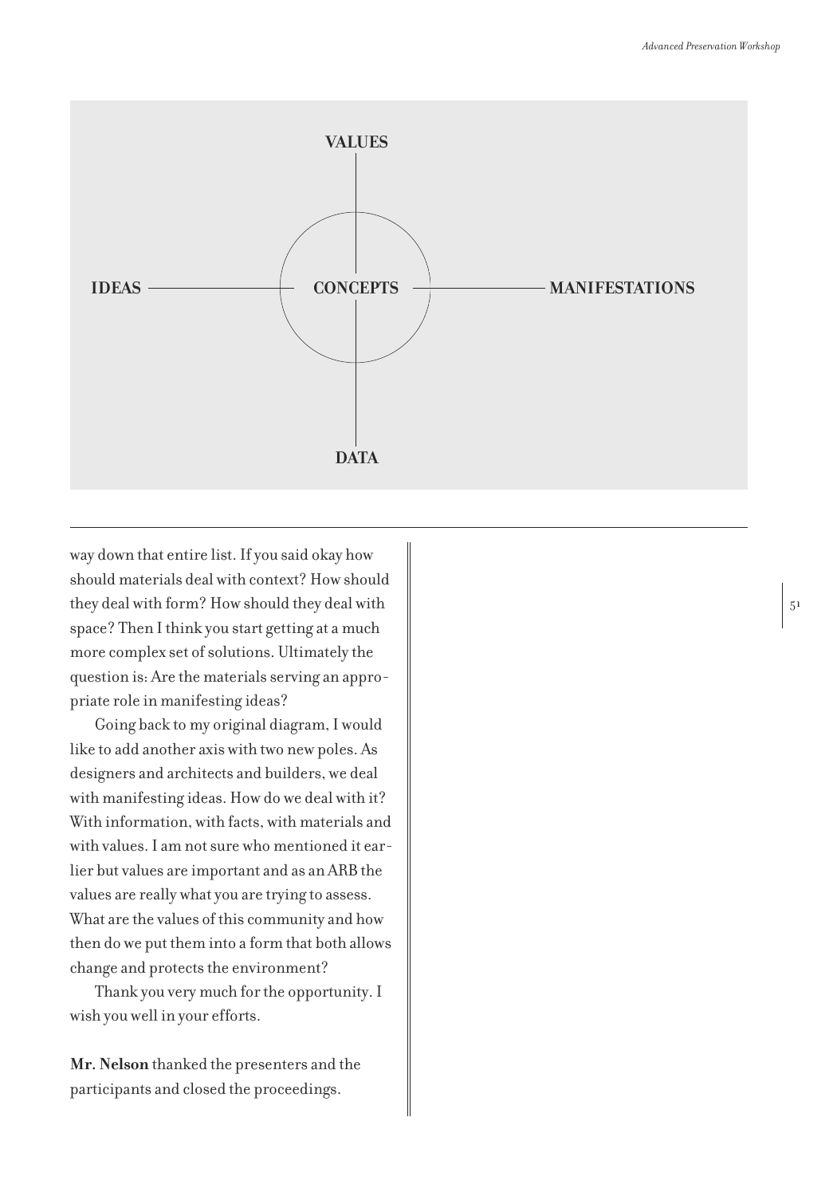VALUES

IDEAS — CONCEPTS — MANIFESTATIONS

DATA

---

way down that entire list. If you said okay how should materials deal with context? How should they deal with form? How should they deal with space? Then I think you start getting at a much more complex set of solutions. Ultimately the question is: Are the materials serving an appropriate role in manifesting ideas?

Going back to my original diagram, I would like to add another axis with two new poles. As designers and architects and builders, we deal with manifesting ideas. How do we deal with it? With information, with facts, with materials and with values. I am not sure who mentioned it earlier but values are important and as an ARB the values are really what you are trying to assess. What are the values of this community and how then do we put them into a form that both allows change and protects the environment?

Thank you very much for the opportunity. I wish you well in your efforts.

**Mr. Nelson** thanked the presenters and the participants and closed the proceedings.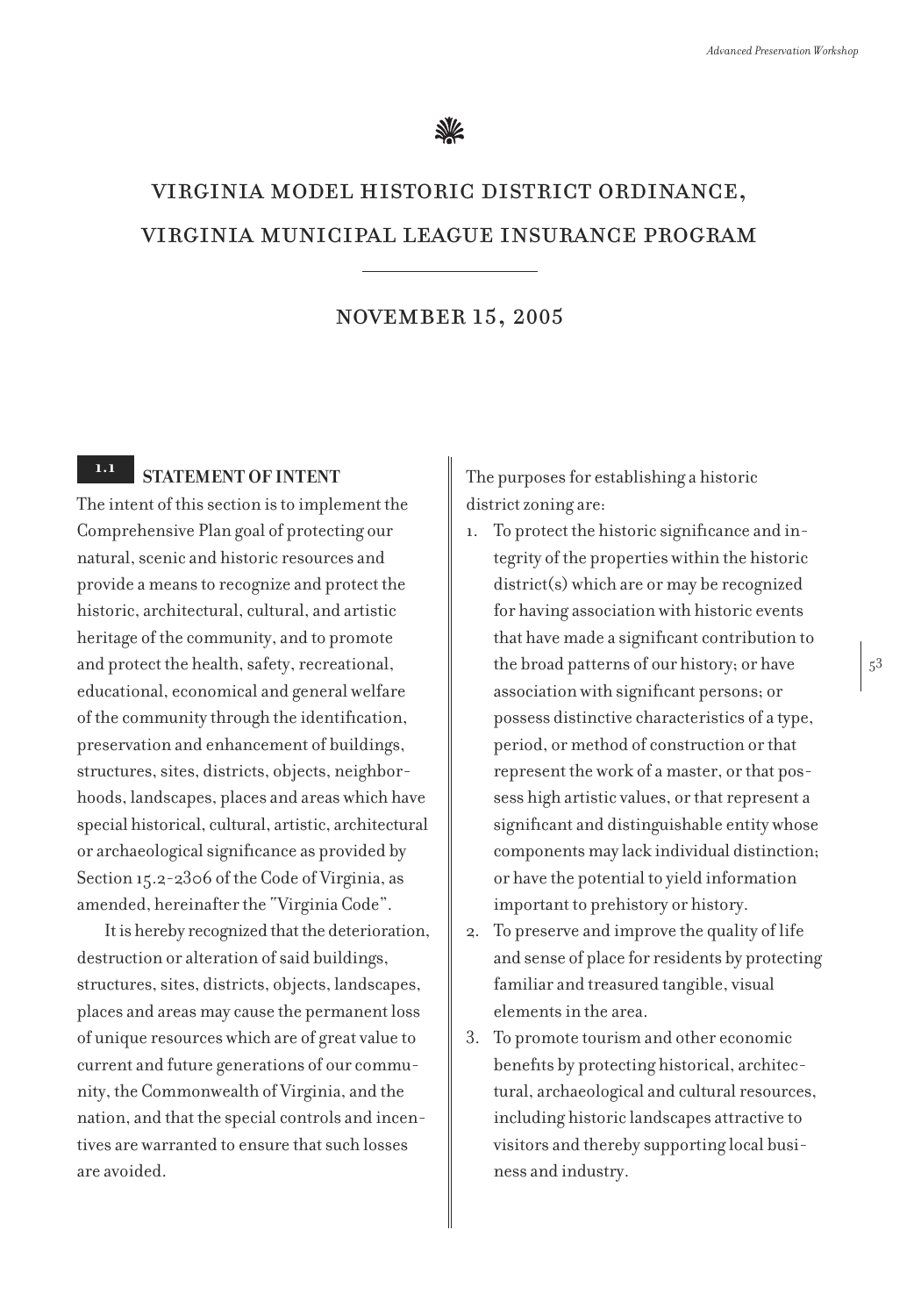# VIRGINIA MODEL HISTORIC DISTRICT ORDINANCE, VIRGINIA MUNICIPAL LEAGUE INSURANCE PROGRAM

## NOVEMBER 15, 2005

### 1.1 STATEMENT OF INTENT

The intent of this section is to implement the Comprehensive Plan goal of protecting our natural, scenic and historic resources and provide a means to recognize and protect the historic, architectural, cultural, and artistic heritage of the community, and to promote and protect the health, safety, recreational, educational, economical and general welfare of the community through the identification, preservation and enhancement of buildings, structures, sites, districts, objects, neighborhoods, landscapes, places and areas which have special historical, cultural, artistic, architectural or archaeological significance as provided by Section 15.2-2306 of the Code of Virginia, as amended, hereinafter the "Virginia Code".

It is hereby recognized that the deterioration, destruction or alteration of said buildings, structures, sites, districts, objects, landscapes, places and areas may cause the permanent loss of unique resources which are of great value to current and future generations of our community, the Commonwealth of Virginia, and the nation, and that the special controls and incentives are warranted to ensure that such losses are avoided.

The purposes for establishing a historic district zoning are:

1. To protect the historic significance and integrity of the properties within the historic district(s) which are or may be recognized for having association with historic events that have made a significant contribution to the broad patterns of our history; or have association with significant persons; or possess distinctive characteristics of a type, period, or method of construction or that represent the work of a master, or that possess high artistic values, or that represent a significant and distinguishable entity whose components may lack individual distinction; or have the potential to yield information important to prehistory or history.
2. To preserve and improve the quality of life and sense of place for residents by protecting familiar and treasured tangible, visual elements in the area.
3. To promote tourism and other economic benefits by protecting historical, architectural, archaeological and cultural resources, including historic landscapes attractive to visitors and thereby supporting local business and industry.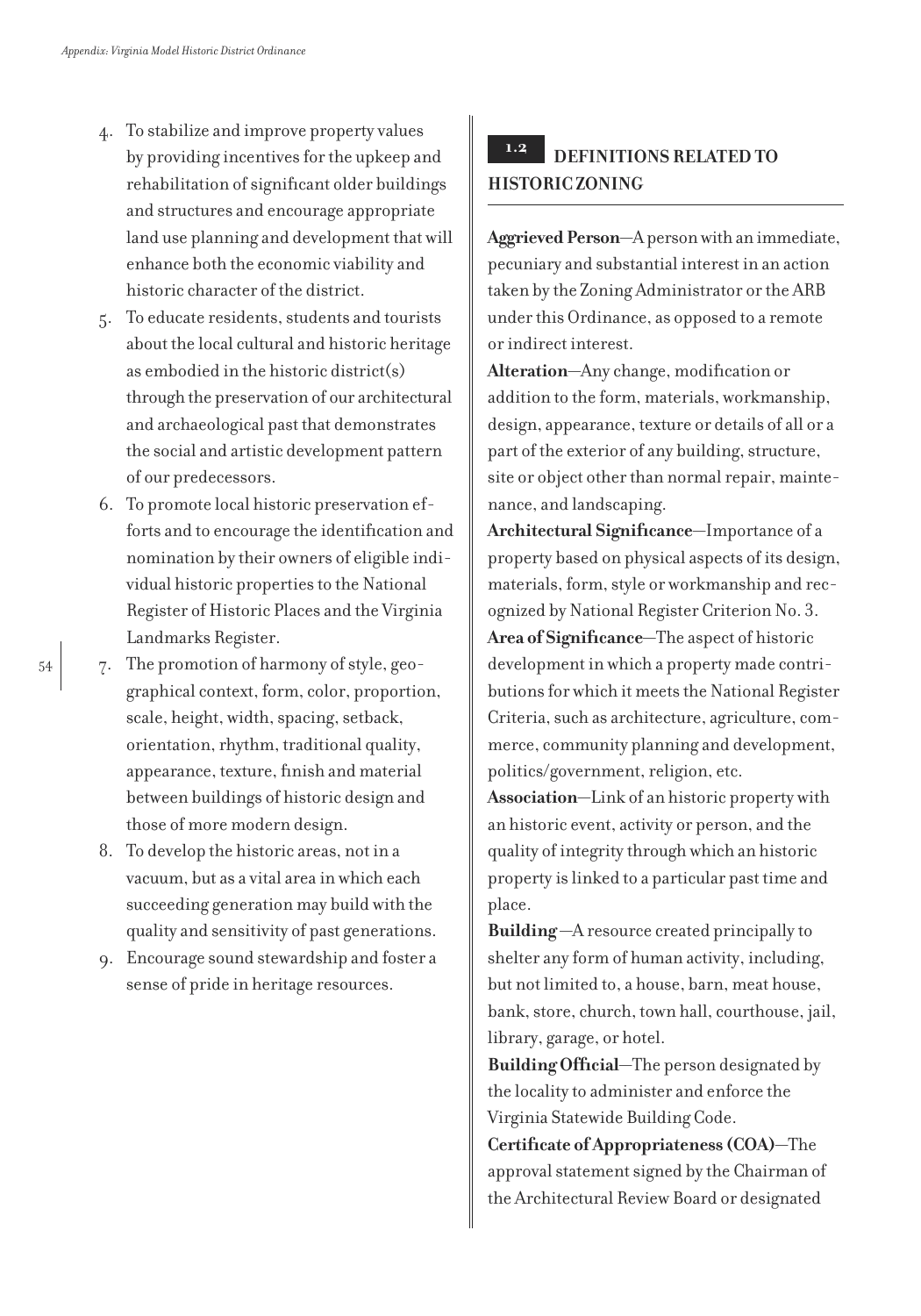4. To stabilize and improve property values by providing incentives for the upkeep and rehabilitation of significant older buildings and structures and encourage appropriate land use planning and development that will enhance both the economic viability and historic character of the district.
5. To educate residents, students and tourists about the local cultural and historic heritage as embodied in the historic district(s) through the preservation of our architectural and archaeological past that demonstrates the social and artistic development pattern of our predecessors.
6. To promote local historic preservation efforts and to encourage the identification and nomination by their owners of eligible individual historic properties to the National Register of Historic Places and the Virginia Landmarks Register.
7. The promotion of harmony of style, geographical context, form, color, proportion, scale, height, width, spacing, setback, orientation, rhythm, traditional quality, appearance, texture, finish and material between buildings of historic design and those of more modern design.
8. To develop the historic areas, not in a vacuum, but as a vital area in which each succeeding generation may build with the quality and sensitivity of past generations.
9. Encourage sound stewardship and foster a sense of pride in heritage resources.

## 1.2 DEFINITIONS RELATED TO HISTORIC ZONING

**Aggrieved Person**—A person with an immediate, pecuniary and substantial interest in an action taken by the Zoning Administrator or the ARB under this Ordinance, as opposed to a remote or indirect interest.

**Alteration**—Any change, modification or addition to the form, materials, workmanship, design, appearance, texture or details of all or a part of the exterior of any building, structure, site or object other than normal repair, maintenance, and landscaping.

**Architectural Significance**—Importance of a property based on physical aspects of its design, materials, form, style or workmanship and recognized by National Register Criterion No. 3.

**Area of Significance**—The aspect of historic development in which a property made contributions for which it meets the National Register Criteria, such as architecture, agriculture, commerce, community planning and development, politics/government, religion, etc.

**Association**—Link of an historic property with an historic event, activity or person, and the quality of integrity through which an historic property is linked to a particular past time and place.

**Building**—A resource created principally to shelter any form of human activity, including, but not limited to, a house, barn, meat house, bank, store, church, town hall, courthouse, jail, library, garage, or hotel.

**Building Official**—The person designated by the locality to administer and enforce the Virginia Statewide Building Code.

**Certificate of Appropriateness (COA)**—The approval statement signed by the Chairman of the Architectural Review Board or designated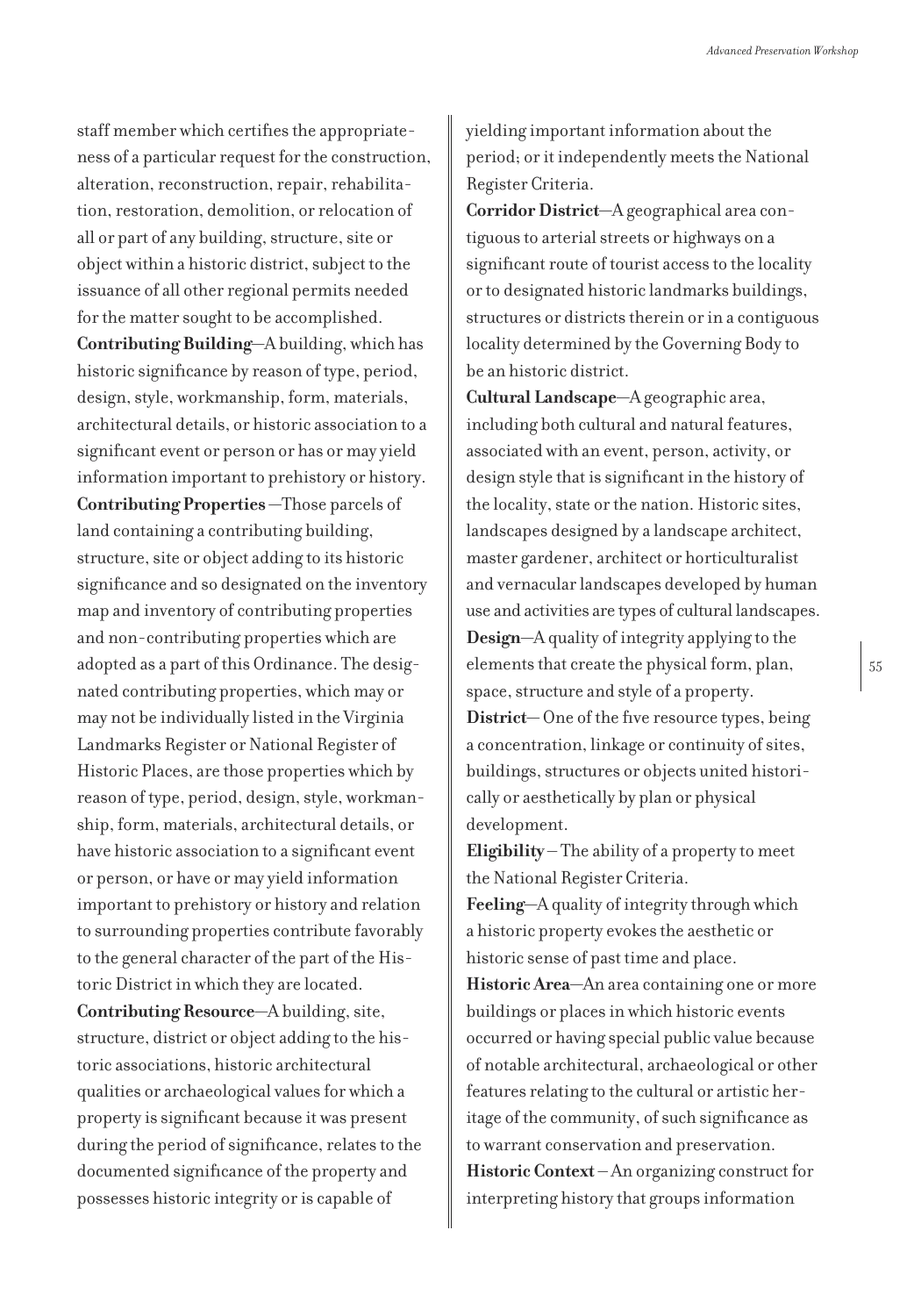staff member which certifies the appropriateness of a particular request for the construction, alteration, reconstruction, repair, rehabilitation, restoration, demolition, or relocation of all or part of any building, structure, site or object within a historic district, subject to the issuance of all other regional permits needed for the matter sought to be accomplished.

**Contributing Building**—A building, which has historic significance by reason of type, period, design, style, workmanship, form, materials, architectural details, or historic association to a significant event or person or has or may yield information important to prehistory or history.

**Contributing Properties** —Those parcels of land containing a contributing building, structure, site or object adding to its historic significance and so designated on the inventory map and inventory of contributing properties and non-contributing properties which are adopted as a part of this Ordinance. The designated contributing properties, which may or may not be individually listed in the Virginia Landmarks Register or National Register of Historic Places, are those properties which by reason of type, period, design, style, workmanship, form, materials, architectural details, or have historic association to a significant event or person, or have or may yield information important to prehistory or history and relation to surrounding properties contribute favorably to the general character of the part of the Historic District in which they are located.

**Contributing Resource**—A building, site, structure, district or object adding to the historic associations, historic architectural qualities or archaeological values for which a property is significant because it was present during the period of significance, relates to the documented significance of the property and possesses historic integrity or is capable of yielding important information about the period; or it independently meets the National Register Criteria.

**Corridor District**—A geographical area contiguous to arterial streets or highways on a significant route of tourist access to the locality or to designated historic landmarks buildings, structures or districts therein or in a contiguous locality determined by the Governing Body to be an historic district.

**Cultural Landscape**—A geographic area, including both cultural and natural features, associated with an event, person, activity, or design style that is significant in the history of the locality, state or the nation. Historic sites, landscapes designed by a landscape architect, master gardener, architect or horticulturalist and vernacular landscapes developed by human use and activities are types of cultural landscapes.

**Design**—A quality of integrity applying to the elements that create the physical form, plan, space, structure and style of a property.

**District**— One of the five resource types, being a concentration, linkage or continuity of sites, buildings, structures or objects united historically or aesthetically by plan or physical development.

**Eligibility** – The ability of a property to meet the National Register Criteria.

**Feeling**—A quality of integrity through which a historic property evokes the aesthetic or historic sense of past time and place.

**Historic Area**—An area containing one or more buildings or places in which historic events occurred or having special public value because of notable architectural, archaeological or other features relating to the cultural or artistic heritage of the community, of such significance as to warrant conservation and preservation.

**Historic Context** – An organizing construct for interpreting history that groups information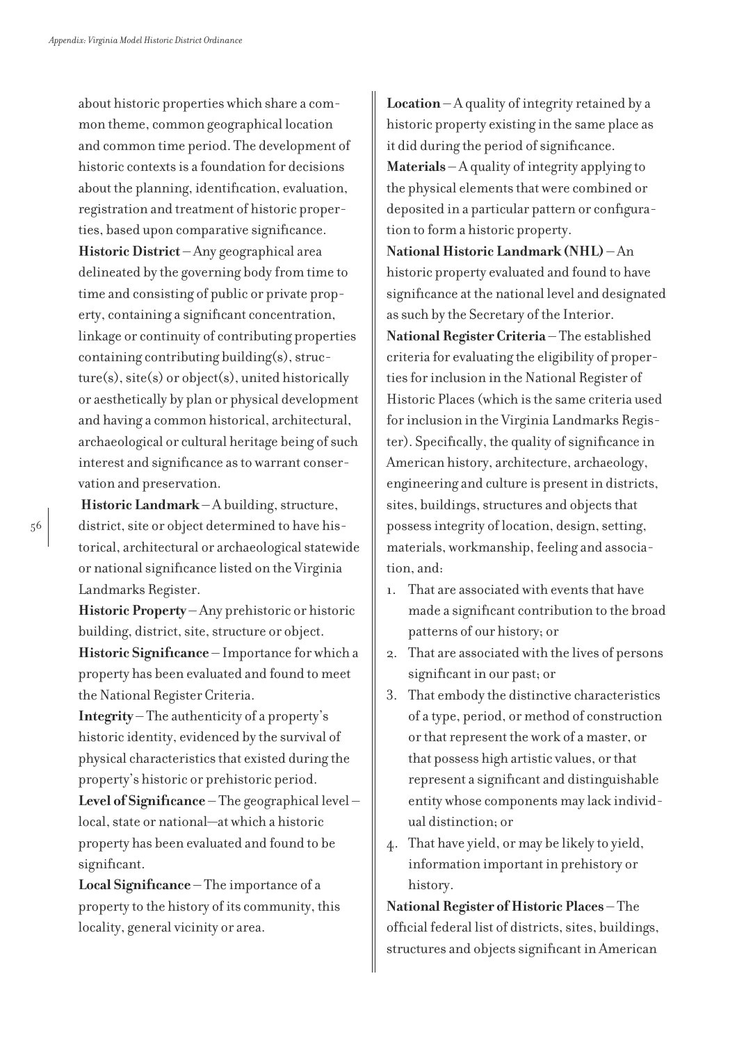about historic properties which share a common theme, common geographical location and common time period. The development of historic contexts is a foundation for decisions about the planning, identification, evaluation, registration and treatment of historic properties, based upon comparative significance.

**Historic District** – Any geographical area delineated by the governing body from time to time and consisting of public or private property, containing a significant concentration, linkage or continuity of contributing properties containing contributing building(s), structure(s), site(s) or object(s), united historically or aesthetically by plan or physical development and having a common historical, architectural, archaeological or cultural heritage being of such interest and significance as to warrant conservation and preservation.

**Historic Landmark** – A building, structure, district, site or object determined to have historical, architectural or archaeological statewide or national significance listed on the Virginia Landmarks Register.

**Historic Property** – Any prehistoric or historic building, district, site, structure or object.

**Historic Significance** – Importance for which a property has been evaluated and found to meet the National Register Criteria.

**Integrity** – The authenticity of a property's historic identity, evidenced by the survival of physical characteristics that existed during the property's historic or prehistoric period.

**Level of Significance** – The geographical level – local, state or national—at which a historic property has been evaluated and found to be significant.

**Local Significance** – The importance of a property to the history of its community, this locality, general vicinity or area.

**Location** – A quality of integrity retained by a historic property existing in the same place as it did during the period of significance.

**Materials** – A quality of integrity applying to the physical elements that were combined or deposited in a particular pattern or configuration to form a historic property.

**National Historic Landmark (NHL)** – An historic property evaluated and found to have significance at the national level and designated as such by the Secretary of the Interior.

**National Register Criteria** – The established criteria for evaluating the eligibility of properties for inclusion in the National Register of Historic Places (which is the same criteria used for inclusion in the Virginia Landmarks Register). Specifically, the quality of significance in American history, architecture, archaeology, engineering and culture is present in districts, sites, buildings, structures and objects that possess integrity of location, design, setting, materials, workmanship, feeling and association, and:

1. That are associated with events that have made a significant contribution to the broad patterns of our history; or
2. That are associated with the lives of persons significant in our past; or
3. That embody the distinctive characteristics of a type, period, or method of construction or that represent the work of a master, or that possess high artistic values, or that represent a significant and distinguishable entity whose components may lack individual distinction; or
4. That have yield, or may be likely to yield, information important in prehistory or history.

**National Register of Historic Places** – The official federal list of districts, sites, buildings, structures and objects significant in American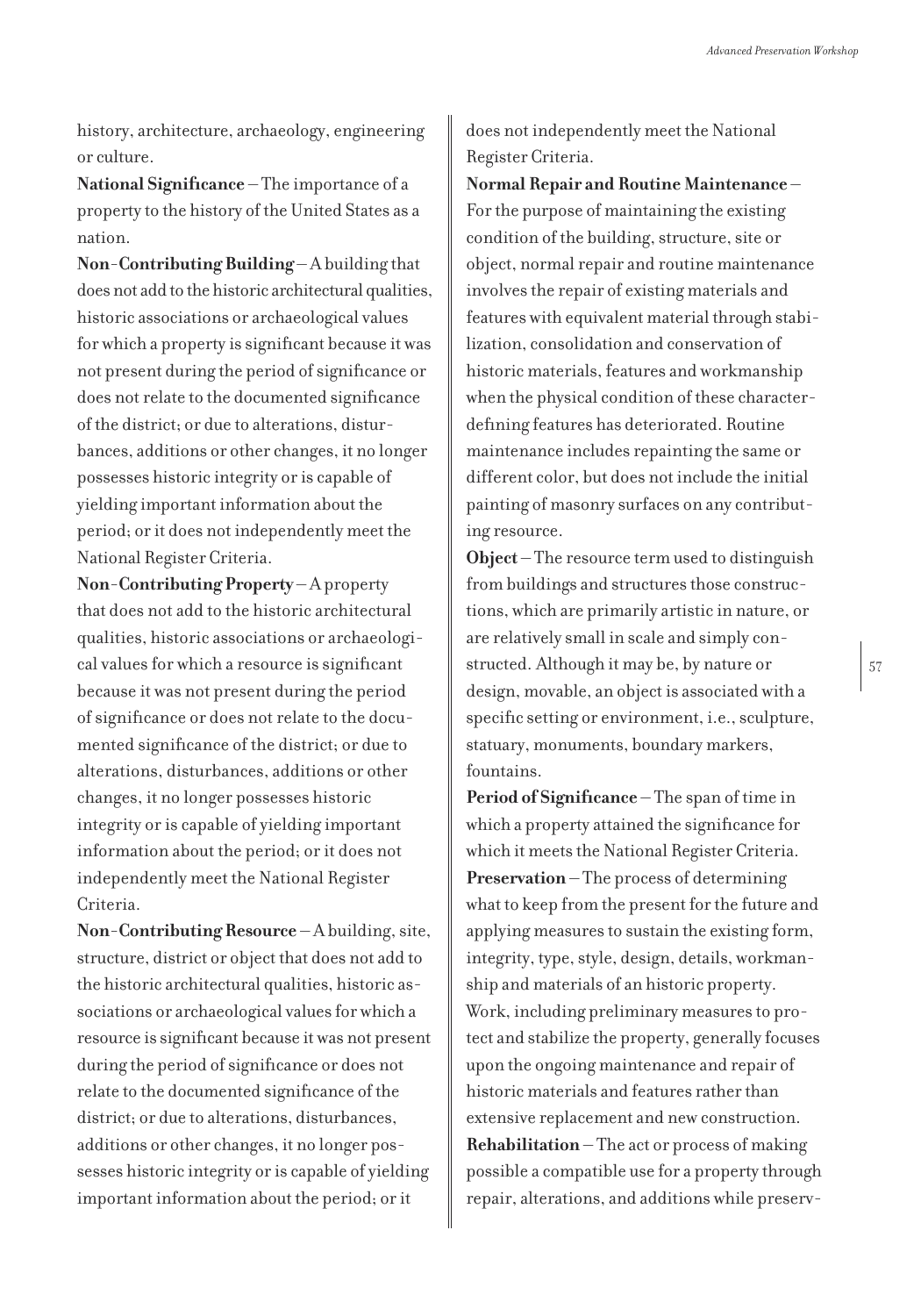history, architecture, archaeology, engineering or culture.

**National Significance** – The importance of a property to the history of the United States as a nation.

**Non-Contributing Building** – A building that does not add to the historic architectural qualities, historic associations or archaeological values for which a property is significant because it was not present during the period of significance or does not relate to the documented significance of the district; or due to alterations, disturbances, additions or other changes, it no longer possesses historic integrity or is capable of yielding important information about the period; or it does not independently meet the National Register Criteria.

**Non-Contributing Property** – A property that does not add to the historic architectural qualities, historic associations or archaeological values for which a resource is significant because it was not present during the period of significance or does not relate to the documented significance of the district; or due to alterations, disturbances, additions or other changes, it no longer possesses historic integrity or is capable of yielding important information about the period; or it does not independently meet the National Register Criteria.

**Non-Contributing Resource** – A building, site, structure, district or object that does not add to the historic architectural qualities, historic associations or archaeological values for which a resource is significant because it was not present during the period of significance or does not relate to the documented significance of the district; or due to alterations, disturbances, additions or other changes, it no longer possesses historic integrity or is capable of yielding important information about the period; or it does not independently meet the National Register Criteria.

**Normal Repair and Routine Maintenance** – For the purpose of maintaining the existing condition of the building, structure, site or object, normal repair and routine maintenance involves the repair of existing materials and features with equivalent material through stabilization, consolidation and conservation of historic materials, features and workmanship when the physical condition of these character-defining features has deteriorated. Routine maintenance includes repainting the same or different color, but does not include the initial painting of masonry surfaces on any contributing resource.

**Object** – The resource term used to distinguish from buildings and structures those constructions, which are primarily artistic in nature, or are relatively small in scale and simply constructed. Although it may be, by nature or design, movable, an object is associated with a specific setting or environment, i.e., sculpture, statuary, monuments, boundary markers, fountains.

**Period of Significance** – The span of time in which a property attained the significance for which it meets the National Register Criteria.

**Preservation** – The process of determining what to keep from the present for the future and applying measures to sustain the existing form, integrity, type, style, design, details, workmanship and materials of an historic property. Work, including preliminary measures to protect and stabilize the property, generally focuses upon the ongoing maintenance and repair of historic materials and features rather than extensive replacement and new construction.

**Rehabilitation** – The act or process of making possible a compatible use for a property through repair, alterations, and additions while preserv-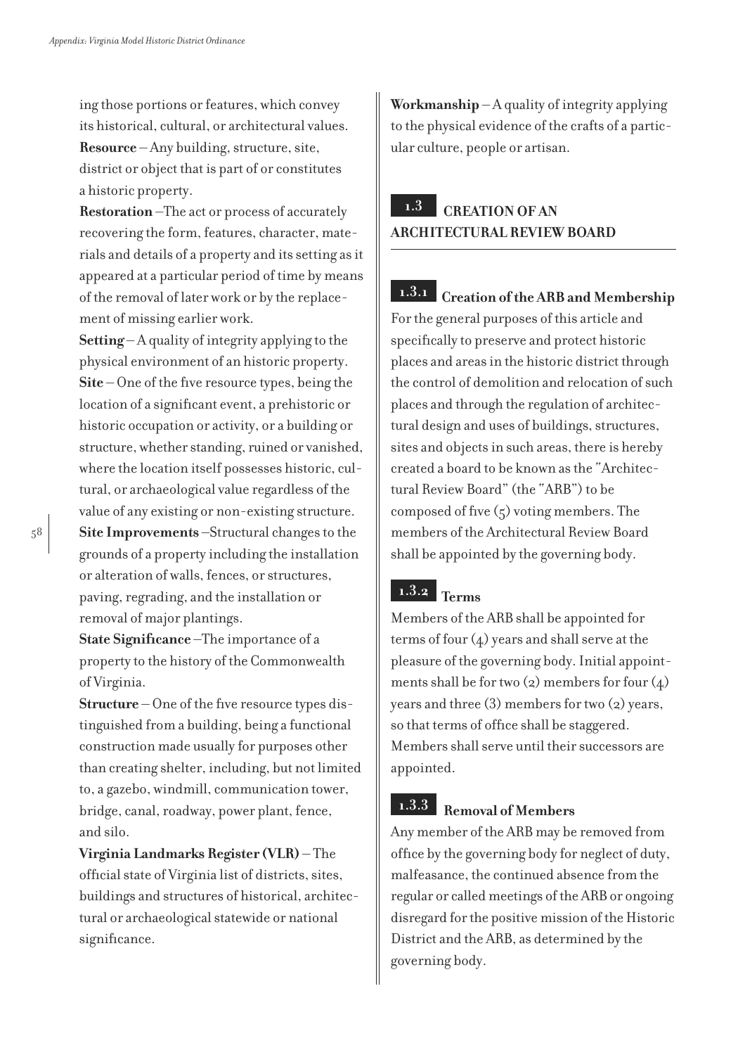ing those portions or features, which convey its historical, cultural, or architectural values.

**Resource** – Any building, structure, site, district or object that is part of or constitutes a historic property.

**Restoration** –The act or process of accurately recovering the form, features, character, materials and details of a property and its setting as it appeared at a particular period of time by means of the removal of later work or by the replacement of missing earlier work.

**Setting** – A quality of integrity applying to the physical environment of an historic property.

**Site** – One of the five resource types, being the location of a significant event, a prehistoric or historic occupation or activity, or a building or structure, whether standing, ruined or vanished, where the location itself possesses historic, cultural, or archaeological value regardless of the value of any existing or non-existing structure.

**Site Improvements** –Structural changes to the grounds of a property including the installation or alteration of walls, fences, or structures, paving, regrading, and the installation or removal of major plantings.

**State Significance** –The importance of a property to the history of the Commonwealth of Virginia.

**Structure** – One of the five resource types distinguished from a building, being a functional construction made usually for purposes other than creating shelter, including, but not limited to, a gazebo, windmill, communication tower, bridge, canal, roadway, power plant, fence, and silo.

**Virginia Landmarks Register (VLR)** – The official state of Virginia list of districts, sites, buildings and structures of historical, architectural or archaeological statewide or national significance.

**Workmanship** – A quality of integrity applying to the physical evidence of the crafts of a particular culture, people or artisan.

## 1.3 CREATION OF AN ARCHITECTURAL REVIEW BOARD

### 1.3.1 Creation of the ARB and Membership

For the general purposes of this article and specifically to preserve and protect historic places and areas in the historic district through the control of demolition and relocation of such places and through the regulation of architectural design and uses of buildings, structures, sites and objects in such areas, there is hereby created a board to be known as the "Architectural Review Board" (the "ARB") to be composed of five (5) voting members. The members of the Architectural Review Board shall be appointed by the governing body.

### 1.3.2 Terms

Members of the ARB shall be appointed for terms of four (4) years and shall serve at the pleasure of the governing body. Initial appointments shall be for two (2) members for four (4) years and three (3) members for two (2) years, so that terms of office shall be staggered. Members shall serve until their successors are appointed.

### 1.3.3 Removal of Members

Any member of the ARB may be removed from office by the governing body for neglect of duty, malfeasance, the continued absence from the regular or called meetings of the ARB or ongoing disregard for the positive mission of the Historic District and the ARB, as determined by the governing body.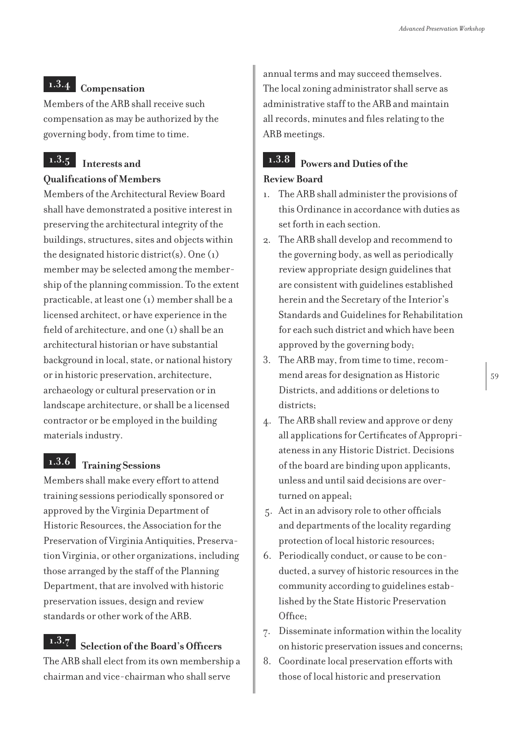### 1.3.4 Compensation

Members of the ARB shall receive such compensation as may be authorized by the governing body, from time to time.

### 1.3.5 Interests and Qualifications of Members

Members of the Architectural Review Board shall have demonstrated a positive interest in preserving the architectural integrity of the buildings, structures, sites and objects within the designated historic district(s). One (1) member may be selected among the membership of the planning commission. To the extent practicable, at least one (1) member shall be a licensed architect, or have experience in the field of architecture, and one (1) shall be an architectural historian or have substantial background in local, state, or national history or in historic preservation, architecture, archaeology or cultural preservation or in landscape architecture, or shall be a licensed contractor or be employed in the building materials industry.

### 1.3.6 Training Sessions

Members shall make every effort to attend training sessions periodically sponsored or approved by the Virginia Department of Historic Resources, the Association for the Preservation of Virginia Antiquities, Preservation Virginia, or other organizations, including those arranged by the staff of the Planning Department, that are involved with historic preservation issues, design and review standards or other work of the ARB.

### 1.3.7 Selection of the Board's Officers

The ARB shall elect from its own membership a chairman and vice-chairman who shall serve annual terms and may succeed themselves. The local zoning administrator shall serve as administrative staff to the ARB and maintain all records, minutes and files relating to the ARB meetings.

### 1.3.8 Powers and Duties of the Review Board

1. The ARB shall administer the provisions of this Ordinance in accordance with duties as set forth in each section.
2. The ARB shall develop and recommend to the governing body, as well as periodically review appropriate design guidelines that are consistent with guidelines established herein and the Secretary of the Interior's Standards and Guidelines for Rehabilitation for each such district and which have been approved by the governing body;
3. The ARB may, from time to time, recommend areas for designation as Historic Districts, and additions or deletions to districts;
4. The ARB shall review and approve or deny all applications for Certificates of Appropriateness in any Historic District. Decisions of the board are binding upon applicants, unless and until said decisions are overturned on appeal;
5. Act in an advisory role to other officials and departments of the locality regarding protection of local historic resources;
6. Periodically conduct, or cause to be conducted, a survey of historic resources in the community according to guidelines established by the State Historic Preservation Office;
7. Disseminate information within the locality on historic preservation issues and concerns;
8. Coordinate local preservation efforts with those of local historic and preservation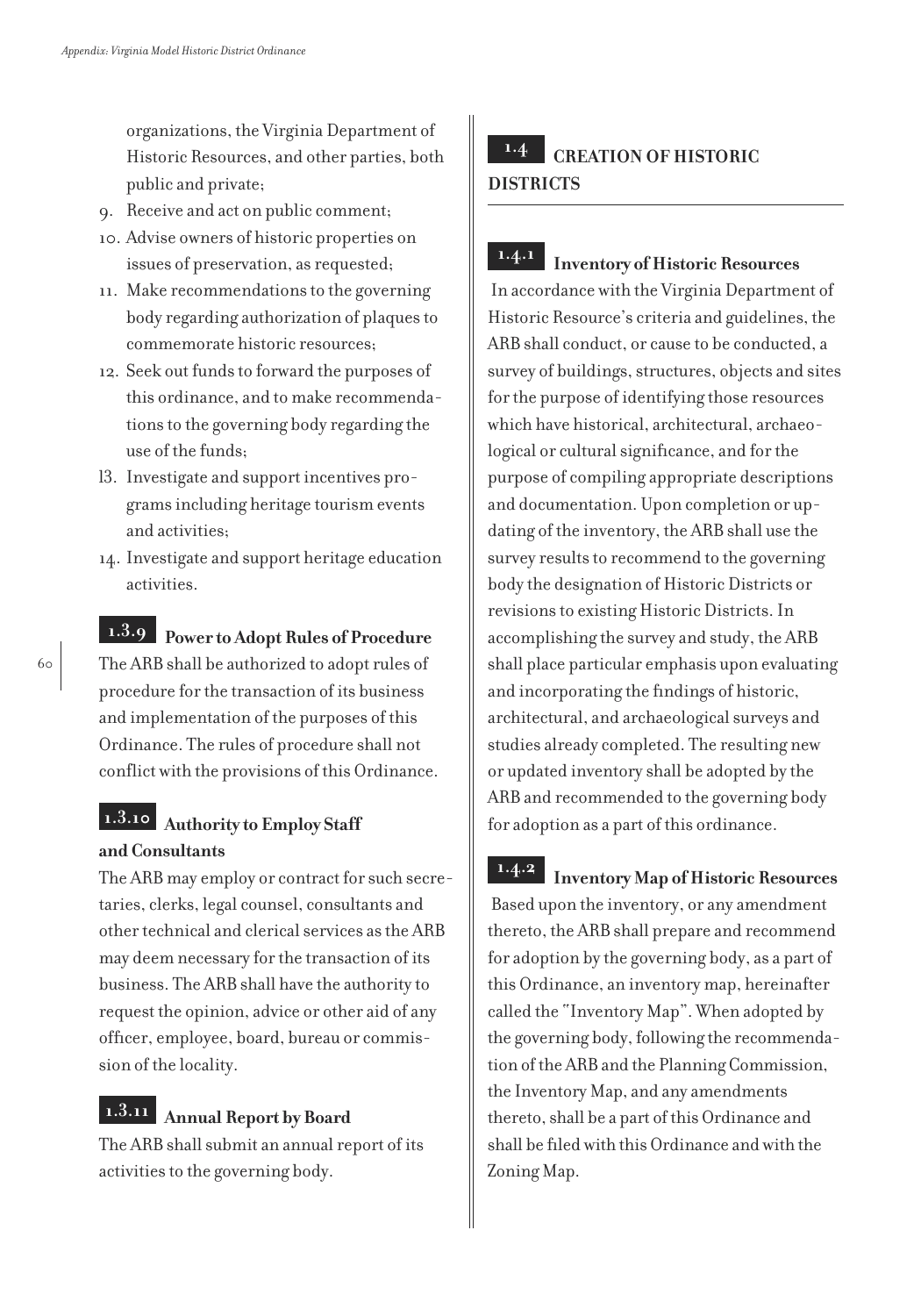organizations, the Virginia Department of Historic Resources, and other parties, both public and private;

9. Receive and act on public comment;
10. Advise owners of historic properties on issues of preservation, as requested;
11. Make recommendations to the governing body regarding authorization of plaques to commemorate historic resources;
12. Seek out funds to forward the purposes of this ordinance, and to make recommendations to the governing body regarding the use of the funds;
13. Investigate and support incentives programs including heritage tourism events and activities;
14. Investigate and support heritage education activities.

### 1.3.9 Power to Adopt Rules of Procedure

The ARB shall be authorized to adopt rules of procedure for the transaction of its business and implementation of the purposes of this Ordinance. The rules of procedure shall not conflict with the provisions of this Ordinance.

### 1.3.10 Authority to Employ Staff and Consultants

The ARB may employ or contract for such secretaries, clerks, legal counsel, consultants and other technical and clerical services as the ARB may deem necessary for the transaction of its business. The ARB shall have the authority to request the opinion, advice or other aid of any officer, employee, board, bureau or commission of the locality.

### 1.3.11 Annual Report by Board

The ARB shall submit an annual report of its activities to the governing body.

## 1.4 CREATION OF HISTORIC DISTRICTS

### 1.4.1 Inventory of Historic Resources

In accordance with the Virginia Department of Historic Resource's criteria and guidelines, the ARB shall conduct, or cause to be conducted, a survey of buildings, structures, objects and sites for the purpose of identifying those resources which have historical, architectural, archaeological or cultural significance, and for the purpose of compiling appropriate descriptions and documentation. Upon completion or updating of the inventory, the ARB shall use the survey results to recommend to the governing body the designation of Historic Districts or revisions to existing Historic Districts. In accomplishing the survey and study, the ARB shall place particular emphasis upon evaluating and incorporating the findings of historic, architectural, and archaeological surveys and studies already completed. The resulting new or updated inventory shall be adopted by the ARB and recommended to the governing body for adoption as a part of this ordinance.

### 1.4.2 Inventory Map of Historic Resources

Based upon the inventory, or any amendment thereto, the ARB shall prepare and recommend for adoption by the governing body, as a part of this Ordinance, an inventory map, hereinafter called the "Inventory Map". When adopted by the governing body, following the recommendation of the ARB and the Planning Commission, the Inventory Map, and any amendments thereto, shall be a part of this Ordinance and shall be filed with this Ordinance and with the Zoning Map.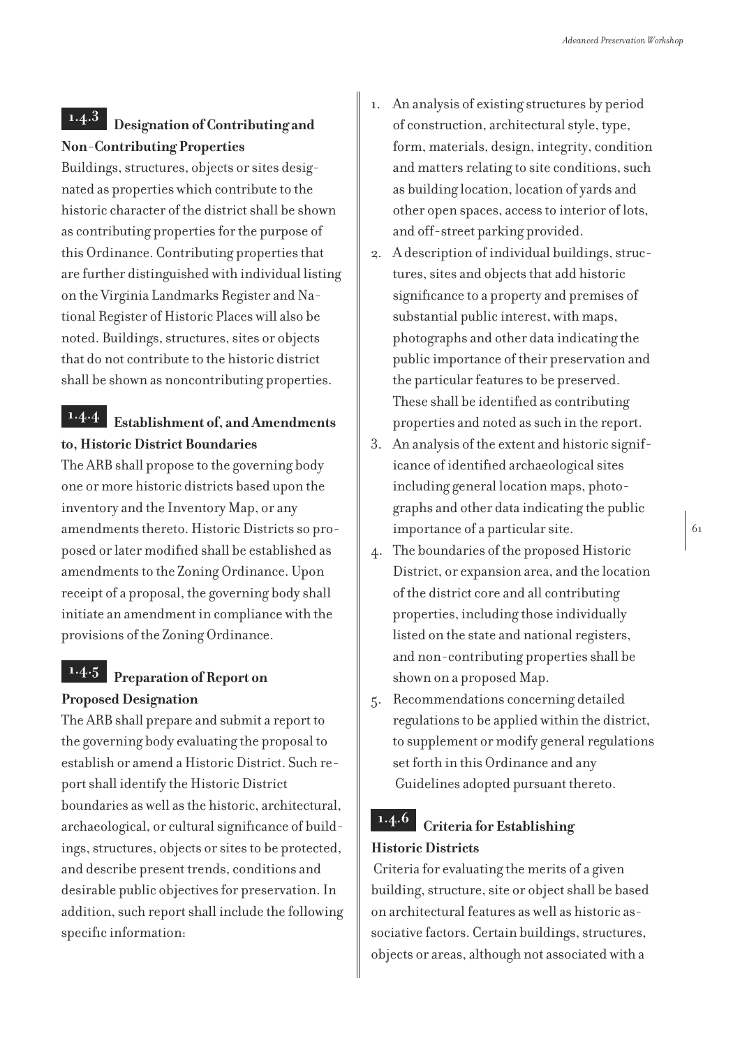### 1.4.3 Designation of Contributing and Non-Contributing Properties

Buildings, structures, objects or sites designated as properties which contribute to the historic character of the district shall be shown as contributing properties for the purpose of this Ordinance. Contributing properties that are further distinguished with individual listing on the Virginia Landmarks Register and National Register of Historic Places will also be noted. Buildings, structures, sites or objects that do not contribute to the historic district shall be shown as noncontributing properties.

### 1.4.4 Establishment of, and Amendments to, Historic District Boundaries

The ARB shall propose to the governing body one or more historic districts based upon the inventory and the Inventory Map, or any amendments thereto. Historic Districts so proposed or later modified shall be established as amendments to the Zoning Ordinance. Upon receipt of a proposal, the governing body shall initiate an amendment in compliance with the provisions of the Zoning Ordinance.

### 1.4.5 Preparation of Report on Proposed Designation

The ARB shall prepare and submit a report to the governing body evaluating the proposal to establish or amend a Historic District. Such report shall identify the Historic District boundaries as well as the historic, architectural, archaeological, or cultural significance of buildings, structures, objects or sites to be protected, and describe present trends, conditions and desirable public objectives for preservation. In addition, such report shall include the following specific information:

1. An analysis of existing structures by period of construction, architectural style, type, form, materials, design, integrity, condition and matters relating to site conditions, such as building location, location of yards and other open spaces, access to interior of lots, and off-street parking provided.
2. A description of individual buildings, structures, sites and objects that add historic significance to a property and premises of substantial public interest, with maps, photographs and other data indicating the public importance of their preservation and the particular features to be preserved. These shall be identified as contributing properties and noted as such in the report.
3. An analysis of the extent and historic significance of identified archaeological sites including general location maps, photographs and other data indicating the public importance of a particular site.
4. The boundaries of the proposed Historic District, or expansion area, and the location of the district core and all contributing properties, including those individually listed on the state and national registers, and non-contributing properties shall be shown on a proposed Map.
5. Recommendations concerning detailed regulations to be applied within the district, to supplement or modify general regulations set forth in this Ordinance and any Guidelines adopted pursuant thereto.

### 1.4.6 Criteria for Establishing Historic Districts

Criteria for evaluating the merits of a given building, structure, site or object shall be based on architectural features as well as historic associative factors. Certain buildings, structures, objects or areas, although not associated with a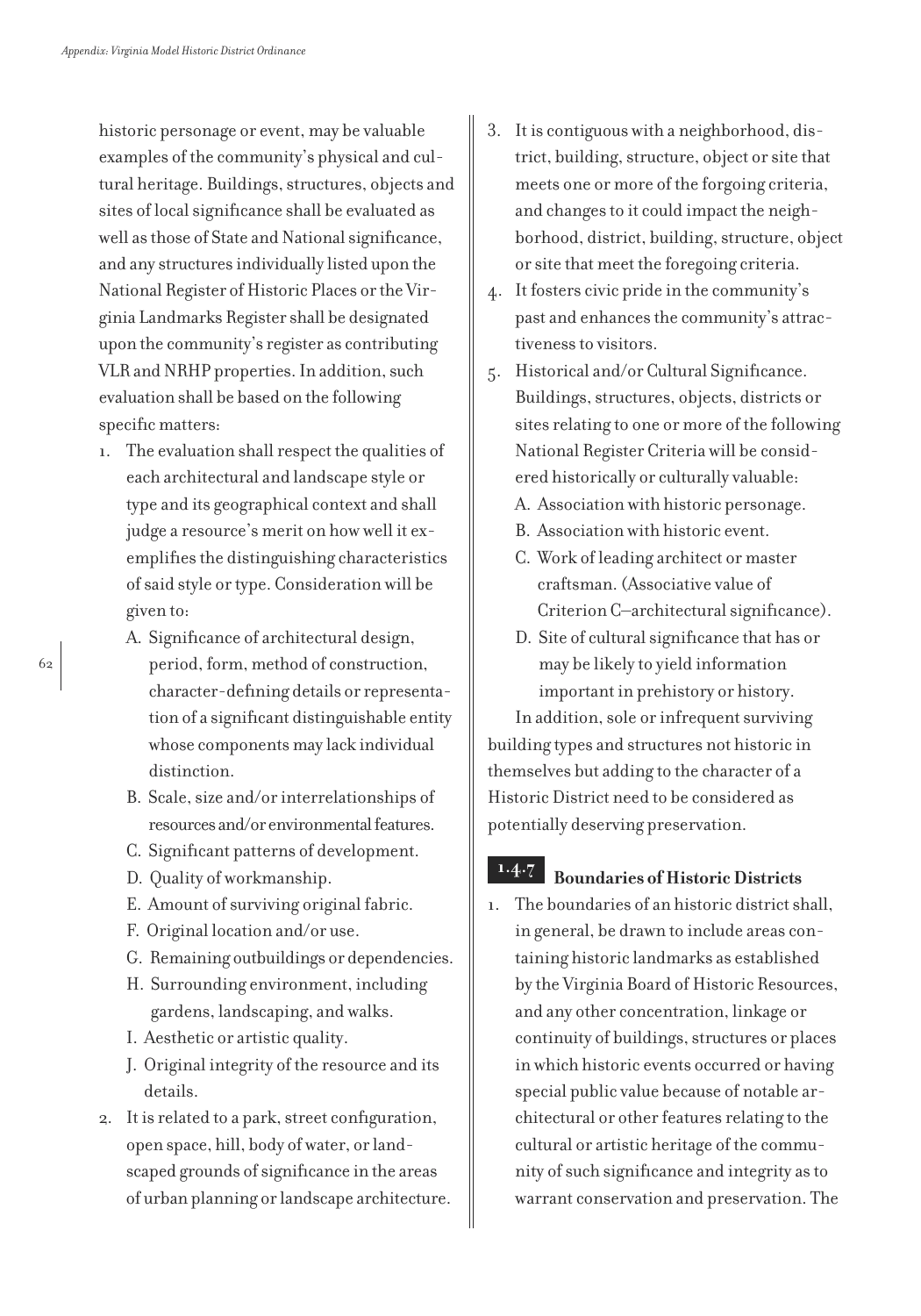historic personage or event, may be valuable examples of the community's physical and cultural heritage. Buildings, structures, objects and sites of local significance shall be evaluated as well as those of State and National significance, and any structures individually listed upon the National Register of Historic Places or the Virginia Landmarks Register shall be designated upon the community's register as contributing VLR and NRHP properties. In addition, such evaluation shall be based on the following specific matters:

1. The evaluation shall respect the qualities of each architectural and landscape style or type and its geographical context and shall judge a resource's merit on how well it exemplifies the distinguishing characteristics of said style or type. Consideration will be given to:
   - A. Significance of architectural design, period, form, method of construction, character-defining details or representation of a significant distinguishable entity whose components may lack individual distinction.
   - B. Scale, size and/or interrelationships of resources and/or environmental features.
   - C. Significant patterns of development.
   - D. Quality of workmanship.
   - E. Amount of surviving original fabric.
   - F. Original location and/or use.
   - G. Remaining outbuildings or dependencies.
   - H. Surrounding environment, including gardens, landscaping, and walks.
   - I. Aesthetic or artistic quality.
   - J. Original integrity of the resource and its details.
2. It is related to a park, street configuration, open space, hill, body of water, or landscaped grounds of significance in the areas of urban planning or landscape architecture.
3. It is contiguous with a neighborhood, district, building, structure, object or site that meets one or more of the forgoing criteria, and changes to it could impact the neighborhood, district, building, structure, object or site that meet the foregoing criteria.
4. It fosters civic pride in the community's past and enhances the community's attractiveness to visitors.
5. Historical and/or Cultural Significance. Buildings, structures, objects, districts or sites relating to one or more of the following National Register Criteria will be considered historically or culturally valuable:
   - A. Association with historic personage.
   - B. Association with historic event.
   - C. Work of leading architect or master craftsman. (Associative value of Criterion C—architectural significance).
   - D. Site of cultural significance that has or may be likely to yield information important in prehistory or history.

   In addition, sole or infrequent surviving building types and structures not historic in themselves but adding to the character of a Historic District need to be considered as potentially deserving preservation.

## 1.4.7 Boundaries of Historic Districts

1. The boundaries of an historic district shall, in general, be drawn to include areas containing historic landmarks as established by the Virginia Board of Historic Resources, and any other concentration, linkage or continuity of buildings, structures or places in which historic events occurred or having special public value because of notable architectural or other features relating to the cultural or artistic heritage of the community of such significance and integrity as to warrant conservation and preservation. The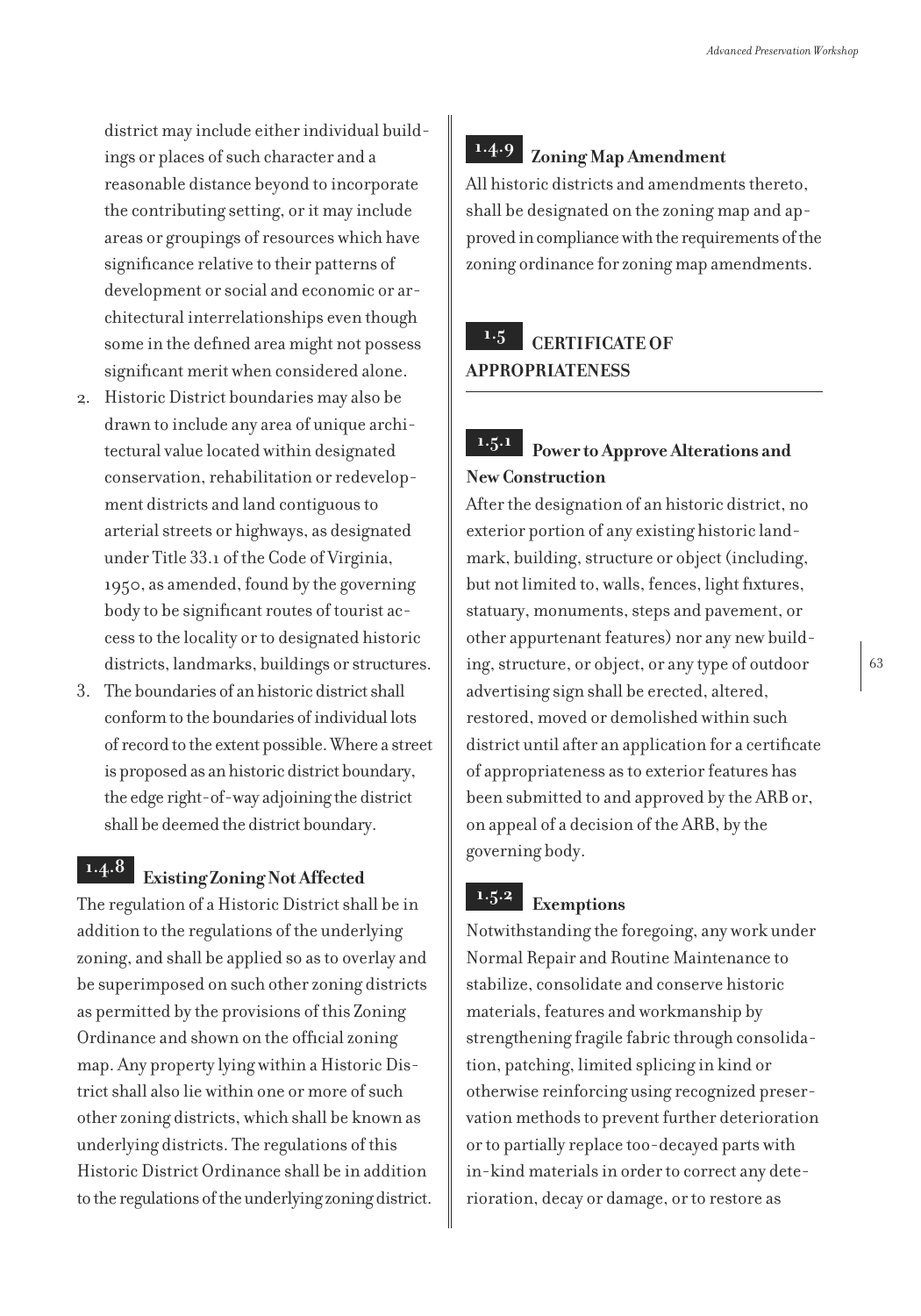district may include either individual buildings or places of such character and a reasonable distance beyond to incorporate the contributing setting, or it may include areas or groupings of resources which have significance relative to their patterns of development or social and economic or architectural interrelationships even though some in the defined area might not possess significant merit when considered alone.

2. Historic District boundaries may also be drawn to include any area of unique architectural value located within designated conservation, rehabilitation or redevelopment districts and land contiguous to arterial streets or highways, as designated under Title 33.1 of the Code of Virginia, 1950, as amended, found by the governing body to be significant routes of tourist access to the locality or to designated historic districts, landmarks, buildings or structures.
3. The boundaries of an historic district shall conform to the boundaries of individual lots of record to the extent possible. Where a street is proposed as an historic district boundary, the edge right-of-way adjoining the district shall be deemed the district boundary.

### 1.4.8 Existing Zoning Not Affected

The regulation of a Historic District shall be in addition to the regulations of the underlying zoning, and shall be applied so as to overlay and be superimposed on such other zoning districts as permitted by the provisions of this Zoning Ordinance and shown on the official zoning map. Any property lying within a Historic District shall also lie within one or more of such other zoning districts, which shall be known as underlying districts. The regulations of this Historic District Ordinance shall be in addition to the regulations of the underlying zoning district.

### 1.4.9 Zoning Map Amendment

All historic districts and amendments thereto, shall be designated on the zoning map and approved in compliance with the requirements of the zoning ordinance for zoning map amendments.

## 1.5 CERTIFICATE OF APPROPRIATENESS

### 1.5.1 Power to Approve Alterations and New Construction

After the designation of an historic district, no exterior portion of any existing historic landmark, building, structure or object (including, but not limited to, walls, fences, light fixtures, statuary, monuments, steps and pavement, or other appurtenant features) nor any new building, structure, or object, or any type of outdoor advertising sign shall be erected, altered, restored, moved or demolished within such district until after an application for a certificate of appropriateness as to exterior features has been submitted to and approved by the ARB or, on appeal of a decision of the ARB, by the governing body.

### 1.5.2 Exemptions

Notwithstanding the foregoing, any work under Normal Repair and Routine Maintenance to stabilize, consolidate and conserve historic materials, features and workmanship by strengthening fragile fabric through consolidation, patching, limited splicing in kind or otherwise reinforcing using recognized preservation methods to prevent further deterioration or to partially replace too-decayed parts with in-kind materials in order to correct any deterioration, decay or damage, or to restore as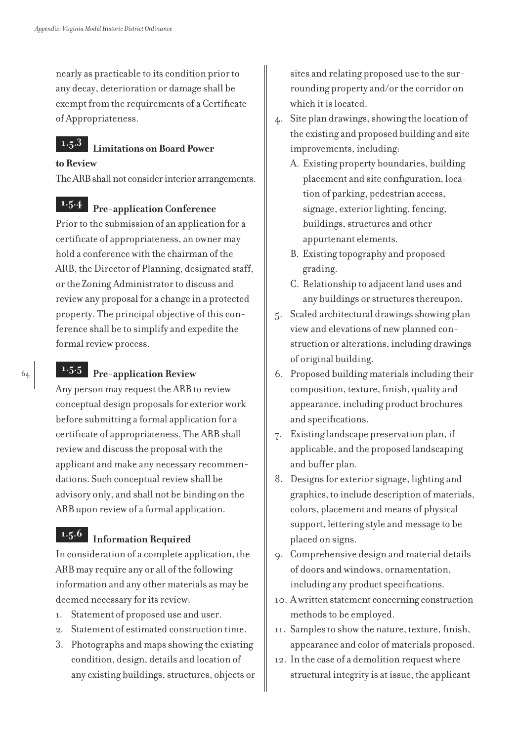nearly as practicable to its condition prior to any decay, deterioration or damage shall be exempt from the requirements of a Certificate of Appropriateness.

### 1.5.3 Limitations on Board Power to Review

The ARB shall not consider interior arrangements.

### 1.5.4 Pre-application Conference

Prior to the submission of an application for a certificate of appropriateness, an owner may hold a conference with the chairman of the ARB, the Director of Planning, designated staff, or the Zoning Administrator to discuss and review any proposal for a change in a protected property. The principal objective of this conference shall be to simplify and expedite the formal review process.

### 1.5.5 Pre-application Review

Any person may request the ARB to review conceptual design proposals for exterior work before submitting a formal application for a certificate of appropriateness. The ARB shall review and discuss the proposal with the applicant and make any necessary recommendations. Such conceptual review shall be advisory only, and shall not be binding on the ARB upon review of a formal application.

### 1.5.6 Information Required

In consideration of a complete application, the ARB may require any or all of the following information and any other materials as may be deemed necessary for its review:

1. Statement of proposed use and user.
2. Statement of estimated construction time.
3. Photographs and maps showing the existing condition, design, details and location of any existing buildings, structures, objects or sites and relating proposed use to the surrounding property and/or the corridor on which it is located.
4. Site plan drawings, showing the location of the existing and proposed building and site improvements, including:
   A. Existing property boundaries, building placement and site configuration, location of parking, pedestrian access, signage, exterior lighting, fencing, buildings, structures and other appurtenant elements.
   B. Existing topography and proposed grading.
   C. Relationship to adjacent land uses and any buildings or structures thereupon.
5. Scaled architectural drawings showing plan view and elevations of new planned construction or alterations, including drawings of original building.
6. Proposed building materials including their composition, texture, finish, quality and appearance, including product brochures and specifications.
7. Existing landscape preservation plan, if applicable, and the proposed landscaping and buffer plan.
8. Designs for exterior signage, lighting and graphics, to include description of materials, colors, placement and means of physical support, lettering style and message to be placed on signs.
9. Comprehensive design and material details of doors and windows, ornamentation, including any product specifications.
10. A written statement concerning construction methods to be employed.
11. Samples to show the nature, texture, finish, appearance and color of materials proposed.
12. In the case of a demolition request where structural integrity is at issue, the applicant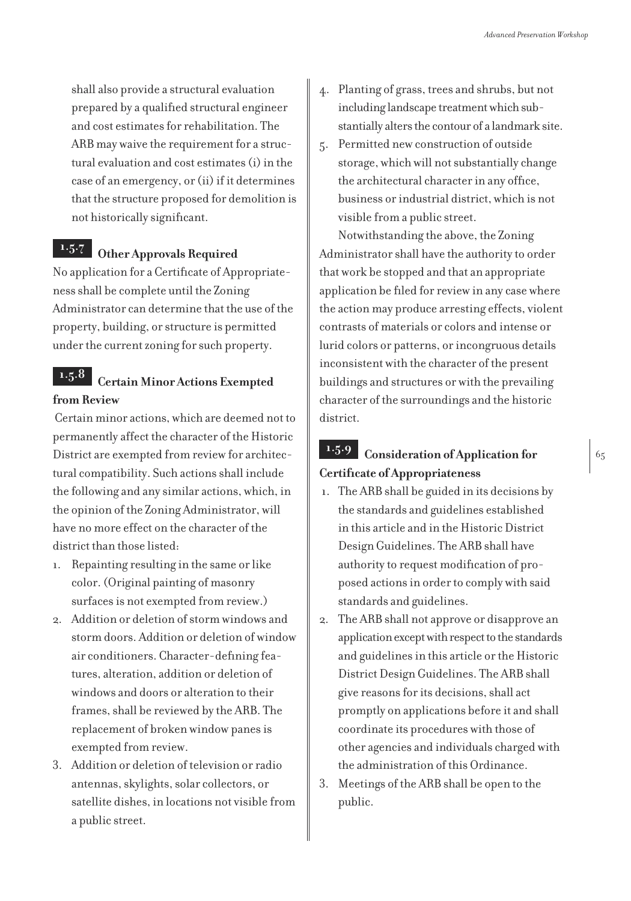shall also provide a structural evaluation prepared by a qualified structural engineer and cost estimates for rehabilitation. The ARB may waive the requirement for a structural evaluation and cost estimates (i) in the case of an emergency, or (ii) if it determines that the structure proposed for demolition is not historically significant.

### 1.5.7 Other Approvals Required

No application for a Certificate of Appropriateness shall be complete until the Zoning Administrator can determine that the use of the property, building, or structure is permitted under the current zoning for such property.

### 1.5.8 Certain Minor Actions Exempted from Review

Certain minor actions, which are deemed not to permanently affect the character of the Historic District are exempted from review for architectural compatibility. Such actions shall include the following and any similar actions, which, in the opinion of the Zoning Administrator, will have no more effect on the character of the district than those listed:

1. Repainting resulting in the same or like color. (Original painting of masonry surfaces is not exempted from review.)
2. Addition or deletion of storm windows and storm doors. Addition or deletion of window air conditioners. Character-defining features, alteration, addition or deletion of windows and doors or alteration to their frames, shall be reviewed by the ARB. The replacement of broken window panes is exempted from review.
3. Addition or deletion of television or radio antennas, skylights, solar collectors, or satellite dishes, in locations not visible from a public street.
4. Planting of grass, trees and shrubs, but not including landscape treatment which substantially alters the contour of a landmark site.
5. Permitted new construction of outside storage, which will not substantially change the architectural character in any office, business or industrial district, which is not visible from a public street.

Notwithstanding the above, the Zoning Administrator shall have the authority to order that work be stopped and that an appropriate application be filed for review in any case where the action may produce arresting effects, violent contrasts of materials or colors and intense or lurid colors or patterns, or incongruous details inconsistent with the character of the present buildings and structures or with the prevailing character of the surroundings and the historic district.

### 1.5.9 Consideration of Application for Certificate of Appropriateness

1. The ARB shall be guided in its decisions by the standards and guidelines established in this article and in the Historic District Design Guidelines. The ARB shall have authority to request modification of proposed actions in order to comply with said standards and guidelines.
2. The ARB shall not approve or disapprove an application except with respect to the standards and guidelines in this article or the Historic District Design Guidelines. The ARB shall give reasons for its decisions, shall act promptly on applications before it and shall coordinate its procedures with those of other agencies and individuals charged with the administration of this Ordinance.
3. Meetings of the ARB shall be open to the public.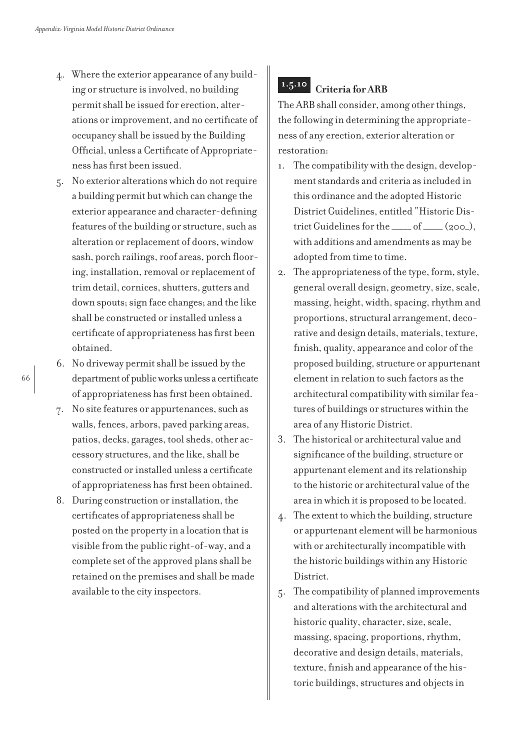4. Where the exterior appearance of any building or structure is involved, no building permit shall be issued for erection, alterations or improvement, and no certificate of occupancy shall be issued by the Building Official, unless a Certificate of Appropriateness has first been issued.
5. No exterior alterations which do not require a building permit but which can change the exterior appearance and character-defining features of the building or structure, such as alteration or replacement of doors, window sash, porch railings, roof areas, porch flooring, installation, removal or replacement of trim detail, cornices, shutters, gutters and down spouts; sign face changes; and the like shall be constructed or installed unless a certificate of appropriateness has first been obtained.
6. No driveway permit shall be issued by the department of public works unless a certificate of appropriateness has first been obtained.
7. No site features or appurtenances, such as walls, fences, arbors, paved parking areas, patios, decks, garages, tool sheds, other accessory structures, and the like, shall be constructed or installed unless a certificate of appropriateness has first been obtained.
8. During construction or installation, the certificates of appropriateness shall be posted on the property in a location that is visible from the public right-of-way, and a complete set of the approved plans shall be retained on the premises and shall be made available to the city inspectors.

### 1.5.10 Criteria for ARB

The ARB shall consider, among other things, the following in determining the appropriateness of any erection, exterior alteration or restoration:

1. The compatibility with the design, development standards and criteria as included in this ordinance and the adopted Historic District Guidelines, entitled "Historic District Guidelines for the ____ of ____ (200_), with additions and amendments as may be adopted from time to time.
2. The appropriateness of the type, form, style, general overall design, geometry, size, scale, massing, height, width, spacing, rhythm and proportions, structural arrangement, decorative and design details, materials, texture, finish, quality, appearance and color of the proposed building, structure or appurtenant element in relation to such factors as the architectural compatibility with similar features of buildings or structures within the area of any Historic District.
3. The historical or architectural value and significance of the building, structure or appurtenant element and its relationship to the historic or architectural value of the area in which it is proposed to be located.
4. The extent to which the building, structure or appurtenant element will be harmonious with or architecturally incompatible with the historic buildings within any Historic District.
5. The compatibility of planned improvements and alterations with the architectural and historic quality, character, size, scale, massing, spacing, proportions, rhythm, decorative and design details, materials, texture, finish and appearance of the historic buildings, structures and objects in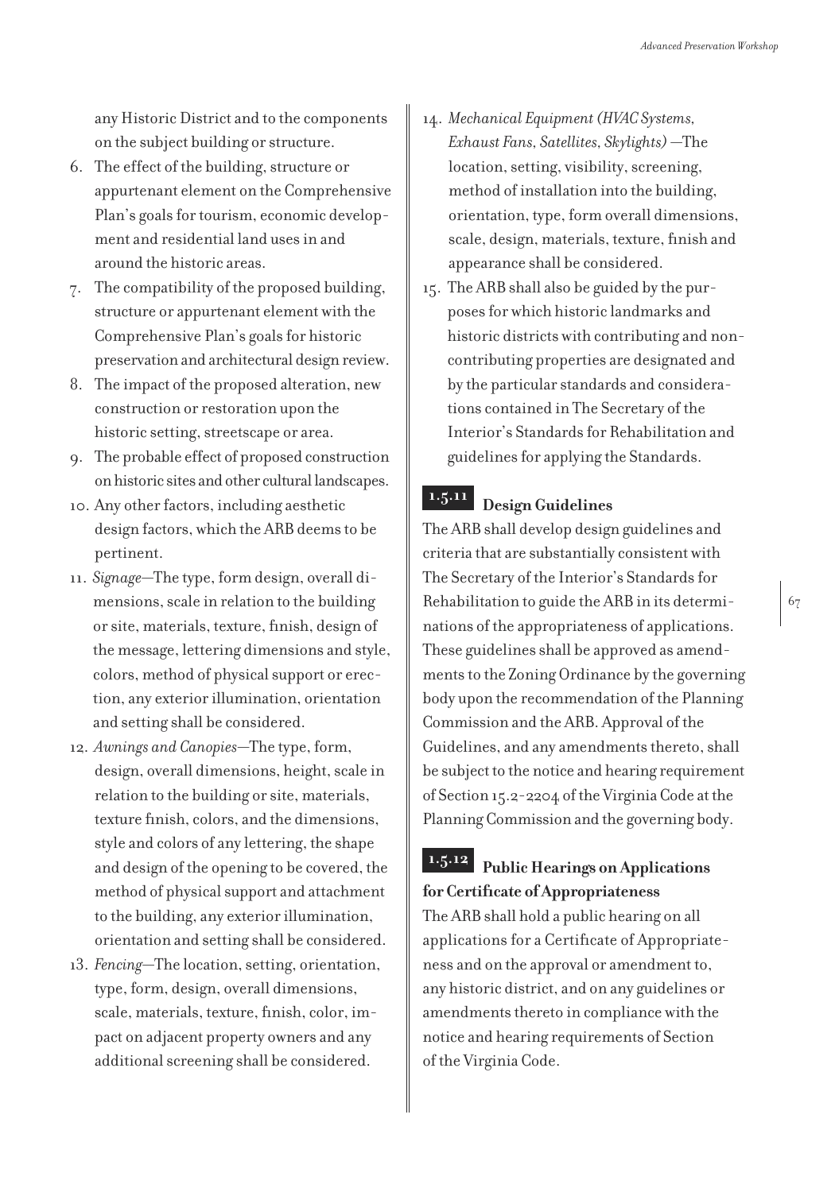any Historic District and to the components on the subject building or structure.

6. The effect of the building, structure or appurtenant element on the Comprehensive Plan's goals for tourism, economic development and residential land uses in and around the historic areas.
7. The compatibility of the proposed building, structure or appurtenant element with the Comprehensive Plan's goals for historic preservation and architectural design review.
8. The impact of the proposed alteration, new construction or restoration upon the historic setting, streetscape or area.
9. The probable effect of proposed construction on historic sites and other cultural landscapes.
10. Any other factors, including aesthetic design factors, which the ARB deems to be pertinent.
11. *Signage*—The type, form design, overall dimensions, scale in relation to the building or site, materials, texture, finish, design of the message, lettering dimensions and style, colors, method of physical support or erection, any exterior illumination, orientation and setting shall be considered.
12. *Awnings and Canopies*—The type, form, design, overall dimensions, height, scale in relation to the building or site, materials, texture finish, colors, and the dimensions, style and colors of any lettering, the shape and design of the opening to be covered, the method of physical support and attachment to the building, any exterior illumination, orientation and setting shall be considered.
13. *Fencing*—The location, setting, orientation, type, form, design, overall dimensions, scale, materials, texture, finish, color, impact on adjacent property owners and any additional screening shall be considered.
14. *Mechanical Equipment (HVAC Systems, Exhaust Fans, Satellites, Skylights)* —The location, setting, visibility, screening, method of installation into the building, orientation, type, form overall dimensions, scale, design, materials, texture, finish and appearance shall be considered.
15. The ARB shall also be guided by the purposes for which historic landmarks and historic districts with contributing and non-contributing properties are designated and by the particular standards and considerations contained in The Secretary of the Interior's Standards for Rehabilitation and guidelines for applying the Standards.

### 1.5.11 Design Guidelines

The ARB shall develop design guidelines and criteria that are substantially consistent with The Secretary of the Interior's Standards for Rehabilitation to guide the ARB in its determinations of the appropriateness of applications. These guidelines shall be approved as amendments to the Zoning Ordinance by the governing body upon the recommendation of the Planning Commission and the ARB. Approval of the Guidelines, and any amendments thereto, shall be subject to the notice and hearing requirement of Section 15.2-2204 of the Virginia Code at the Planning Commission and the governing body.

### 1.5.12 Public Hearings on Applications for Certificate of Appropriateness

The ARB shall hold a public hearing on all applications for a Certificate of Appropriateness and on the approval or amendment to, any historic district, and on any guidelines or amendments thereto in compliance with the notice and hearing requirements of Section of the Virginia Code.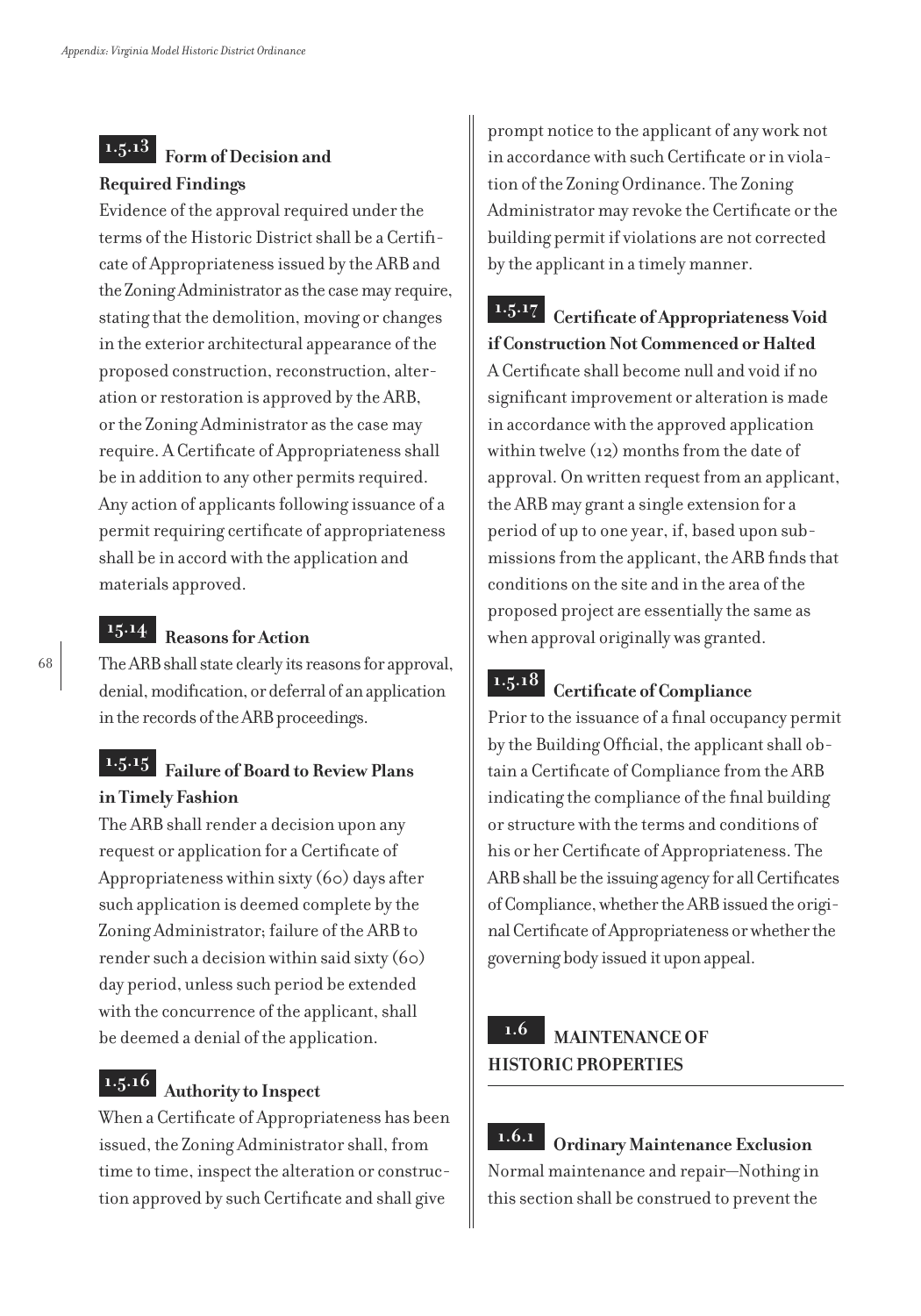### 1.5.13 Form of Decision and Required Findings

Evidence of the approval required under the terms of the Historic District shall be a Certificate of Appropriateness issued by the ARB and the Zoning Administrator as the case may require, stating that the demolition, moving or changes in the exterior architectural appearance of the proposed construction, reconstruction, alteration or restoration is approved by the ARB, or the Zoning Administrator as the case may require. A Certificate of Appropriateness shall be in addition to any other permits required. Any action of applicants following issuance of a permit requiring certificate of appropriateness shall be in accord with the application and materials approved.

### 15.14 Reasons for Action

The ARB shall state clearly its reasons for approval, denial, modification, or deferral of an application in the records of the ARB proceedings.

### 1.5.15 Failure of Board to Review Plans in Timely Fashion

The ARB shall render a decision upon any request or application for a Certificate of Appropriateness within sixty (60) days after such application is deemed complete by the Zoning Administrator; failure of the ARB to render such a decision within said sixty (60) day period, unless such period be extended with the concurrence of the applicant, shall be deemed a denial of the application.

### 1.5.16 Authority to Inspect

When a Certificate of Appropriateness has been issued, the Zoning Administrator shall, from time to time, inspect the alteration or construction approved by such Certificate and shall give prompt notice to the applicant of any work not in accordance with such Certificate or in violation of the Zoning Ordinance. The Zoning Administrator may revoke the Certificate or the building permit if violations are not corrected by the applicant in a timely manner.

### 1.5.17 Certificate of Appropriateness Void if Construction Not Commenced or Halted

A Certificate shall become null and void if no significant improvement or alteration is made in accordance with the approved application within twelve (12) months from the date of approval. On written request from an applicant, the ARB may grant a single extension for a period of up to one year, if, based upon submissions from the applicant, the ARB finds that conditions on the site and in the area of the proposed project are essentially the same as when approval originally was granted.

### 1.5.18 Certificate of Compliance

Prior to the issuance of a final occupancy permit by the Building Official, the applicant shall obtain a Certificate of Compliance from the ARB indicating the compliance of the final building or structure with the terms and conditions of his or her Certificate of Appropriateness. The ARB shall be the issuing agency for all Certificates of Compliance, whether the ARB issued the original Certificate of Appropriateness or whether the governing body issued it upon appeal.

## 1.6 MAINTENANCE OF HISTORIC PROPERTIES

### 1.6.1 Ordinary Maintenance Exclusion

Normal maintenance and repair—Nothing in this section shall be construed to prevent the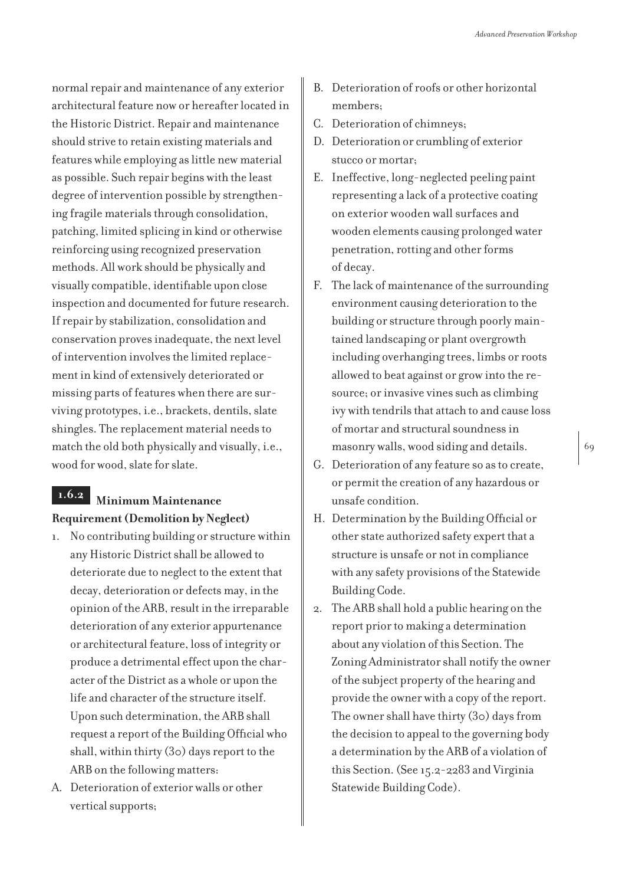normal repair and maintenance of any exterior architectural feature now or hereafter located in the Historic District. Repair and maintenance should strive to retain existing materials and features while employing as little new material as possible. Such repair begins with the least degree of intervention possible by strengthening fragile materials through consolidation, patching, limited splicing in kind or otherwise reinforcing using recognized preservation methods. All work should be physically and visually compatible, identifiable upon close inspection and documented for future research. If repair by stabilization, consolidation and conservation proves inadequate, the next level of intervention involves the limited replacement in kind of extensively deteriorated or missing parts of features when there are surviving prototypes, i.e., brackets, dentils, slate shingles. The replacement material needs to match the old both physically and visually, i.e., wood for wood, slate for slate.

### 1.6.2 Minimum Maintenance Requirement (Demolition by Neglect)

1. No contributing building or structure within any Historic District shall be allowed to deteriorate due to neglect to the extent that decay, deterioration or defects may, in the opinion of the ARB, result in the irreparable deterioration of any exterior appurtenance or architectural feature, loss of integrity or produce a detrimental effect upon the character of the District as a whole or upon the life and character of the structure itself. Upon such determination, the ARB shall request a report of the Building Official who shall, within thirty (30) days report to the ARB on the following matters:

A. Deterioration of exterior walls or other vertical supports;

B. Deterioration of roofs or other horizontal members;

C. Deterioration of chimneys;

D. Deterioration or crumbling of exterior stucco or mortar;

E. Ineffective, long-neglected peeling paint representing a lack of a protective coating on exterior wooden wall surfaces and wooden elements causing prolonged water penetration, rotting and other forms of decay.

F. The lack of maintenance of the surrounding environment causing deterioration to the building or structure through poorly maintained landscaping or plant overgrowth including overhanging trees, limbs or roots allowed to beat against or grow into the resource; or invasive vines such as climbing ivy with tendrils that attach to and cause loss of mortar and structural soundness in masonry walls, wood siding and details.

G. Deterioration of any feature so as to create, or permit the creation of any hazardous or unsafe condition.

H. Determination by the Building Official or other state authorized safety expert that a structure is unsafe or not in compliance with any safety provisions of the Statewide Building Code.

2. The ARB shall hold a public hearing on the report prior to making a determination about any violation of this Section. The Zoning Administrator shall notify the owner of the subject property of the hearing and provide the owner with a copy of the report. The owner shall have thirty (30) days from the decision to appeal to the governing body a determination by the ARB of a violation of this Section. (See 15.2-2283 and Virginia Statewide Building Code).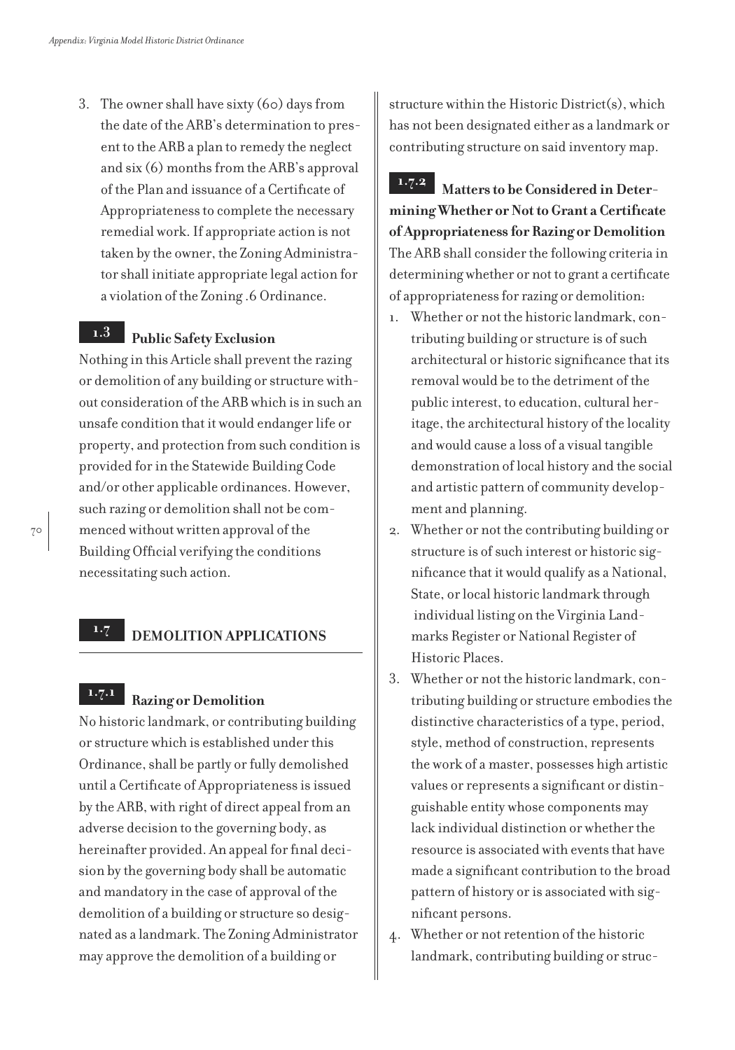3. The owner shall have sixty (60) days from the date of the ARB's determination to present to the ARB a plan to remedy the neglect and six (6) months from the ARB's approval of the Plan and issuance of a Certificate of Appropriateness to complete the necessary remedial work. If appropriate action is not taken by the owner, the Zoning Administrator shall initiate appropriate legal action for a violation of the Zoning .6 Ordinance.

### 1.3 Public Safety Exclusion

Nothing in this Article shall prevent the razing or demolition of any building or structure without consideration of the ARB which is in such an unsafe condition that it would endanger life or property, and protection from such condition is provided for in the Statewide Building Code and/or other applicable ordinances. However, such razing or demolition shall not be commenced without written approval of the Building Official verifying the conditions necessitating such action.

## 1.7 DEMOLITION APPLICATIONS

### 1.7.1 Razing or Demolition

No historic landmark, or contributing building or structure which is established under this Ordinance, shall be partly or fully demolished until a Certificate of Appropriateness is issued by the ARB, with right of direct appeal from an adverse decision to the governing body, as hereinafter provided. An appeal for final decision by the governing body shall be automatic and mandatory in the case of approval of the demolition of a building or structure so designated as a landmark. The Zoning Administrator may approve the demolition of a building or structure within the Historic District(s), which has not been designated either as a landmark or contributing structure on said inventory map.

### 1.7.2 Matters to be Considered in Determining Whether or Not to Grant a Certificate of Appropriateness for Razing or Demolition

The ARB shall consider the following criteria in determining whether or not to grant a certificate of appropriateness for razing or demolition:

1. Whether or not the historic landmark, contributing building or structure is of such architectural or historic significance that its removal would be to the detriment of the public interest, to education, cultural heritage, the architectural history of the locality and would cause a loss of a visual tangible demonstration of local history and the social and artistic pattern of community development and planning.
2. Whether or not the contributing building or structure is of such interest or historic significance that it would qualify as a National, State, or local historic landmark through individual listing on the Virginia Landmarks Register or National Register of Historic Places.
3. Whether or not the historic landmark, contributing building or structure embodies the distinctive characteristics of a type, period, style, method of construction, represents the work of a master, possesses high artistic values or represents a significant or distinguishable entity whose components may lack individual distinction or whether the resource is associated with events that have made a significant contribution to the broad pattern of history or is associated with significant persons.
4. Whether or not retention of the historic landmark, contributing building or struc-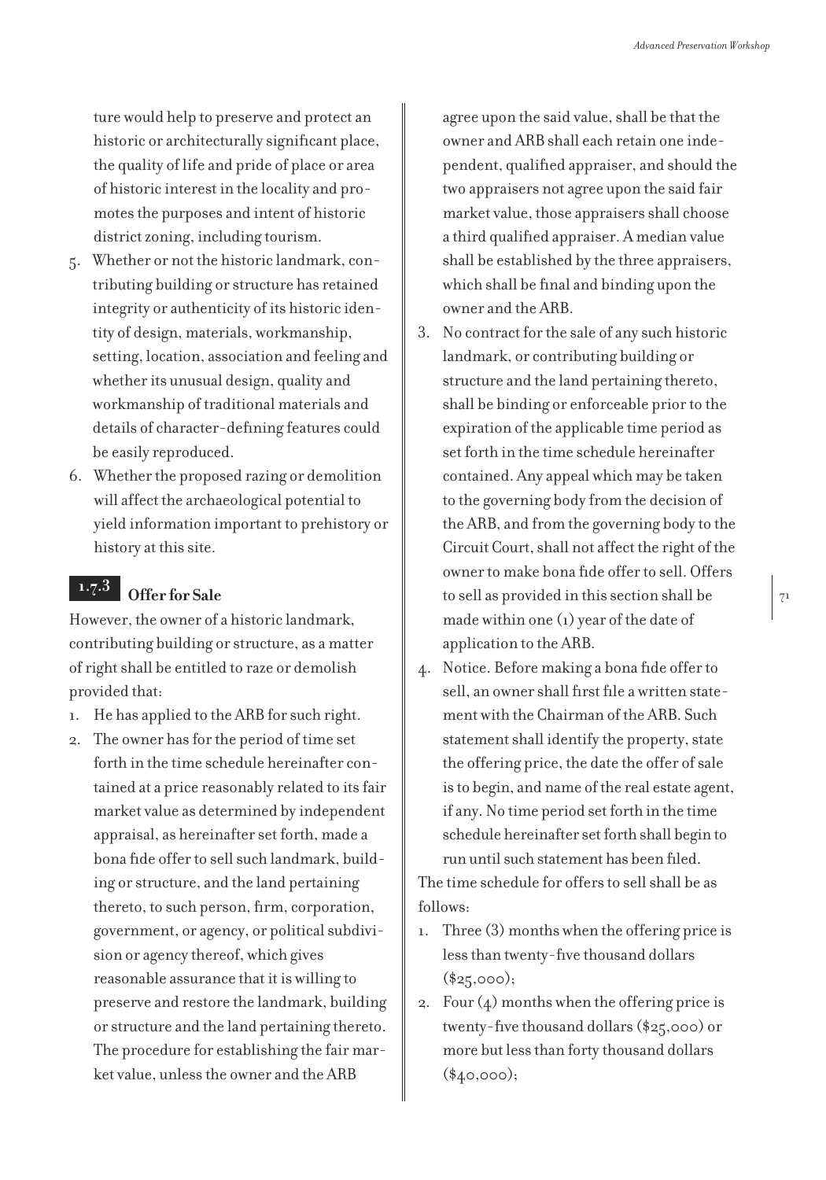ture would help to preserve and protect an historic or architecturally significant place, the quality of life and pride of place or area of historic interest in the locality and promotes the purposes and intent of historic district zoning, including tourism.

5. Whether or not the historic landmark, contributing building or structure has retained integrity or authenticity of its historic identity of design, materials, workmanship, setting, location, association and feeling and whether its unusual design, quality and workmanship of traditional materials and details of character-defining features could be easily reproduced.
6. Whether the proposed razing or demolition will affect the archaeological potential to yield information important to prehistory or history at this site.

### 1.7.3 Offer for Sale

However, the owner of a historic landmark, contributing building or structure, as a matter of right shall be entitled to raze or demolish provided that:

1. He has applied to the ARB for such right.
2. The owner has for the period of time set forth in the time schedule hereinafter contained at a price reasonably related to its fair market value as determined by independent appraisal, as hereinafter set forth, made a bona fide offer to sell such landmark, building or structure, and the land pertaining thereto, to such person, firm, corporation, government, or agency, or political subdivision or agency thereof, which gives reasonable assurance that it is willing to preserve and restore the landmark, building or structure and the land pertaining thereto. The procedure for establishing the fair market value, unless the owner and the ARB agree upon the said value, shall be that the owner and ARB shall each retain one independent, qualified appraiser, and should the two appraisers not agree upon the said fair market value, those appraisers shall choose a third qualified appraiser. A median value shall be established by the three appraisers, which shall be final and binding upon the owner and the ARB.
3. No contract for the sale of any such historic landmark, or contributing building or structure and the land pertaining thereto, shall be binding or enforceable prior to the expiration of the applicable time period as set forth in the time schedule hereinafter contained. Any appeal which may be taken to the governing body from the decision of the ARB, and from the governing body to the Circuit Court, shall not affect the right of the owner to make bona fide offer to sell. Offers to sell as provided in this section shall be made within one (1) year of the date of application to the ARB.
4. Notice. Before making a bona fide offer to sell, an owner shall first file a written statement with the Chairman of the ARB. Such statement shall identify the property, state the offering price, the date the offer of sale is to begin, and name of the real estate agent, if any. No time period set forth in the time schedule hereinafter set forth shall begin to run until such statement has been filed.

The time schedule for offers to sell shall be as follows:

1. Three (3) months when the offering price is less than twenty-five thousand dollars ($25,000);
2. Four (4) months when the offering price is twenty-five thousand dollars ($25,000) or more but less than forty thousand dollars ($40,000);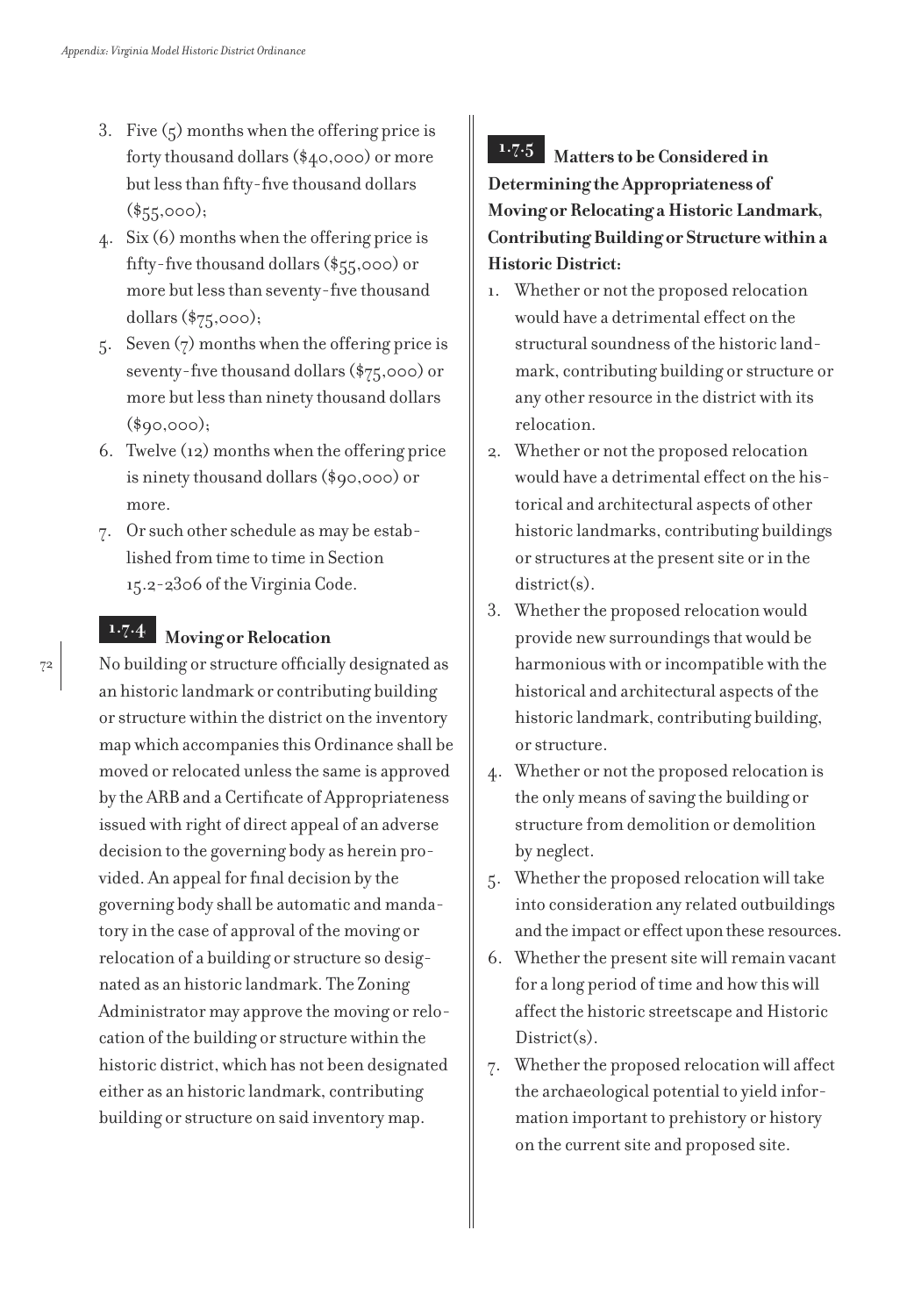3. Five (5) months when the offering price is forty thousand dollars ($40,000) or more but less than fifty-five thousand dollars ($55,000);
4. Six (6) months when the offering price is fifty-five thousand dollars ($55,000) or more but less than seventy-five thousand dollars ($75,000);
5. Seven (7) months when the offering price is seventy-five thousand dollars ($75,000) or more but less than ninety thousand dollars ($90,000);
6. Twelve (12) months when the offering price is ninety thousand dollars ($90,000) or more.
7. Or such other schedule as may be established from time to time in Section 15.2-2306 of the Virginia Code.

### 1.7.4 Moving or Relocation

No building or structure officially designated as an historic landmark or contributing building or structure within the district on the inventory map which accompanies this Ordinance shall be moved or relocated unless the same is approved by the ARB and a Certificate of Appropriateness issued with right of direct appeal of an adverse decision to the governing body as herein provided. An appeal for final decision by the governing body shall be automatic and mandatory in the case of approval of the moving or relocation of a building or structure so designated as an historic landmark. The Zoning Administrator may approve the moving or relocation of the building or structure within the historic district, which has not been designated either as an historic landmark, contributing building or structure on said inventory map.

### 1.7.5 Matters to be Considered in Determining the Appropriateness of Moving or Relocating a Historic Landmark, Contributing Building or Structure within a Historic District:

1. Whether or not the proposed relocation would have a detrimental effect on the structural soundness of the historic landmark, contributing building or structure or any other resource in the district with its relocation.
2. Whether or not the proposed relocation would have a detrimental effect on the historical and architectural aspects of other historic landmarks, contributing buildings or structures at the present site or in the district(s).
3. Whether the proposed relocation would provide new surroundings that would be harmonious with or incompatible with the historical and architectural aspects of the historic landmark, contributing building, or structure.
4. Whether or not the proposed relocation is the only means of saving the building or structure from demolition or demolition by neglect.
5. Whether the proposed relocation will take into consideration any related outbuildings and the impact or effect upon these resources.
6. Whether the present site will remain vacant for a long period of time and how this will affect the historic streetscape and Historic District(s).
7. Whether the proposed relocation will affect the archaeological potential to yield information important to prehistory or history on the current site and proposed site.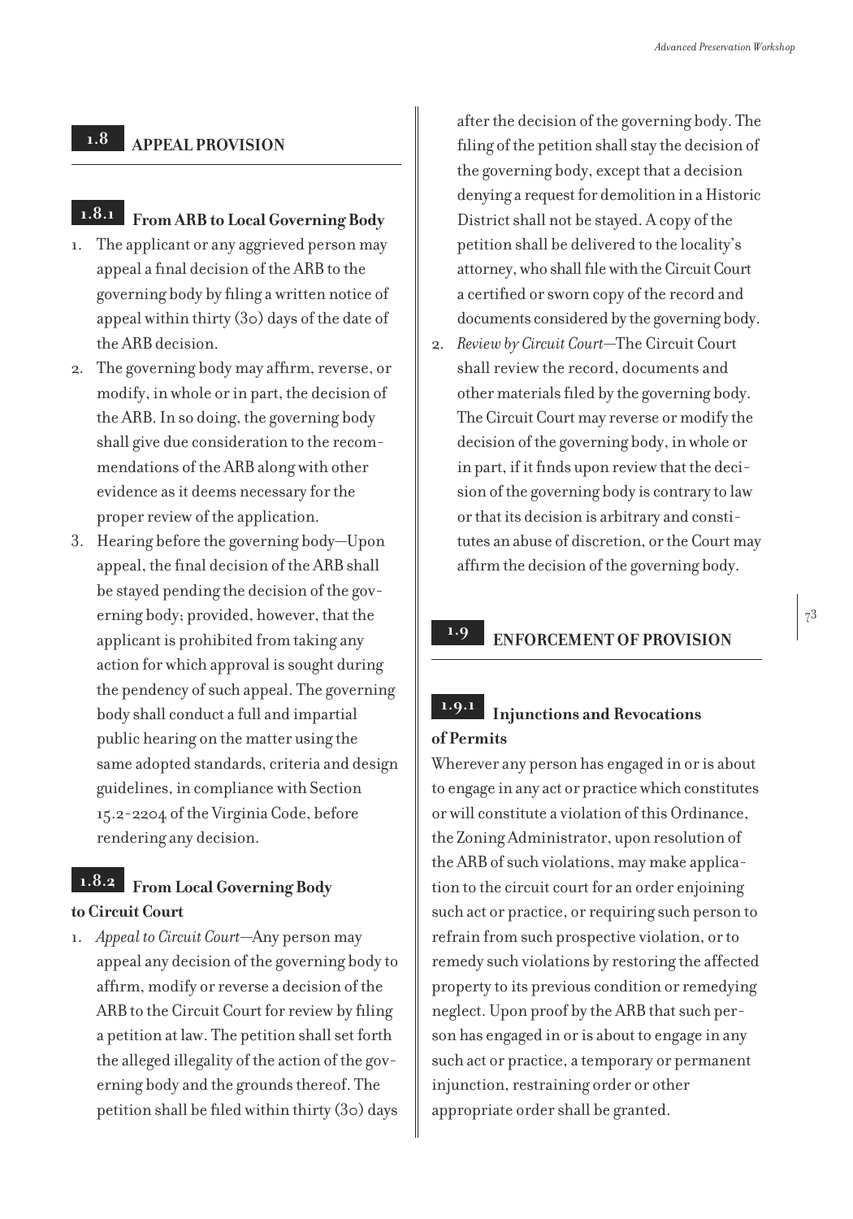## 1.8 APPEAL PROVISION

### 1.8.1 From ARB to Local Governing Body

1. The applicant or any aggrieved person may appeal a final decision of the ARB to the governing body by filing a written notice of appeal within thirty (30) days of the date of the ARB decision.
2. The governing body may affirm, reverse, or modify, in whole or in part, the decision of the ARB. In so doing, the governing body shall give due consideration to the recommendations of the ARB along with other evidence as it deems necessary for the proper review of the application.
3. Hearing before the governing body—Upon appeal, the final decision of the ARB shall be stayed pending the decision of the governing body; provided, however, that the applicant is prohibited from taking any action for which approval is sought during the pendency of such appeal. The governing body shall conduct a full and impartial public hearing on the matter using the same adopted standards, criteria and design guidelines, in compliance with Section 15.2-2204 of the Virginia Code, before rendering any decision.

### 1.8.2 From Local Governing Body to Circuit Court

1. *Appeal to Circuit Court*—Any person may appeal any decision of the governing body to affirm, modify or reverse a decision of the ARB to the Circuit Court for review by filing a petition at law. The petition shall set forth the alleged illegality of the action of the governing body and the grounds thereof. The petition shall be filed within thirty (30) days after the decision of the governing body. The filing of the petition shall stay the decision of the governing body, except that a decision denying a request for demolition in a Historic District shall not be stayed. A copy of the petition shall be delivered to the locality's attorney, who shall file with the Circuit Court a certified or sworn copy of the record and documents considered by the governing body.
2. *Review by Circuit Court*—The Circuit Court shall review the record, documents and other materials filed by the governing body. The Circuit Court may reverse or modify the decision of the governing body, in whole or in part, if it finds upon review that the decision of the governing body is contrary to law or that its decision is arbitrary and constitutes an abuse of discretion, or the Court may affirm the decision of the governing body.

## 1.9 ENFORCEMENT OF PROVISION

### 1.9.1 Injunctions and Revocations of Permits

Wherever any person has engaged in or is about to engage in any act or practice which constitutes or will constitute a violation of this Ordinance, the Zoning Administrator, upon resolution of the ARB of such violations, may make application to the circuit court for an order enjoining such act or practice, or requiring such person to refrain from such prospective violation, or to remedy such violations by restoring the affected property to its previous condition or remedying neglect. Upon proof by the ARB that such person has engaged in or is about to engage in any such act or practice, a temporary or permanent injunction, restraining order or other appropriate order shall be granted.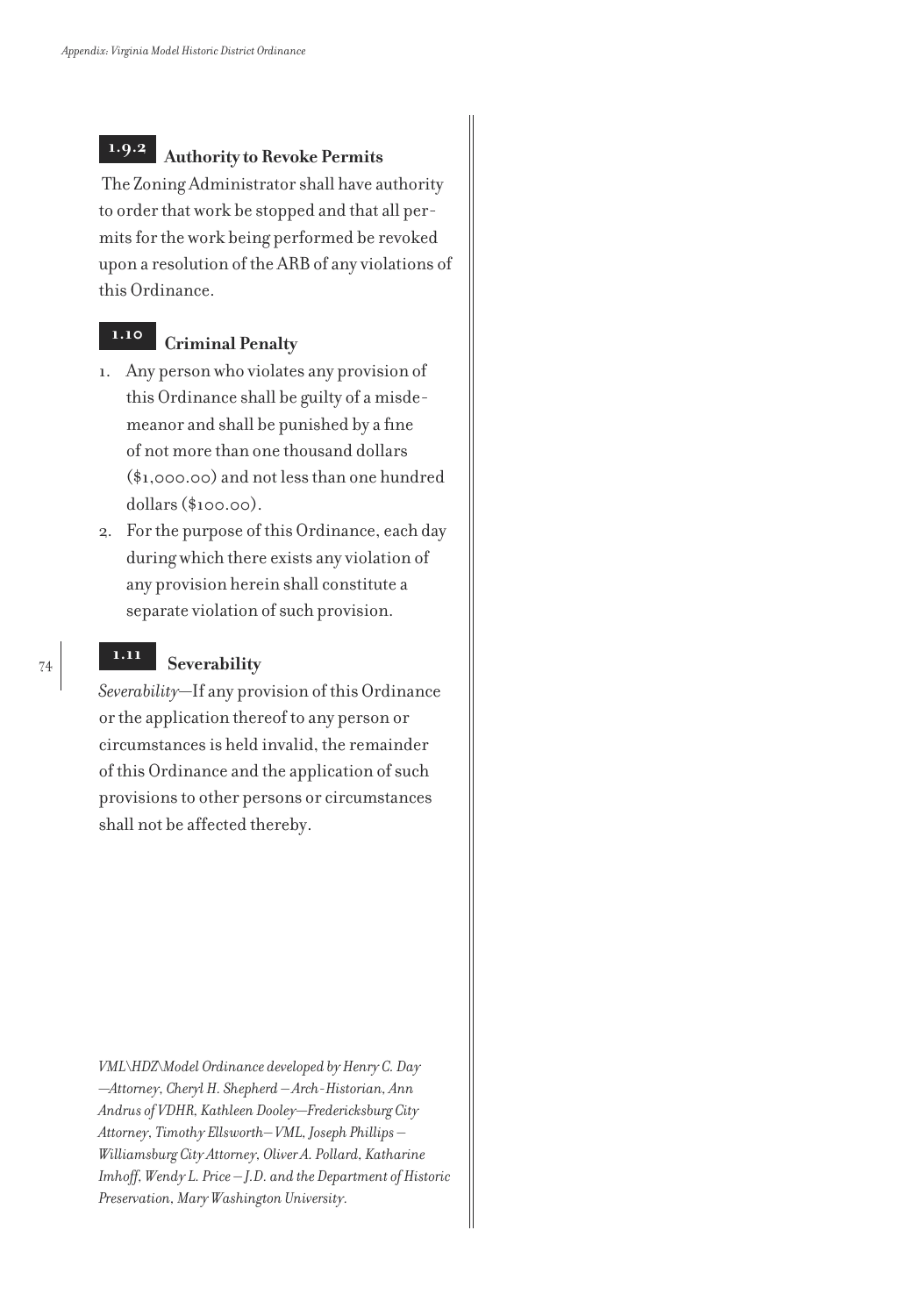### 1.9.2 Authority to Revoke Permits

The Zoning Administrator shall have authority to order that work be stopped and that all permits for the work being performed be revoked upon a resolution of the ARB of any violations of this Ordinance.

## 1.10 Criminal Penalty

1. Any person who violates any provision of this Ordinance shall be guilty of a misdemeanor and shall be punished by a fine of not more than one thousand dollars ($1,000.00) and not less than one hundred dollars ($100.00).
2. For the purpose of this Ordinance, each day during which there exists any violation of any provision herein shall constitute a separate violation of such provision.

## 1.11 Severability

*Severability*—If any provision of this Ordinance or the application thereof to any person or circumstances is held invalid, the remainder of this Ordinance and the application of such provisions to other persons or circumstances shall not be affected thereby.

*VML\HDZ\Model Ordinance developed by Henry C. Day —Attorney, Cheryl H. Shepherd – Arch-Historian, Ann Andrus of VDHR, Kathleen Dooley—Fredericksburg City Attorney, Timothy Ellsworth—VML, Joseph Phillips – Williamsburg City Attorney, Oliver A. Pollard, Katharine Imhoff, Wendy L. Price – J.D. and the Department of Historic Preservation, Mary Washington University.*